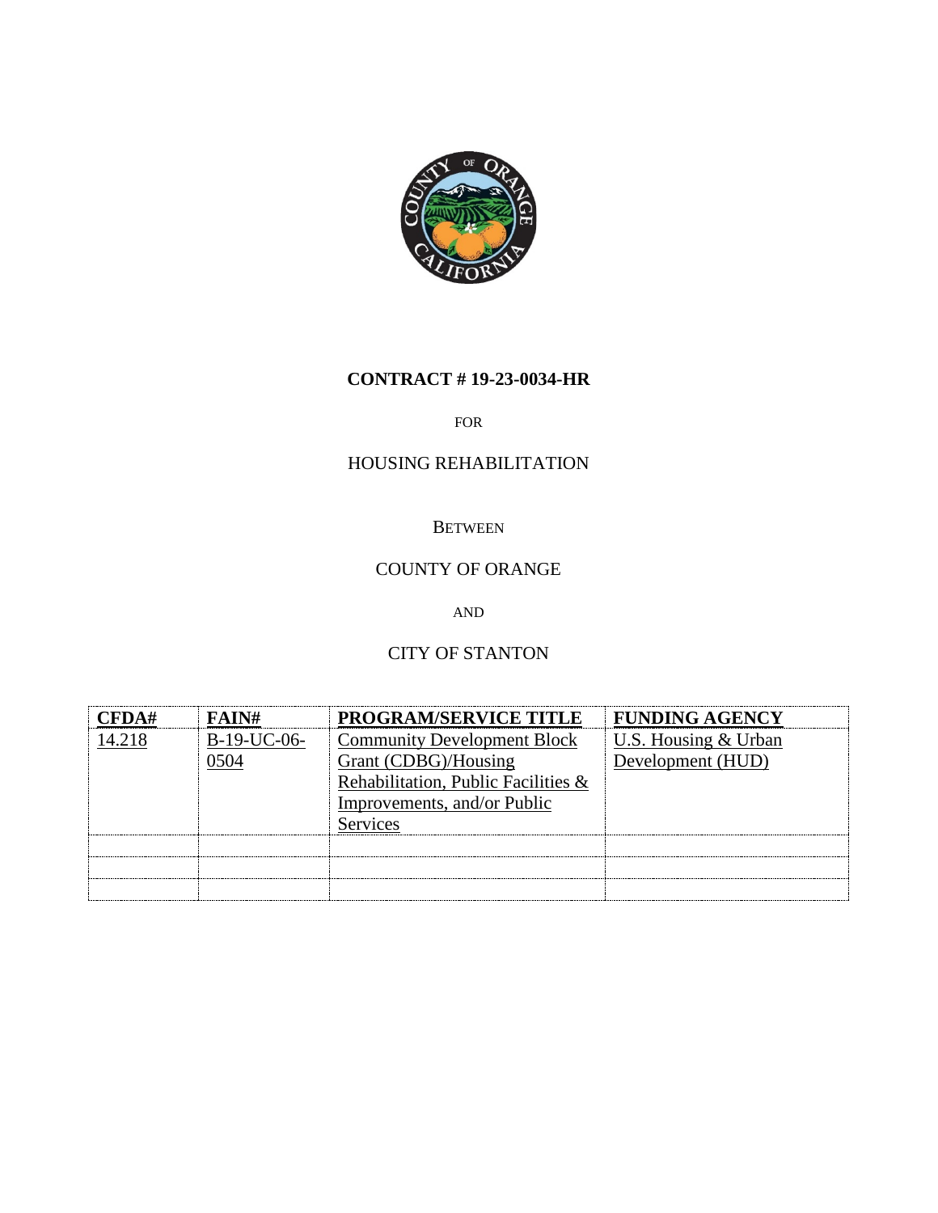**CONTRACT # 19-23-0034-HR**

FOR

HOUSING REHABILITATION

BETWEEN

COUNTY OF ORANGE

AND

CITY OF STANTON

| CFDA# | FAIN# | PROGRAM/SERVICE TITLE | FUNDING AGENCY |
|---|---|---|---|
| 14.218 | B-19-UC-06-0504 | Community Development Block Grant (CDBG)/Housing Rehabilitation, Public Facilities & Improvements, and/or Public Services | U.S. Housing & Urban Development (HUD) |
| | | | |
| | | | |
| | | | |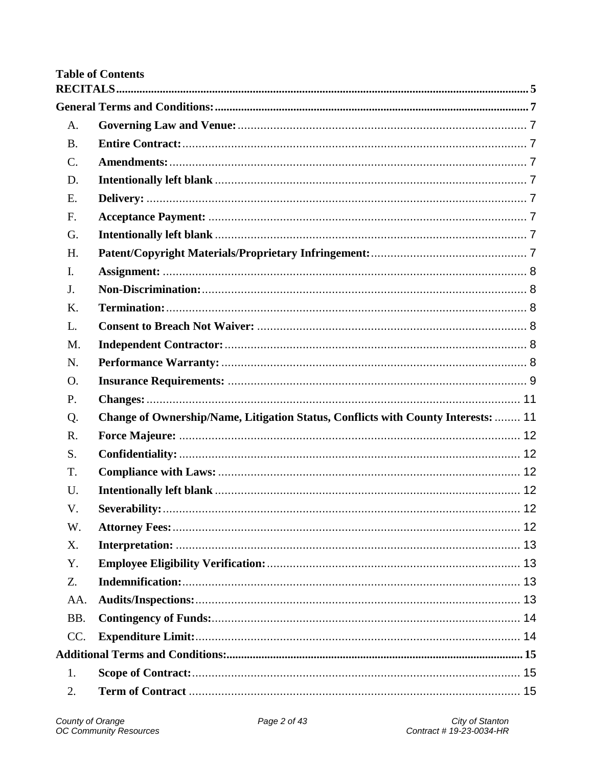**Table of Contents**

**RECITALS** ..... 5

**General Terms and Conditions:** ..... 7

| | | |
|---|---|---|
| A. | **Governing Law and Venue:** | 7 |
| B. | **Entire Contract:** | 7 |
| C. | **Amendments:** | 7 |
| D. | **Intentionally left blank** | 7 |
| E. | **Delivery:** | 7 |
| F. | **Acceptance Payment:** | 7 |
| G. | **Intentionally left blank** | 7 |
| H. | **Patent/Copyright Materials/Proprietary Infringement:** | 7 |
| I. | **Assignment:** | 8 |
| J. | **Non-Discrimination:** | 8 |
| K. | **Termination:** | 8 |
| L. | **Consent to Breach Not Waiver:** | 8 |
| M. | **Independent Contractor:** | 8 |
| N. | **Performance Warranty:** | 8 |
| O. | **Insurance Requirements:** | 9 |
| P. | **Changes:** | 11 |
| Q. | **Change of Ownership/Name, Litigation Status, Conflicts with County Interests:** | 11 |
| R. | **Force Majeure:** | 12 |
| S. | **Confidentiality:** | 12 |
| T. | **Compliance with Laws:** | 12 |
| U. | **Intentionally left blank** | 12 |
| V. | **Severability:** | 12 |
| W. | **Attorney Fees:** | 12 |
| X. | **Interpretation:** | 13 |
| Y. | **Employee Eligibility Verification:** | 13 |
| Z. | **Indemnification:** | 13 |
| AA. | **Audits/Inspections:** | 13 |
| BB. | **Contingency of Funds:** | 14 |
| CC. | **Expenditure Limit:** | 14 |

**Additional Terms and Conditions:** ..... 15

| | | |
|---|---|---|
| 1. | **Scope of Contract:** | 15 |
| 2. | **Term of Contract** | 15 |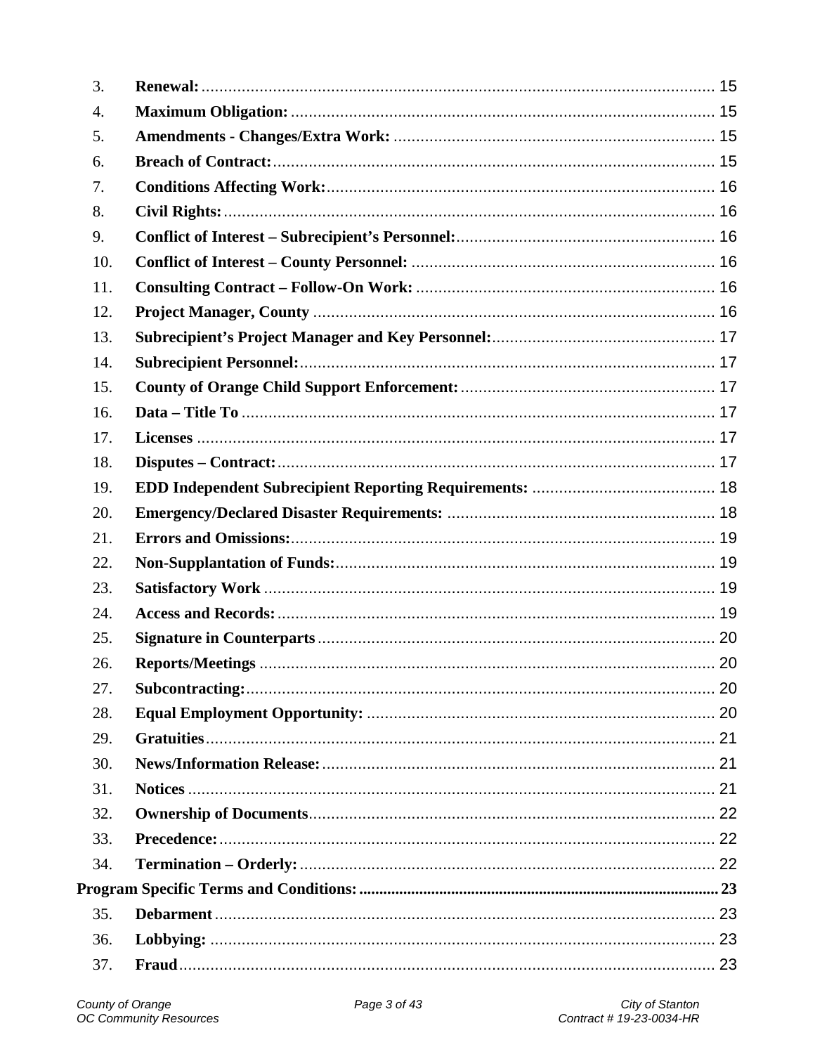3. **Renewal:** ........................................................................................................ 15
4. **Maximum Obligation:** ..................................................................................... 15
5. **Amendments - Changes/Extra Work:** ............................................................ 15
6. **Breach of Contract:** ........................................................................................ 15
7. **Conditions Affecting Work:** ........................................................................... 16
8. **Civil Rights:** ................................................................................................... 16
9. **Conflict of Interest – Subrecipient's Personnel:** ............................................ 16
10. **Conflict of Interest – County Personnel:** ...................................................... 16
11. **Consulting Contract – Follow-On Work:** ..................................................... 16
12. **Project Manager, County** ............................................................................... 16
13. **Subrecipient's Project Manager and Key Personnel:** ..................................... 17
14. **Subrecipient Personnel:** ................................................................................. 17
15. **County of Orange Child Support Enforcement:** ............................................. 17
16. **Data – Title To** ............................................................................................... 17
17. **Licenses** ......................................................................................................... 17
18. **Disputes – Contract:** ....................................................................................... 17
19. **EDD Independent Subrecipient Reporting Requirements:** ............................ 18
20. **Emergency/Declared Disaster Requirements:** ............................................... 18
21. **Errors and Omissions:** .................................................................................... 19
22. **Non-Supplantation of Funds:** ......................................................................... 19
23. **Satisfactory Work** .......................................................................................... 19
24. **Access and Records:** ...................................................................................... 19
25. **Signature in Counterparts** .............................................................................. 20
26. **Reports/Meetings** ........................................................................................... 20
27. **Subcontracting:** .............................................................................................. 20
28. **Equal Employment Opportunity:** .................................................................. 20
29. **Gratuities** ....................................................................................................... 21
30. **News/Information Release:** ........................................................................... 21
31. **Notices** ........................................................................................................... 21
32. **Ownership of Documents** .............................................................................. 22
33. **Precedence:** .................................................................................................... 22
34. **Termination – Orderly:** .................................................................................. 22

**Program Specific Terms and Conditions:** ............................................................ **23**

35. **Debarment** ...................................................................................................... 23
36. **Lobbying:** ....................................................................................................... 23
37. **Fraud** .............................................................................................................. 23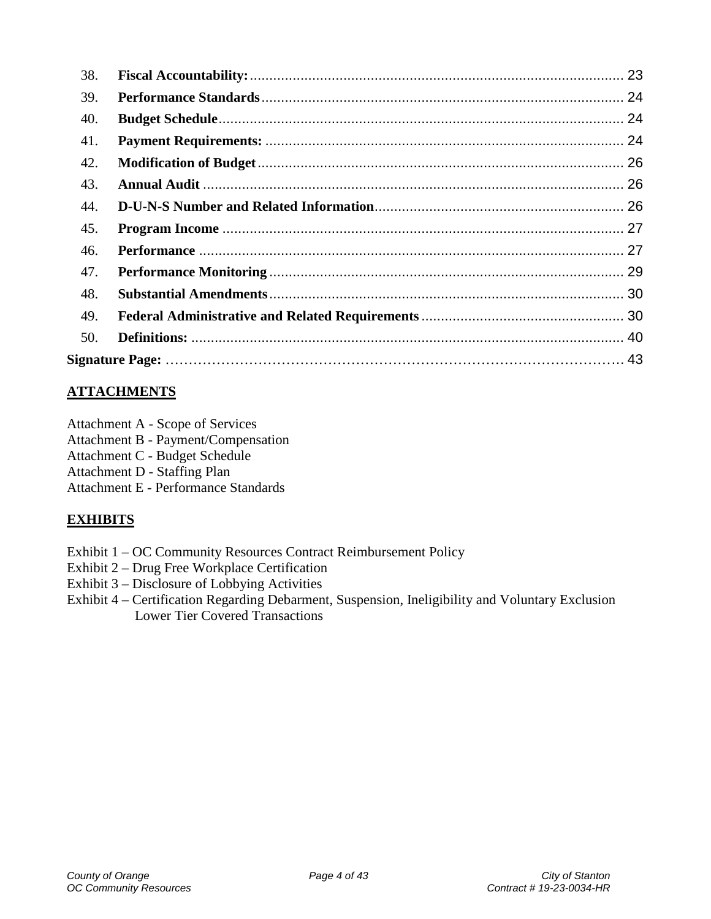| | | |
|---|---|---|
| 38. | **Fiscal Accountability:** | 23 |
| 39. | **Performance Standards** | 24 |
| 40. | **Budget Schedule** | 24 |
| 41. | **Payment Requirements:** | 24 |
| 42. | **Modification of Budget** | 26 |
| 43. | **Annual Audit** | 26 |
| 44. | **D-U-N-S Number and Related Information** | 26 |
| 45. | **Program Income** | 27 |
| 46. | **Performance** | 27 |
| 47. | **Performance Monitoring** | 29 |
| 48. | **Substantial Amendments** | 30 |
| 49. | **Federal Administrative and Related Requirements** | 30 |
| 50. | **Definitions:** | 40 |
| **Signature Page:** | | 43 |

## ATTACHMENTS

Attachment A - Scope of Services
Attachment B - Payment/Compensation
Attachment C - Budget Schedule
Attachment D - Staffing Plan
Attachment E - Performance Standards

## EXHIBITS

Exhibit 1 – OC Community Resources Contract Reimbursement Policy
Exhibit 2 – Drug Free Workplace Certification
Exhibit 3 – Disclosure of Lobbying Activities
Exhibit 4 – Certification Regarding Debarment, Suspension, Ineligibility and Voluntary Exclusion Lower Tier Covered Transactions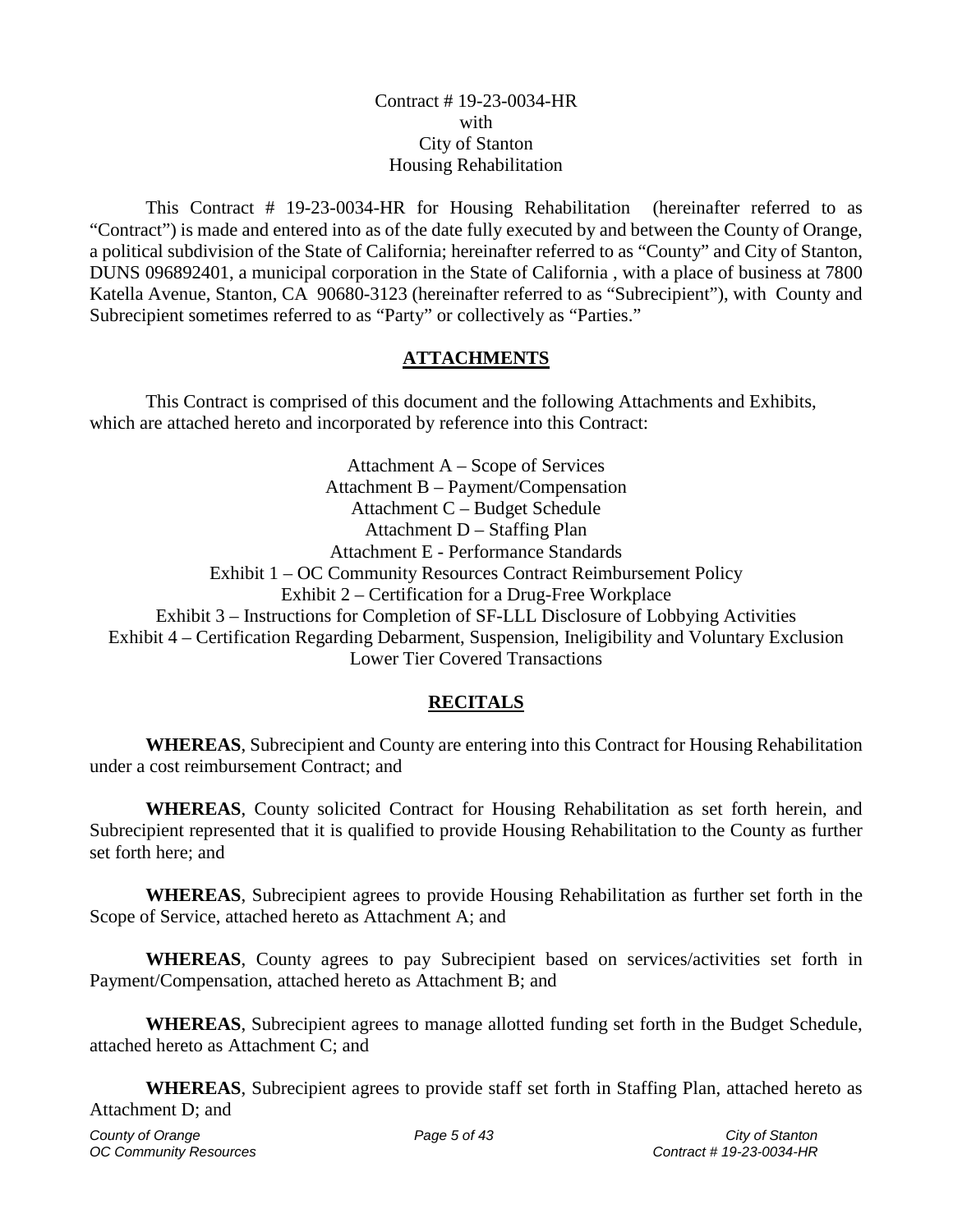Contract # 19-23-0034-HR
with
City of Stanton
Housing Rehabilitation

This Contract # 19-23-0034-HR for Housing Rehabilitation (hereinafter referred to as "Contract") is made and entered into as of the date fully executed by and between the County of Orange, a political subdivision of the State of California; hereinafter referred to as "County" and City of Stanton, DUNS 096892401, a municipal corporation in the State of California , with a place of business at 7800 Katella Avenue, Stanton, CA 90680-3123 (hereinafter referred to as "Subrecipient"), with County and Subrecipient sometimes referred to as "Party" or collectively as "Parties."

## ATTACHMENTS

This Contract is comprised of this document and the following Attachments and Exhibits, which are attached hereto and incorporated by reference into this Contract:

Attachment A – Scope of Services
Attachment B – Payment/Compensation
Attachment C – Budget Schedule
Attachment D – Staffing Plan
Attachment E - Performance Standards
Exhibit 1 – OC Community Resources Contract Reimbursement Policy
Exhibit 2 – Certification for a Drug-Free Workplace
Exhibit 3 – Instructions for Completion of SF-LLL Disclosure of Lobbying Activities
Exhibit 4 – Certification Regarding Debarment, Suspension, Ineligibility and Voluntary Exclusion Lower Tier Covered Transactions

## RECITALS

**WHEREAS**, Subrecipient and County are entering into this Contract for Housing Rehabilitation under a cost reimbursement Contract; and

**WHEREAS**, County solicited Contract for Housing Rehabilitation as set forth herein, and Subrecipient represented that it is qualified to provide Housing Rehabilitation to the County as further set forth here; and

**WHEREAS**, Subrecipient agrees to provide Housing Rehabilitation as further set forth in the Scope of Service, attached hereto as Attachment A; and

**WHEREAS**, County agrees to pay Subrecipient based on services/activities set forth in Payment/Compensation, attached hereto as Attachment B; and

**WHEREAS**, Subrecipient agrees to manage allotted funding set forth in the Budget Schedule, attached hereto as Attachment C; and

**WHEREAS**, Subrecipient agrees to provide staff set forth in Staffing Plan, attached hereto as Attachment D; and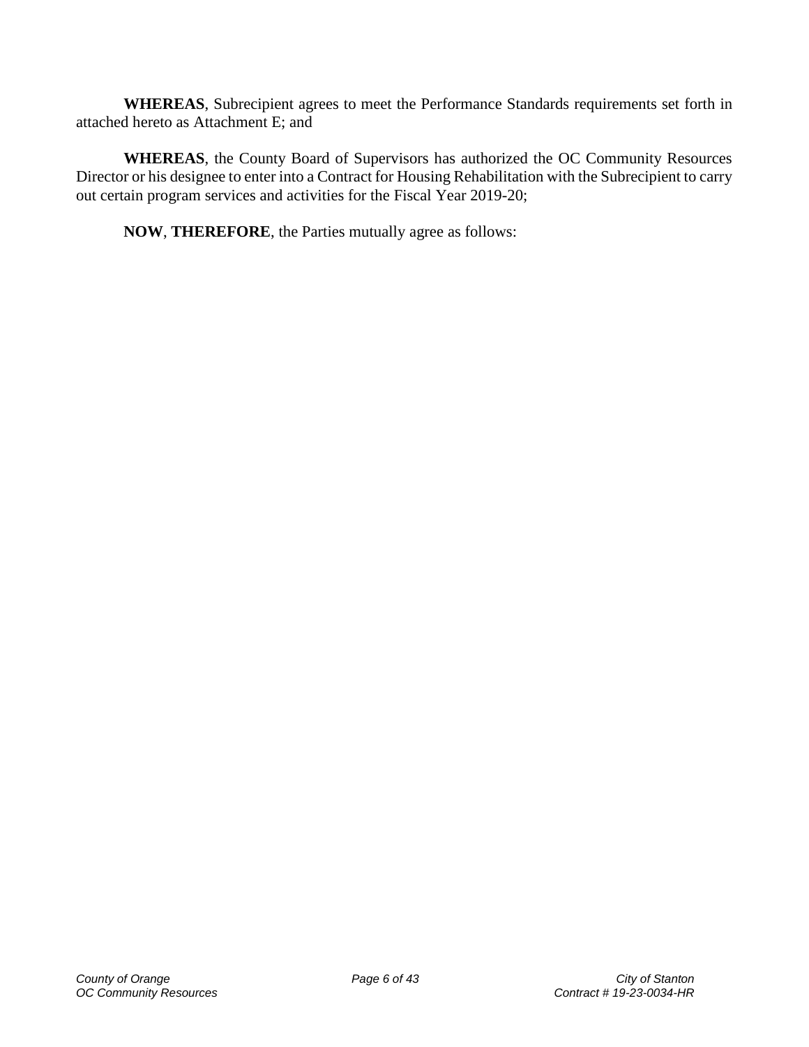**WHEREAS**, Subrecipient agrees to meet the Performance Standards requirements set forth in attached hereto as Attachment E; and

**WHEREAS**, the County Board of Supervisors has authorized the OC Community Resources Director or his designee to enter into a Contract for Housing Rehabilitation with the Subrecipient to carry out certain program services and activities for the Fiscal Year 2019-20;

**NOW**, **THEREFORE**, the Parties mutually agree as follows: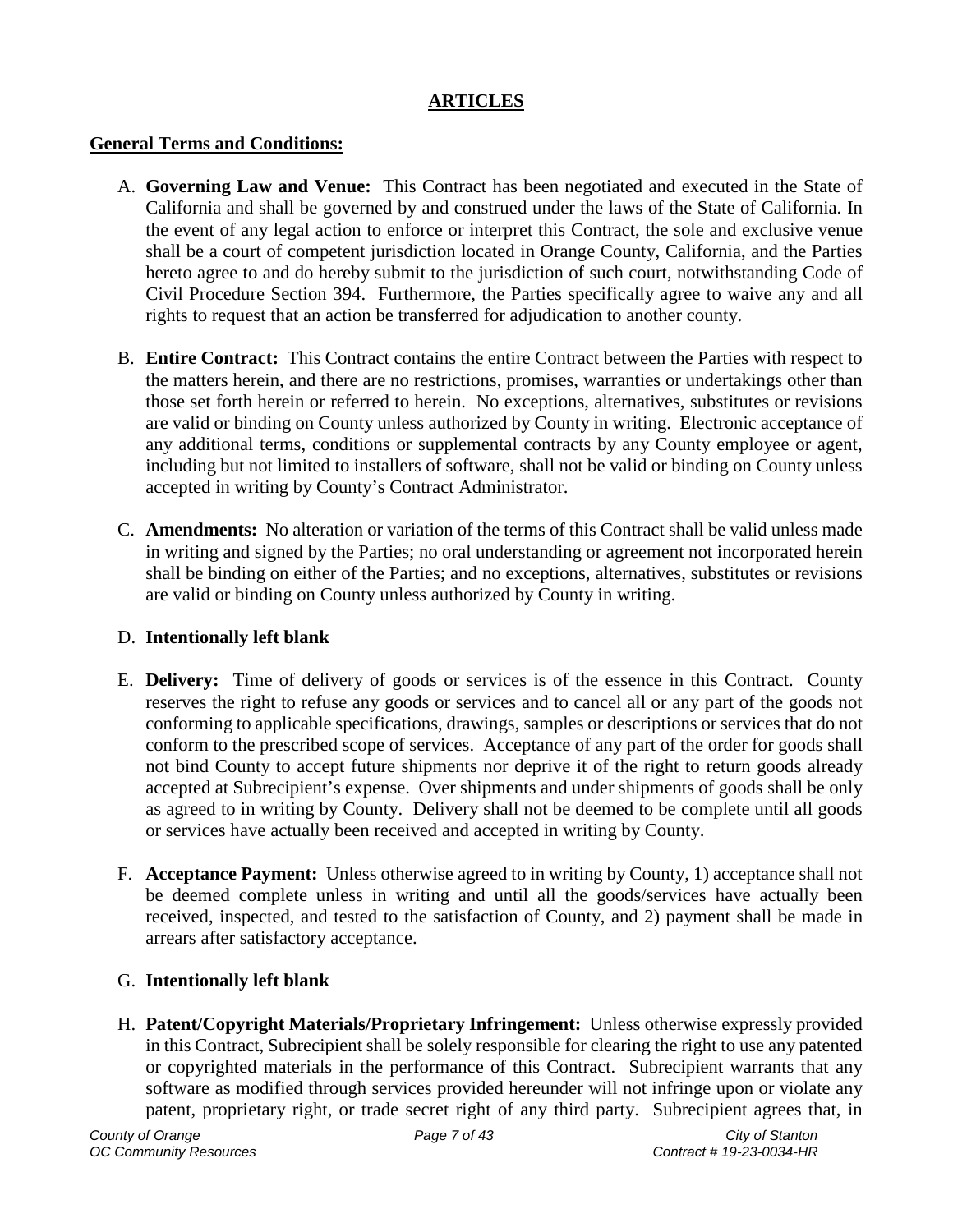## ARTICLES

**General Terms and Conditions:**

A. **Governing Law and Venue:** This Contract has been negotiated and executed in the State of California and shall be governed by and construed under the laws of the State of California. In the event of any legal action to enforce or interpret this Contract, the sole and exclusive venue shall be a court of competent jurisdiction located in Orange County, California, and the Parties hereto agree to and do hereby submit to the jurisdiction of such court, notwithstanding Code of Civil Procedure Section 394. Furthermore, the Parties specifically agree to waive any and all rights to request that an action be transferred for adjudication to another county.

B. **Entire Contract:** This Contract contains the entire Contract between the Parties with respect to the matters herein, and there are no restrictions, promises, warranties or undertakings other than those set forth herein or referred to herein. No exceptions, alternatives, substitutes or revisions are valid or binding on County unless authorized by County in writing. Electronic acceptance of any additional terms, conditions or supplemental contracts by any County employee or agent, including but not limited to installers of software, shall not be valid or binding on County unless accepted in writing by County's Contract Administrator.

C. **Amendments:** No alteration or variation of the terms of this Contract shall be valid unless made in writing and signed by the Parties; no oral understanding or agreement not incorporated herein shall be binding on either of the Parties; and no exceptions, alternatives, substitutes or revisions are valid or binding on County unless authorized by County in writing.

D. **Intentionally left blank**

E. **Delivery:** Time of delivery of goods or services is of the essence in this Contract. County reserves the right to refuse any goods or services and to cancel all or any part of the goods not conforming to applicable specifications, drawings, samples or descriptions or services that do not conform to the prescribed scope of services. Acceptance of any part of the order for goods shall not bind County to accept future shipments nor deprive it of the right to return goods already accepted at Subrecipient's expense. Over shipments and under shipments of goods shall be only as agreed to in writing by County. Delivery shall not be deemed to be complete until all goods or services have actually been received and accepted in writing by County.

F. **Acceptance Payment:** Unless otherwise agreed to in writing by County, 1) acceptance shall not be deemed complete unless in writing and until all the goods/services have actually been received, inspected, and tested to the satisfaction of County, and 2) payment shall be made in arrears after satisfactory acceptance.

G. **Intentionally left blank**

H. **Patent/Copyright Materials/Proprietary Infringement:** Unless otherwise expressly provided in this Contract, Subrecipient shall be solely responsible for clearing the right to use any patented or copyrighted materials in the performance of this Contract. Subrecipient warrants that any software as modified through services provided hereunder will not infringe upon or violate any patent, proprietary right, or trade secret right of any third party. Subrecipient agrees that, in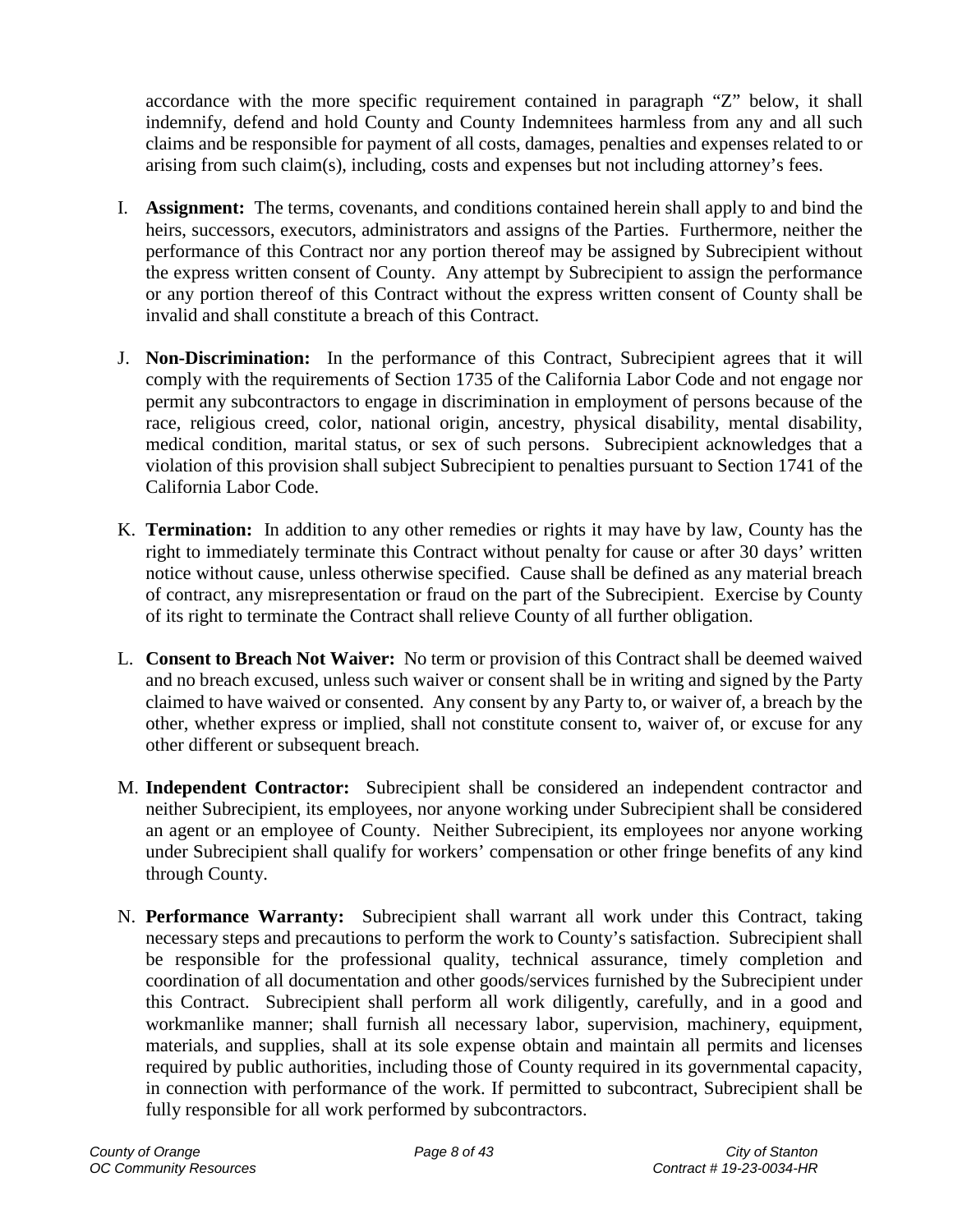accordance with the more specific requirement contained in paragraph "Z" below, it shall indemnify, defend and hold County and County Indemnitees harmless from any and all such claims and be responsible for payment of all costs, damages, penalties and expenses related to or arising from such claim(s), including, costs and expenses but not including attorney's fees.

I. **Assignment:** The terms, covenants, and conditions contained herein shall apply to and bind the heirs, successors, executors, administrators and assigns of the Parties. Furthermore, neither the performance of this Contract nor any portion thereof may be assigned by Subrecipient without the express written consent of County. Any attempt by Subrecipient to assign the performance or any portion thereof of this Contract without the express written consent of County shall be invalid and shall constitute a breach of this Contract.

J. **Non-Discrimination:** In the performance of this Contract, Subrecipient agrees that it will comply with the requirements of Section 1735 of the California Labor Code and not engage nor permit any subcontractors to engage in discrimination in employment of persons because of the race, religious creed, color, national origin, ancestry, physical disability, mental disability, medical condition, marital status, or sex of such persons. Subrecipient acknowledges that a violation of this provision shall subject Subrecipient to penalties pursuant to Section 1741 of the California Labor Code.

K. **Termination:** In addition to any other remedies or rights it may have by law, County has the right to immediately terminate this Contract without penalty for cause or after 30 days' written notice without cause, unless otherwise specified. Cause shall be defined as any material breach of contract, any misrepresentation or fraud on the part of the Subrecipient. Exercise by County of its right to terminate the Contract shall relieve County of all further obligation.

L. **Consent to Breach Not Waiver:** No term or provision of this Contract shall be deemed waived and no breach excused, unless such waiver or consent shall be in writing and signed by the Party claimed to have waived or consented. Any consent by any Party to, or waiver of, a breach by the other, whether express or implied, shall not constitute consent to, waiver of, or excuse for any other different or subsequent breach.

M. **Independent Contractor:** Subrecipient shall be considered an independent contractor and neither Subrecipient, its employees, nor anyone working under Subrecipient shall be considered an agent or an employee of County. Neither Subrecipient, its employees nor anyone working under Subrecipient shall qualify for workers' compensation or other fringe benefits of any kind through County.

N. **Performance Warranty:** Subrecipient shall warrant all work under this Contract, taking necessary steps and precautions to perform the work to County's satisfaction. Subrecipient shall be responsible for the professional quality, technical assurance, timely completion and coordination of all documentation and other goods/services furnished by the Subrecipient under this Contract. Subrecipient shall perform all work diligently, carefully, and in a good and workmanlike manner; shall furnish all necessary labor, supervision, machinery, equipment, materials, and supplies, shall at its sole expense obtain and maintain all permits and licenses required by public authorities, including those of County required in its governmental capacity, in connection with performance of the work. If permitted to subcontract, Subrecipient shall be fully responsible for all work performed by subcontractors.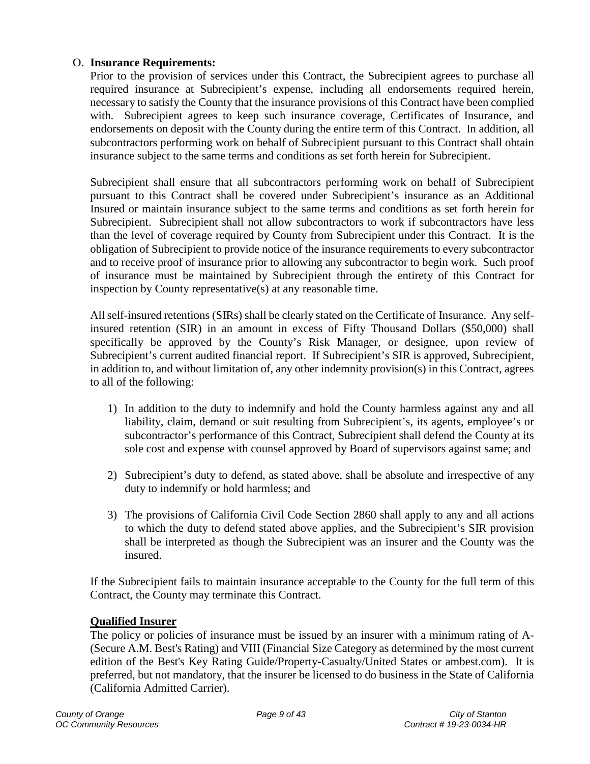O. **Insurance Requirements:**

Prior to the provision of services under this Contract, the Subrecipient agrees to purchase all required insurance at Subrecipient's expense, including all endorsements required herein, necessary to satisfy the County that the insurance provisions of this Contract have been complied with. Subrecipient agrees to keep such insurance coverage, Certificates of Insurance, and endorsements on deposit with the County during the entire term of this Contract. In addition, all subcontractors performing work on behalf of Subrecipient pursuant to this Contract shall obtain insurance subject to the same terms and conditions as set forth herein for Subrecipient.

Subrecipient shall ensure that all subcontractors performing work on behalf of Subrecipient pursuant to this Contract shall be covered under Subrecipient's insurance as an Additional Insured or maintain insurance subject to the same terms and conditions as set forth herein for Subrecipient. Subrecipient shall not allow subcontractors to work if subcontractors have less than the level of coverage required by County from Subrecipient under this Contract. It is the obligation of Subrecipient to provide notice of the insurance requirements to every subcontractor and to receive proof of insurance prior to allowing any subcontractor to begin work. Such proof of insurance must be maintained by Subrecipient through the entirety of this Contract for inspection by County representative(s) at any reasonable time.

All self-insured retentions (SIRs) shall be clearly stated on the Certificate of Insurance. Any self-insured retention (SIR) in an amount in excess of Fifty Thousand Dollars ($50,000) shall specifically be approved by the County's Risk Manager, or designee, upon review of Subrecipient's current audited financial report. If Subrecipient's SIR is approved, Subrecipient, in addition to, and without limitation of, any other indemnity provision(s) in this Contract, agrees to all of the following:

1) In addition to the duty to indemnify and hold the County harmless against any and all liability, claim, demand or suit resulting from Subrecipient's, its agents, employee's or subcontractor's performance of this Contract, Subrecipient shall defend the County at its sole cost and expense with counsel approved by Board of supervisors against same; and

2) Subrecipient's duty to defend, as stated above, shall be absolute and irrespective of any duty to indemnify or hold harmless; and

3) The provisions of California Civil Code Section 2860 shall apply to any and all actions to which the duty to defend stated above applies, and the Subrecipient's SIR provision shall be interpreted as though the Subrecipient was an insurer and the County was the insured.

If the Subrecipient fails to maintain insurance acceptable to the County for the full term of this Contract, the County may terminate this Contract.

**Qualified Insurer**

The policy or policies of insurance must be issued by an insurer with a minimum rating of A- (Secure A.M. Best's Rating) and VIII (Financial Size Category as determined by the most current edition of the Best's Key Rating Guide/Property-Casualty/United States or ambest.com). It is preferred, but not mandatory, that the insurer be licensed to do business in the State of California (California Admitted Carrier).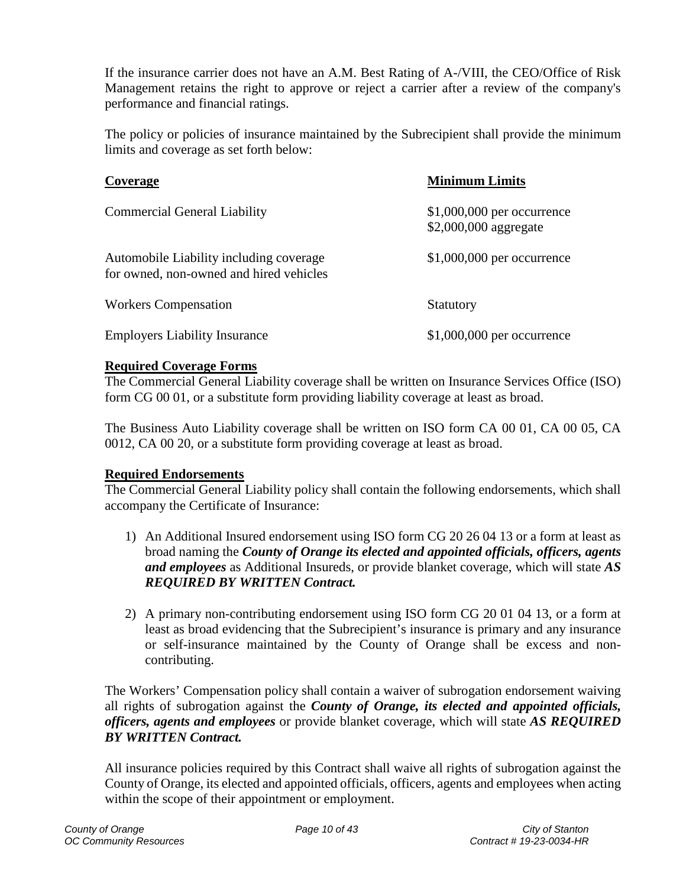If the insurance carrier does not have an A.M. Best Rating of A-/VIII, the CEO/Office of Risk Management retains the right to approve or reject a carrier after a review of the company's performance and financial ratings.

The policy or policies of insurance maintained by the Subrecipient shall provide the minimum limits and coverage as set forth below:

| Coverage | Minimum Limits |
|---|---|
| Commercial General Liability | $1,000,000 per occurrence<br>$2,000,000 aggregate |
| Automobile Liability including coverage for owned, non-owned and hired vehicles | $1,000,000 per occurrence |
| Workers Compensation | Statutory |
| Employers Liability Insurance | $1,000,000 per occurrence |

**Required Coverage Forms**

The Commercial General Liability coverage shall be written on Insurance Services Office (ISO) form CG 00 01, or a substitute form providing liability coverage at least as broad.

The Business Auto Liability coverage shall be written on ISO form CA 00 01, CA 00 05, CA 0012, CA 00 20, or a substitute form providing coverage at least as broad.

**Required Endorsements**

The Commercial General Liability policy shall contain the following endorsements, which shall accompany the Certificate of Insurance:

1) An Additional Insured endorsement using ISO form CG 20 26 04 13 or a form at least as broad naming the ***County of Orange its elected and appointed officials, officers, agents and employees*** as Additional Insureds, or provide blanket coverage, which will state ***AS REQUIRED BY WRITTEN Contract.***

2) A primary non-contributing endorsement using ISO form CG 20 01 04 13, or a form at least as broad evidencing that the Subrecipient's insurance is primary and any insurance or self-insurance maintained by the County of Orange shall be excess and non-contributing.

The Workers' Compensation policy shall contain a waiver of subrogation endorsement waiving all rights of subrogation against the ***County of Orange, its elected and appointed officials, officers, agents and employees*** or provide blanket coverage, which will state ***AS REQUIRED BY WRITTEN Contract.***

All insurance policies required by this Contract shall waive all rights of subrogation against the County of Orange, its elected and appointed officials, officers, agents and employees when acting within the scope of their appointment or employment.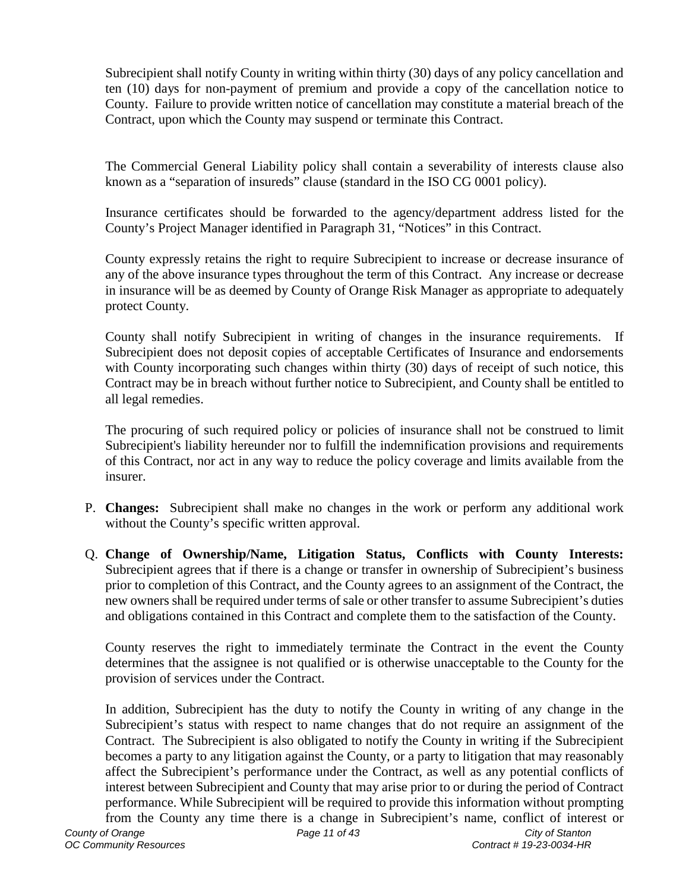Subrecipient shall notify County in writing within thirty (30) days of any policy cancellation and ten (10) days for non-payment of premium and provide a copy of the cancellation notice to County. Failure to provide written notice of cancellation may constitute a material breach of the Contract, upon which the County may suspend or terminate this Contract.

The Commercial General Liability policy shall contain a severability of interests clause also known as a "separation of insureds" clause (standard in the ISO CG 0001 policy).

Insurance certificates should be forwarded to the agency/department address listed for the County's Project Manager identified in Paragraph 31, "Notices" in this Contract.

County expressly retains the right to require Subrecipient to increase or decrease insurance of any of the above insurance types throughout the term of this Contract. Any increase or decrease in insurance will be as deemed by County of Orange Risk Manager as appropriate to adequately protect County.

County shall notify Subrecipient in writing of changes in the insurance requirements. If Subrecipient does not deposit copies of acceptable Certificates of Insurance and endorsements with County incorporating such changes within thirty (30) days of receipt of such notice, this Contract may be in breach without further notice to Subrecipient, and County shall be entitled to all legal remedies.

The procuring of such required policy or policies of insurance shall not be construed to limit Subrecipient's liability hereunder nor to fulfill the indemnification provisions and requirements of this Contract, nor act in any way to reduce the policy coverage and limits available from the insurer.

P. **Changes:** Subrecipient shall make no changes in the work or perform any additional work without the County's specific written approval.

Q. **Change of Ownership/Name, Litigation Status, Conflicts with County Interests:** Subrecipient agrees that if there is a change or transfer in ownership of Subrecipient's business prior to completion of this Contract, and the County agrees to an assignment of the Contract, the new owners shall be required under terms of sale or other transfer to assume Subrecipient's duties and obligations contained in this Contract and complete them to the satisfaction of the County.

County reserves the right to immediately terminate the Contract in the event the County determines that the assignee is not qualified or is otherwise unacceptable to the County for the provision of services under the Contract.

In addition, Subrecipient has the duty to notify the County in writing of any change in the Subrecipient's status with respect to name changes that do not require an assignment of the Contract. The Subrecipient is also obligated to notify the County in writing if the Subrecipient becomes a party to any litigation against the County, or a party to litigation that may reasonably affect the Subrecipient's performance under the Contract, as well as any potential conflicts of interest between Subrecipient and County that may arise prior to or during the period of Contract performance. While Subrecipient will be required to provide this information without prompting from the County any time there is a change in Subrecipient's name, conflict of interest or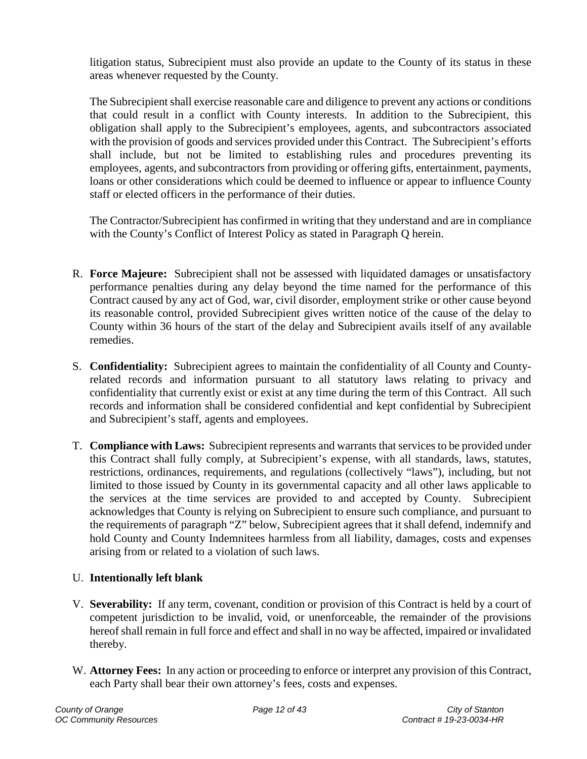litigation status, Subrecipient must also provide an update to the County of its status in these areas whenever requested by the County.

The Subrecipient shall exercise reasonable care and diligence to prevent any actions or conditions that could result in a conflict with County interests. In addition to the Subrecipient, this obligation shall apply to the Subrecipient's employees, agents, and subcontractors associated with the provision of goods and services provided under this Contract. The Subrecipient's efforts shall include, but not be limited to establishing rules and procedures preventing its employees, agents, and subcontractors from providing or offering gifts, entertainment, payments, loans or other considerations which could be deemed to influence or appear to influence County staff or elected officers in the performance of their duties.

The Contractor/Subrecipient has confirmed in writing that they understand and are in compliance with the County's Conflict of Interest Policy as stated in Paragraph Q herein.

R. **Force Majeure:** Subrecipient shall not be assessed with liquidated damages or unsatisfactory performance penalties during any delay beyond the time named for the performance of this Contract caused by any act of God, war, civil disorder, employment strike or other cause beyond its reasonable control, provided Subrecipient gives written notice of the cause of the delay to County within 36 hours of the start of the delay and Subrecipient avails itself of any available remedies.

S. **Confidentiality:** Subrecipient agrees to maintain the confidentiality of all County and County-related records and information pursuant to all statutory laws relating to privacy and confidentiality that currently exist or exist at any time during the term of this Contract. All such records and information shall be considered confidential and kept confidential by Subrecipient and Subrecipient's staff, agents and employees.

T. **Compliance with Laws:** Subrecipient represents and warrants that services to be provided under this Contract shall fully comply, at Subrecipient's expense, with all standards, laws, statutes, restrictions, ordinances, requirements, and regulations (collectively "laws"), including, but not limited to those issued by County in its governmental capacity and all other laws applicable to the services at the time services are provided to and accepted by County. Subrecipient acknowledges that County is relying on Subrecipient to ensure such compliance, and pursuant to the requirements of paragraph "Z" below, Subrecipient agrees that it shall defend, indemnify and hold County and County Indemnitees harmless from all liability, damages, costs and expenses arising from or related to a violation of such laws.

U. **Intentionally left blank**

V. **Severability:** If any term, covenant, condition or provision of this Contract is held by a court of competent jurisdiction to be invalid, void, or unenforceable, the remainder of the provisions hereof shall remain in full force and effect and shall in no way be affected, impaired or invalidated thereby.

W. **Attorney Fees:** In any action or proceeding to enforce or interpret any provision of this Contract, each Party shall bear their own attorney's fees, costs and expenses.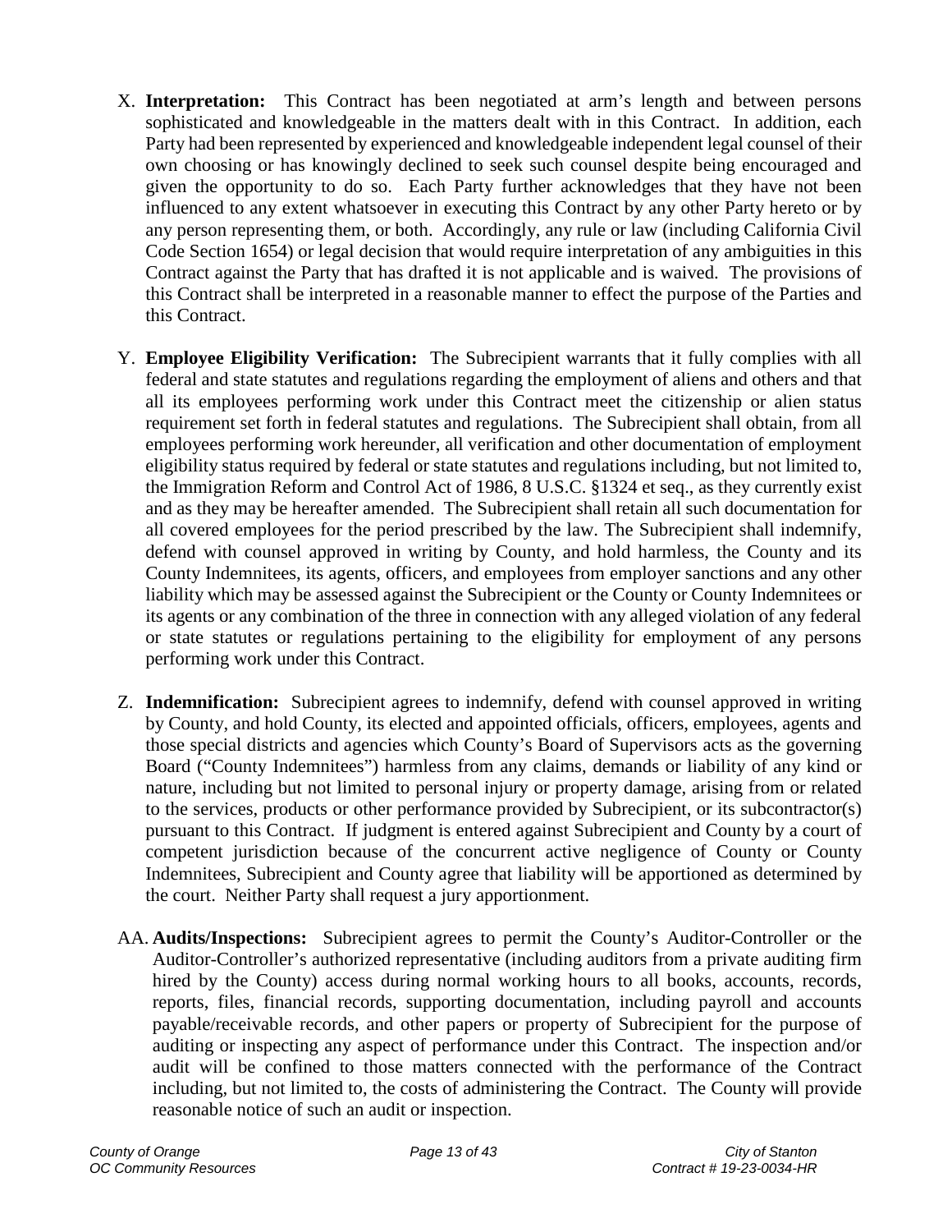X. **Interpretation:** This Contract has been negotiated at arm's length and between persons sophisticated and knowledgeable in the matters dealt with in this Contract. In addition, each Party had been represented by experienced and knowledgeable independent legal counsel of their own choosing or has knowingly declined to seek such counsel despite being encouraged and given the opportunity to do so. Each Party further acknowledges that they have not been influenced to any extent whatsoever in executing this Contract by any other Party hereto or by any person representing them, or both. Accordingly, any rule or law (including California Civil Code Section 1654) or legal decision that would require interpretation of any ambiguities in this Contract against the Party that has drafted it is not applicable and is waived. The provisions of this Contract shall be interpreted in a reasonable manner to effect the purpose of the Parties and this Contract.

Y. **Employee Eligibility Verification:** The Subrecipient warrants that it fully complies with all federal and state statutes and regulations regarding the employment of aliens and others and that all its employees performing work under this Contract meet the citizenship or alien status requirement set forth in federal statutes and regulations. The Subrecipient shall obtain, from all employees performing work hereunder, all verification and other documentation of employment eligibility status required by federal or state statutes and regulations including, but not limited to, the Immigration Reform and Control Act of 1986, 8 U.S.C. §1324 et seq., as they currently exist and as they may be hereafter amended. The Subrecipient shall retain all such documentation for all covered employees for the period prescribed by the law. The Subrecipient shall indemnify, defend with counsel approved in writing by County, and hold harmless, the County and its County Indemnitees, its agents, officers, and employees from employer sanctions and any other liability which may be assessed against the Subrecipient or the County or County Indemnitees or its agents or any combination of the three in connection with any alleged violation of any federal or state statutes or regulations pertaining to the eligibility for employment of any persons performing work under this Contract.

Z. **Indemnification:** Subrecipient agrees to indemnify, defend with counsel approved in writing by County, and hold County, its elected and appointed officials, officers, employees, agents and those special districts and agencies which County's Board of Supervisors acts as the governing Board ("County Indemnitees") harmless from any claims, demands or liability of any kind or nature, including but not limited to personal injury or property damage, arising from or related to the services, products or other performance provided by Subrecipient, or its subcontractor(s) pursuant to this Contract. If judgment is entered against Subrecipient and County by a court of competent jurisdiction because of the concurrent active negligence of County or County Indemnitees, Subrecipient and County agree that liability will be apportioned as determined by the court. Neither Party shall request a jury apportionment.

AA. **Audits/Inspections:** Subrecipient agrees to permit the County's Auditor-Controller or the Auditor-Controller's authorized representative (including auditors from a private auditing firm hired by the County) access during normal working hours to all books, accounts, records, reports, files, financial records, supporting documentation, including payroll and accounts payable/receivable records, and other papers or property of Subrecipient for the purpose of auditing or inspecting any aspect of performance under this Contract. The inspection and/or audit will be confined to those matters connected with the performance of the Contract including, but not limited to, the costs of administering the Contract. The County will provide reasonable notice of such an audit or inspection.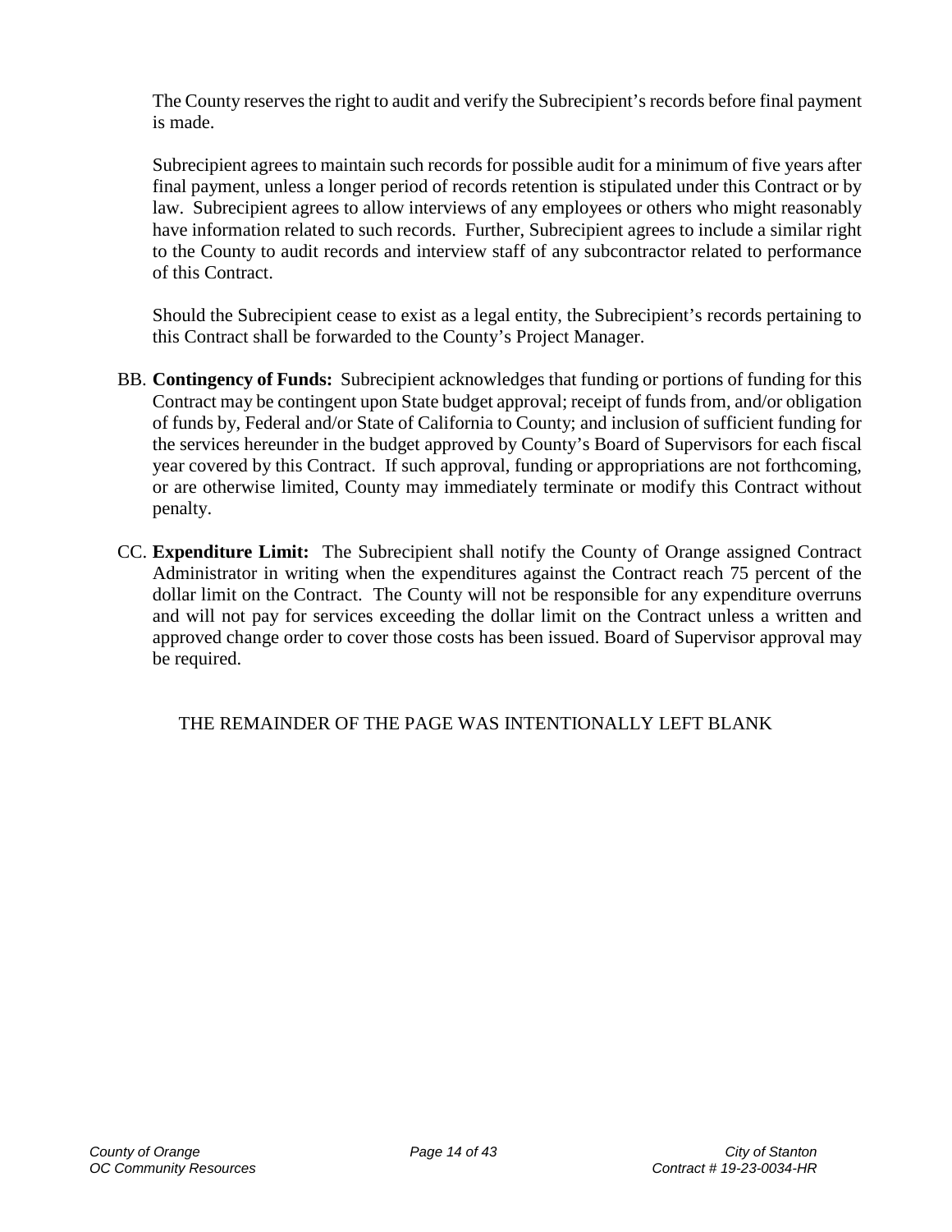The County reserves the right to audit and verify the Subrecipient's records before final payment is made.

Subrecipient agrees to maintain such records for possible audit for a minimum of five years after final payment, unless a longer period of records retention is stipulated under this Contract or by law. Subrecipient agrees to allow interviews of any employees or others who might reasonably have information related to such records. Further, Subrecipient agrees to include a similar right to the County to audit records and interview staff of any subcontractor related to performance of this Contract.

Should the Subrecipient cease to exist as a legal entity, the Subrecipient's records pertaining to this Contract shall be forwarded to the County's Project Manager.

BB. **Contingency of Funds:** Subrecipient acknowledges that funding or portions of funding for this Contract may be contingent upon State budget approval; receipt of funds from, and/or obligation of funds by, Federal and/or State of California to County; and inclusion of sufficient funding for the services hereunder in the budget approved by County's Board of Supervisors for each fiscal year covered by this Contract. If such approval, funding or appropriations are not forthcoming, or are otherwise limited, County may immediately terminate or modify this Contract without penalty.

CC. **Expenditure Limit:** The Subrecipient shall notify the County of Orange assigned Contract Administrator in writing when the expenditures against the Contract reach 75 percent of the dollar limit on the Contract. The County will not be responsible for any expenditure overruns and will not pay for services exceeding the dollar limit on the Contract unless a written and approved change order to cover those costs has been issued. Board of Supervisor approval may be required.

THE REMAINDER OF THE PAGE WAS INTENTIONALLY LEFT BLANK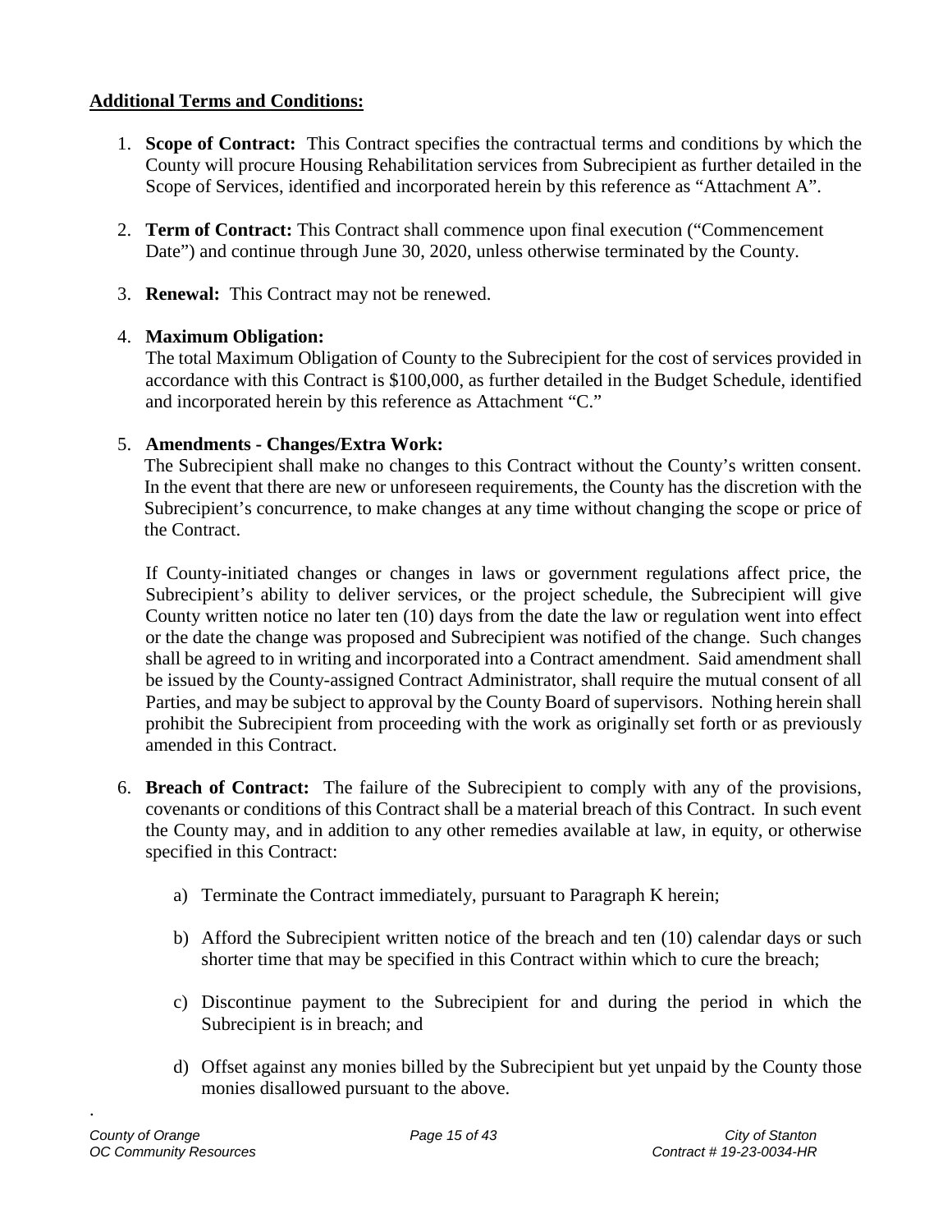**Additional Terms and Conditions:**

1. **Scope of Contract:** This Contract specifies the contractual terms and conditions by which the County will procure Housing Rehabilitation services from Subrecipient as further detailed in the Scope of Services, identified and incorporated herein by this reference as "Attachment A".

2. **Term of Contract:** This Contract shall commence upon final execution ("Commencement Date") and continue through June 30, 2020, unless otherwise terminated by the County.

3. **Renewal:** This Contract may not be renewed.

4. **Maximum Obligation:**
   The total Maximum Obligation of County to the Subrecipient for the cost of services provided in accordance with this Contract is $100,000, as further detailed in the Budget Schedule, identified and incorporated herein by this reference as Attachment "C."

5. **Amendments - Changes/Extra Work:**
   The Subrecipient shall make no changes to this Contract without the County's written consent. In the event that there are new or unforeseen requirements, the County has the discretion with the Subrecipient's concurrence, to make changes at any time without changing the scope or price of the Contract.

   If County-initiated changes or changes in laws or government regulations affect price, the Subrecipient's ability to deliver services, or the project schedule, the Subrecipient will give County written notice no later ten (10) days from the date the law or regulation went into effect or the date the change was proposed and Subrecipient was notified of the change. Such changes shall be agreed to in writing and incorporated into a Contract amendment. Said amendment shall be issued by the County-assigned Contract Administrator, shall require the mutual consent of all Parties, and may be subject to approval by the County Board of supervisors. Nothing herein shall prohibit the Subrecipient from proceeding with the work as originally set forth or as previously amended in this Contract.

6. **Breach of Contract:** The failure of the Subrecipient to comply with any of the provisions, covenants or conditions of this Contract shall be a material breach of this Contract. In such event the County may, and in addition to any other remedies available at law, in equity, or otherwise specified in this Contract:

   a) Terminate the Contract immediately, pursuant to Paragraph K herein;

   b) Afford the Subrecipient written notice of the breach and ten (10) calendar days or such shorter time that may be specified in this Contract within which to cure the breach;

   c) Discontinue payment to the Subrecipient for and during the period in which the Subrecipient is in breach; and

   d) Offset against any monies billed by the Subrecipient but yet unpaid by the County those monies disallowed pursuant to the above.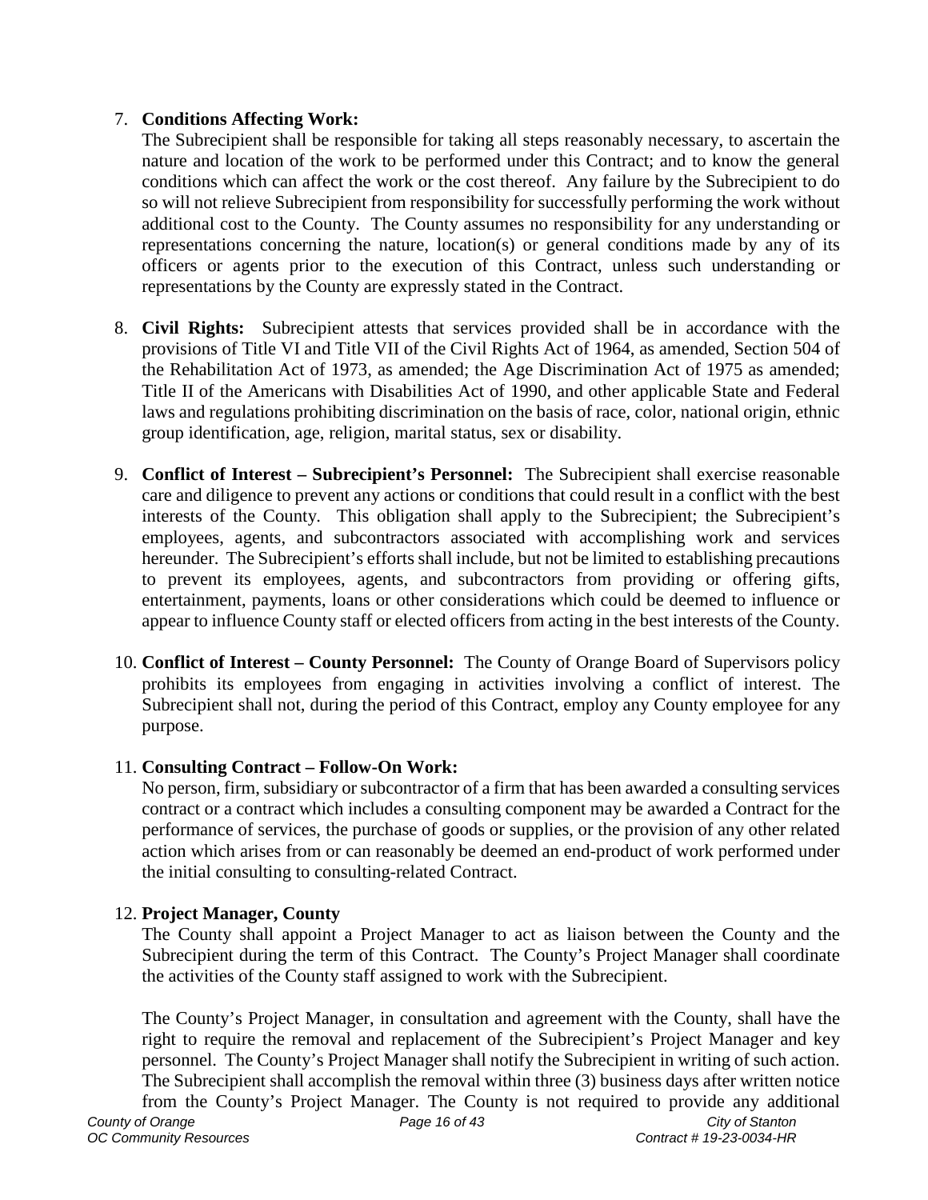7. **Conditions Affecting Work:**
   The Subrecipient shall be responsible for taking all steps reasonably necessary, to ascertain the nature and location of the work to be performed under this Contract; and to know the general conditions which can affect the work or the cost thereof. Any failure by the Subrecipient to do so will not relieve Subrecipient from responsibility for successfully performing the work without additional cost to the County. The County assumes no responsibility for any understanding or representations concerning the nature, location(s) or general conditions made by any of its officers or agents prior to the execution of this Contract, unless such understanding or representations by the County are expressly stated in the Contract.

8. **Civil Rights:** Subrecipient attests that services provided shall be in accordance with the provisions of Title VI and Title VII of the Civil Rights Act of 1964, as amended, Section 504 of the Rehabilitation Act of 1973, as amended; the Age Discrimination Act of 1975 as amended; Title II of the Americans with Disabilities Act of 1990, and other applicable State and Federal laws and regulations prohibiting discrimination on the basis of race, color, national origin, ethnic group identification, age, religion, marital status, sex or disability.

9. **Conflict of Interest – Subrecipient's Personnel:** The Subrecipient shall exercise reasonable care and diligence to prevent any actions or conditions that could result in a conflict with the best interests of the County. This obligation shall apply to the Subrecipient; the Subrecipient's employees, agents, and subcontractors associated with accomplishing work and services hereunder. The Subrecipient's efforts shall include, but not be limited to establishing precautions to prevent its employees, agents, and subcontractors from providing or offering gifts, entertainment, payments, loans or other considerations which could be deemed to influence or appear to influence County staff or elected officers from acting in the best interests of the County.

10. **Conflict of Interest – County Personnel:** The County of Orange Board of Supervisors policy prohibits its employees from engaging in activities involving a conflict of interest. The Subrecipient shall not, during the period of this Contract, employ any County employee for any purpose.

11. **Consulting Contract – Follow-On Work:**
    No person, firm, subsidiary or subcontractor of a firm that has been awarded a consulting services contract or a contract which includes a consulting component may be awarded a Contract for the performance of services, the purchase of goods or supplies, or the provision of any other related action which arises from or can reasonably be deemed an end-product of work performed under the initial consulting to consulting-related Contract.

12. **Project Manager, County**
    The County shall appoint a Project Manager to act as liaison between the County and the Subrecipient during the term of this Contract. The County's Project Manager shall coordinate the activities of the County staff assigned to work with the Subrecipient.

    The County's Project Manager, in consultation and agreement with the County, shall have the right to require the removal and replacement of the Subrecipient's Project Manager and key personnel. The County's Project Manager shall notify the Subrecipient in writing of such action. The Subrecipient shall accomplish the removal within three (3) business days after written notice from the County's Project Manager. The County is not required to provide any additional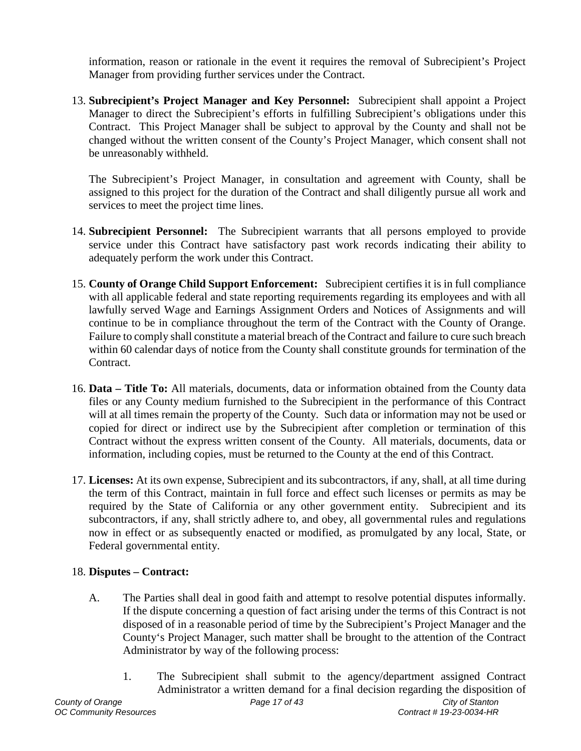information, reason or rationale in the event it requires the removal of Subrecipient's Project Manager from providing further services under the Contract.

13. **Subrecipient's Project Manager and Key Personnel:** Subrecipient shall appoint a Project Manager to direct the Subrecipient's efforts in fulfilling Subrecipient's obligations under this Contract. This Project Manager shall be subject to approval by the County and shall not be changed without the written consent of the County's Project Manager, which consent shall not be unreasonably withheld.

    The Subrecipient's Project Manager, in consultation and agreement with County, shall be assigned to this project for the duration of the Contract and shall diligently pursue all work and services to meet the project time lines.

14. **Subrecipient Personnel:** The Subrecipient warrants that all persons employed to provide service under this Contract have satisfactory past work records indicating their ability to adequately perform the work under this Contract.

15. **County of Orange Child Support Enforcement:** Subrecipient certifies it is in full compliance with all applicable federal and state reporting requirements regarding its employees and with all lawfully served Wage and Earnings Assignment Orders and Notices of Assignments and will continue to be in compliance throughout the term of the Contract with the County of Orange. Failure to comply shall constitute a material breach of the Contract and failure to cure such breach within 60 calendar days of notice from the County shall constitute grounds for termination of the Contract.

16. **Data – Title To:** All materials, documents, data or information obtained from the County data files or any County medium furnished to the Subrecipient in the performance of this Contract will at all times remain the property of the County. Such data or information may not be used or copied for direct or indirect use by the Subrecipient after completion or termination of this Contract without the express written consent of the County. All materials, documents, data or information, including copies, must be returned to the County at the end of this Contract.

17. **Licenses:** At its own expense, Subrecipient and its subcontractors, if any, shall, at all time during the term of this Contract, maintain in full force and effect such licenses or permits as may be required by the State of California or any other government entity. Subrecipient and its subcontractors, if any, shall strictly adhere to, and obey, all governmental rules and regulations now in effect or as subsequently enacted or modified, as promulgated by any local, State, or Federal governmental entity.

18. **Disputes – Contract:**

    A. The Parties shall deal in good faith and attempt to resolve potential disputes informally. If the dispute concerning a question of fact arising under the terms of this Contract is not disposed of in a reasonable period of time by the Subrecipient's Project Manager and the County's Project Manager, such matter shall be brought to the attention of the Contract Administrator by way of the following process:

        1. The Subrecipient shall submit to the agency/department assigned Contract Administrator a written demand for a final decision regarding the disposition of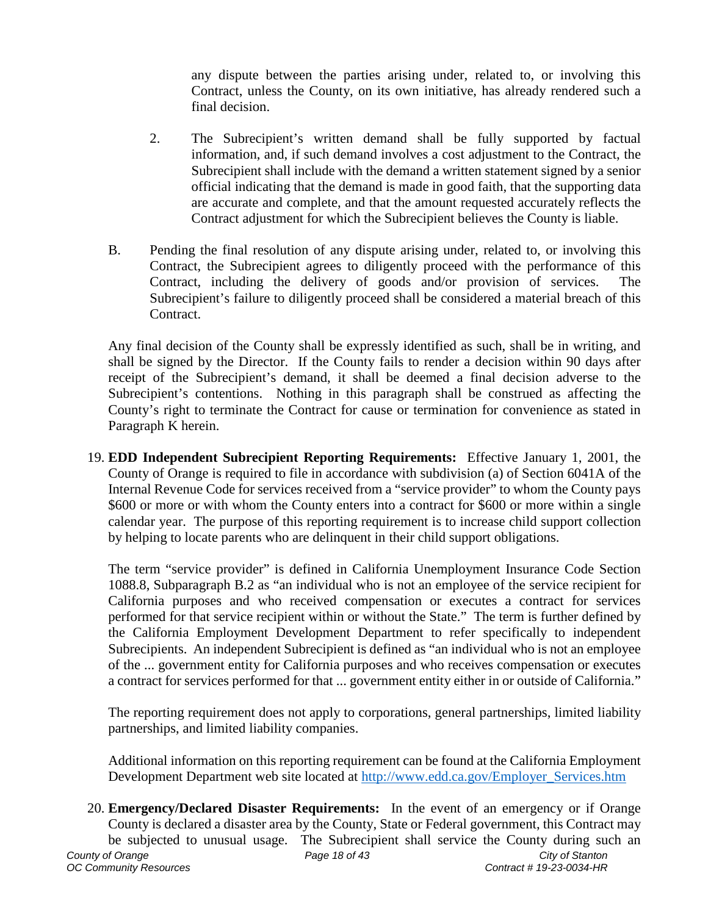any dispute between the parties arising under, related to, or involving this Contract, unless the County, on its own initiative, has already rendered such a final decision.

2. The Subrecipient's written demand shall be fully supported by factual information, and, if such demand involves a cost adjustment to the Contract, the Subrecipient shall include with the demand a written statement signed by a senior official indicating that the demand is made in good faith, that the supporting data are accurate and complete, and that the amount requested accurately reflects the Contract adjustment for which the Subrecipient believes the County is liable.

B. Pending the final resolution of any dispute arising under, related to, or involving this Contract, the Subrecipient agrees to diligently proceed with the performance of this Contract, including the delivery of goods and/or provision of services. The Subrecipient's failure to diligently proceed shall be considered a material breach of this Contract.

Any final decision of the County shall be expressly identified as such, shall be in writing, and shall be signed by the Director. If the County fails to render a decision within 90 days after receipt of the Subrecipient's demand, it shall be deemed a final decision adverse to the Subrecipient's contentions. Nothing in this paragraph shall be construed as affecting the County's right to terminate the Contract for cause or termination for convenience as stated in Paragraph K herein.

19. **EDD Independent Subrecipient Reporting Requirements:** Effective January 1, 2001, the County of Orange is required to file in accordance with subdivision (a) of Section 6041A of the Internal Revenue Code for services received from a "service provider" to whom the County pays $600 or more or with whom the County enters into a contract for $600 or more within a single calendar year. The purpose of this reporting requirement is to increase child support collection by helping to locate parents who are delinquent in their child support obligations.

    The term "service provider" is defined in California Unemployment Insurance Code Section 1088.8, Subparagraph B.2 as "an individual who is not an employee of the service recipient for California purposes and who received compensation or executes a contract for services performed for that service recipient within or without the State." The term is further defined by the California Employment Development Department to refer specifically to independent Subrecipients. An independent Subrecipient is defined as "an individual who is not an employee of the ... government entity for California purposes and who receives compensation or executes a contract for services performed for that ... government entity either in or outside of California."

    The reporting requirement does not apply to corporations, general partnerships, limited liability partnerships, and limited liability companies.

    Additional information on this reporting requirement can be found at the California Employment Development Department web site located at http://www.edd.ca.gov/Employer_Services.htm

20. **Emergency/Declared Disaster Requirements:** In the event of an emergency or if Orange County is declared a disaster area by the County, State or Federal government, this Contract may be subjected to unusual usage. The Subrecipient shall service the County during such an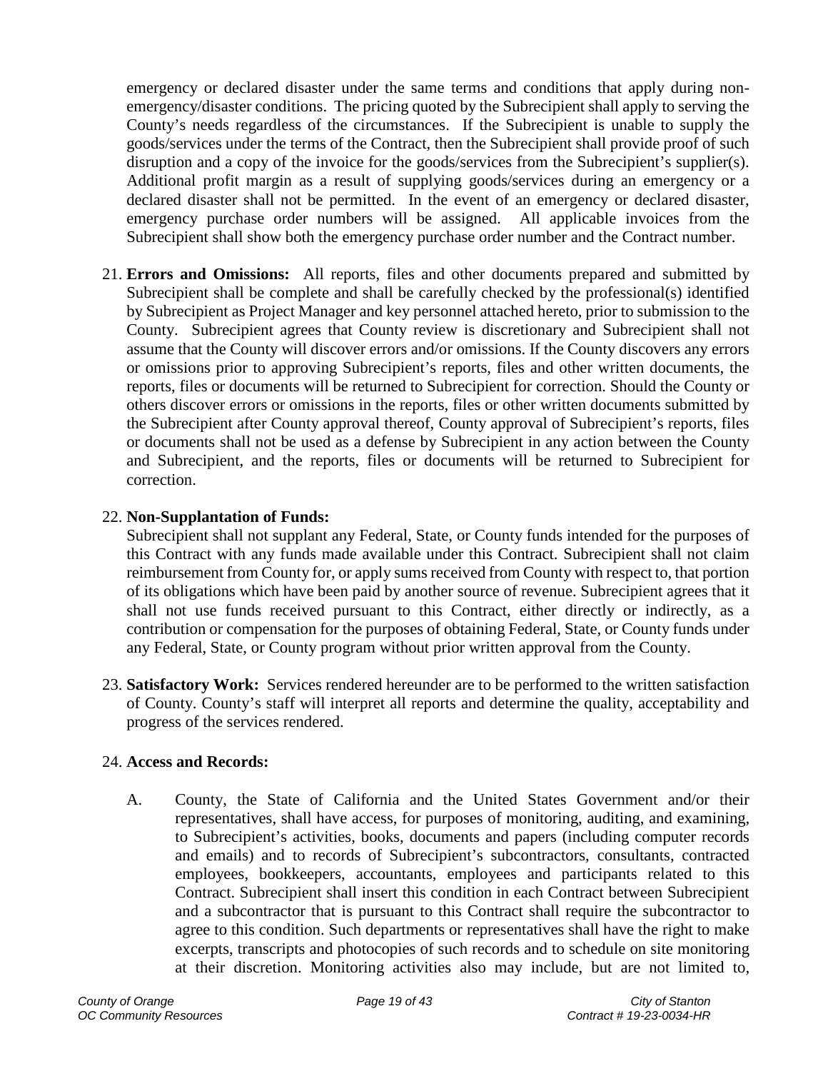emergency or declared disaster under the same terms and conditions that apply during non-emergency/disaster conditions. The pricing quoted by the Subrecipient shall apply to serving the County's needs regardless of the circumstances. If the Subrecipient is unable to supply the goods/services under the terms of the Contract, then the Subrecipient shall provide proof of such disruption and a copy of the invoice for the goods/services from the Subrecipient's supplier(s). Additional profit margin as a result of supplying goods/services during an emergency or a declared disaster shall not be permitted. In the event of an emergency or declared disaster, emergency purchase order numbers will be assigned. All applicable invoices from the Subrecipient shall show both the emergency purchase order number and the Contract number.

21. **Errors and Omissions:** All reports, files and other documents prepared and submitted by Subrecipient shall be complete and shall be carefully checked by the professional(s) identified by Subrecipient as Project Manager and key personnel attached hereto, prior to submission to the County. Subrecipient agrees that County review is discretionary and Subrecipient shall not assume that the County will discover errors and/or omissions. If the County discovers any errors or omissions prior to approving Subrecipient's reports, files and other written documents, the reports, files or documents will be returned to Subrecipient for correction. Should the County or others discover errors or omissions in the reports, files or other written documents submitted by the Subrecipient after County approval thereof, County approval of Subrecipient's reports, files or documents shall not be used as a defense by Subrecipient in any action between the County and Subrecipient, and the reports, files or documents will be returned to Subrecipient for correction.

22. **Non-Supplantation of Funds:**
Subrecipient shall not supplant any Federal, State, or County funds intended for the purposes of this Contract with any funds made available under this Contract. Subrecipient shall not claim reimbursement from County for, or apply sums received from County with respect to, that portion of its obligations which have been paid by another source of revenue. Subrecipient agrees that it shall not use funds received pursuant to this Contract, either directly or indirectly, as a contribution or compensation for the purposes of obtaining Federal, State, or County funds under any Federal, State, or County program without prior written approval from the County.

23. **Satisfactory Work:** Services rendered hereunder are to be performed to the written satisfaction of County. County's staff will interpret all reports and determine the quality, acceptability and progress of the services rendered.

24. **Access and Records:**

    A. County, the State of California and the United States Government and/or their representatives, shall have access, for purposes of monitoring, auditing, and examining, to Subrecipient's activities, books, documents and papers (including computer records and emails) and to records of Subrecipient's subcontractors, consultants, contracted employees, bookkeepers, accountants, employees and participants related to this Contract. Subrecipient shall insert this condition in each Contract between Subrecipient and a subcontractor that is pursuant to this Contract shall require the subcontractor to agree to this condition. Such departments or representatives shall have the right to make excerpts, transcripts and photocopies of such records and to schedule on site monitoring at their discretion. Monitoring activities also may include, but are not limited to,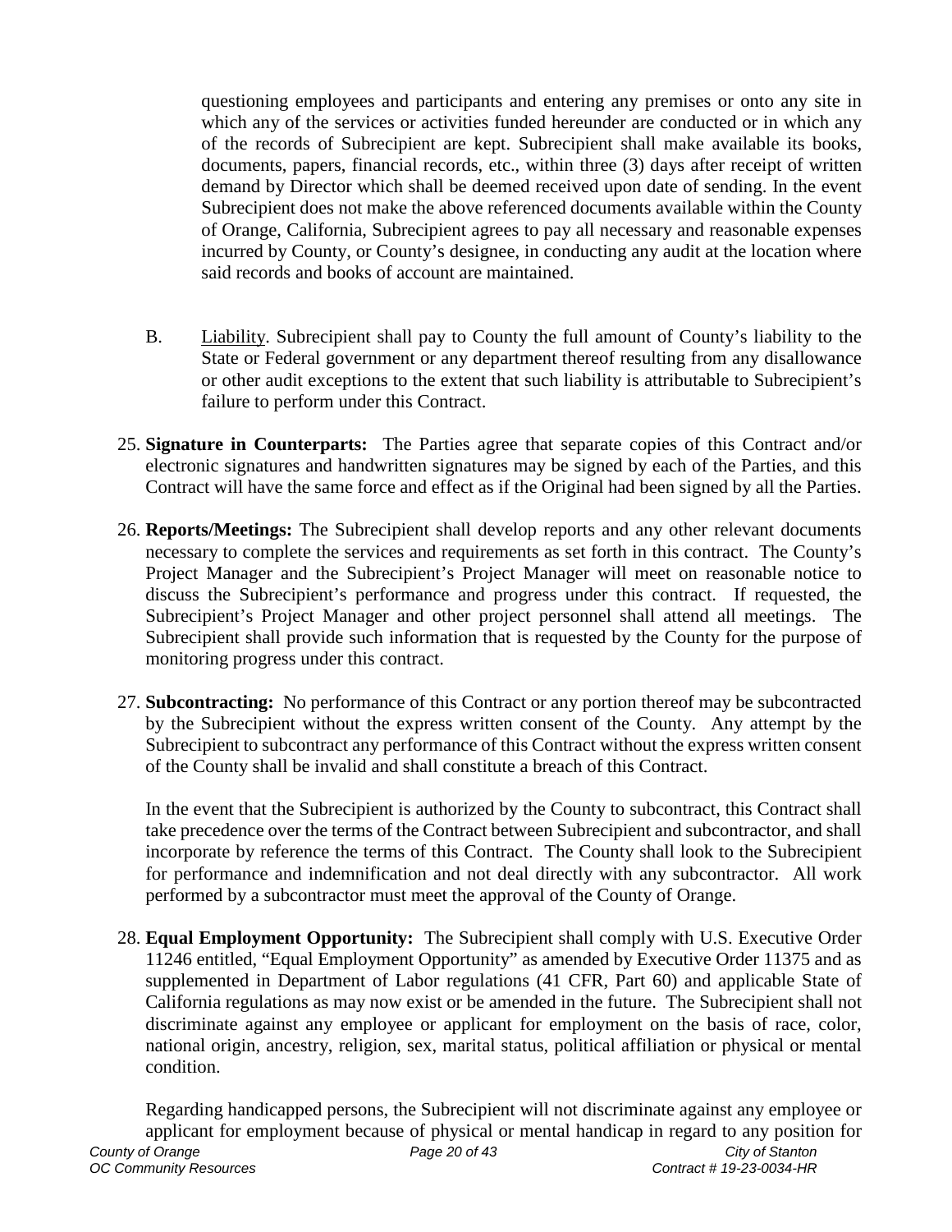questioning employees and participants and entering any premises or onto any site in which any of the services or activities funded hereunder are conducted or in which any of the records of Subrecipient are kept. Subrecipient shall make available its books, documents, papers, financial records, etc., within three (3) days after receipt of written demand by Director which shall be deemed received upon date of sending. In the event Subrecipient does not make the above referenced documents available within the County of Orange, California, Subrecipient agrees to pay all necessary and reasonable expenses incurred by County, or County's designee, in conducting any audit at the location where said records and books of account are maintained.

B. Liability. Subrecipient shall pay to County the full amount of County's liability to the State or Federal government or any department thereof resulting from any disallowance or other audit exceptions to the extent that such liability is attributable to Subrecipient's failure to perform under this Contract.

25. **Signature in Counterparts:** The Parties agree that separate copies of this Contract and/or electronic signatures and handwritten signatures may be signed by each of the Parties, and this Contract will have the same force and effect as if the Original had been signed by all the Parties.

26. **Reports/Meetings:** The Subrecipient shall develop reports and any other relevant documents necessary to complete the services and requirements as set forth in this contract. The County's Project Manager and the Subrecipient's Project Manager will meet on reasonable notice to discuss the Subrecipient's performance and progress under this contract. If requested, the Subrecipient's Project Manager and other project personnel shall attend all meetings. The Subrecipient shall provide such information that is requested by the County for the purpose of monitoring progress under this contract.

27. **Subcontracting:** No performance of this Contract or any portion thereof may be subcontracted by the Subrecipient without the express written consent of the County. Any attempt by the Subrecipient to subcontract any performance of this Contract without the express written consent of the County shall be invalid and shall constitute a breach of this Contract.

    In the event that the Subrecipient is authorized by the County to subcontract, this Contract shall take precedence over the terms of the Contract between Subrecipient and subcontractor, and shall incorporate by reference the terms of this Contract. The County shall look to the Subrecipient for performance and indemnification and not deal directly with any subcontractor. All work performed by a subcontractor must meet the approval of the County of Orange.

28. **Equal Employment Opportunity:** The Subrecipient shall comply with U.S. Executive Order 11246 entitled, "Equal Employment Opportunity" as amended by Executive Order 11375 and as supplemented in Department of Labor regulations (41 CFR, Part 60) and applicable State of California regulations as may now exist or be amended in the future. The Subrecipient shall not discriminate against any employee or applicant for employment on the basis of race, color, national origin, ancestry, religion, sex, marital status, political affiliation or physical or mental condition.

    Regarding handicapped persons, the Subrecipient will not discriminate against any employee or applicant for employment because of physical or mental handicap in regard to any position for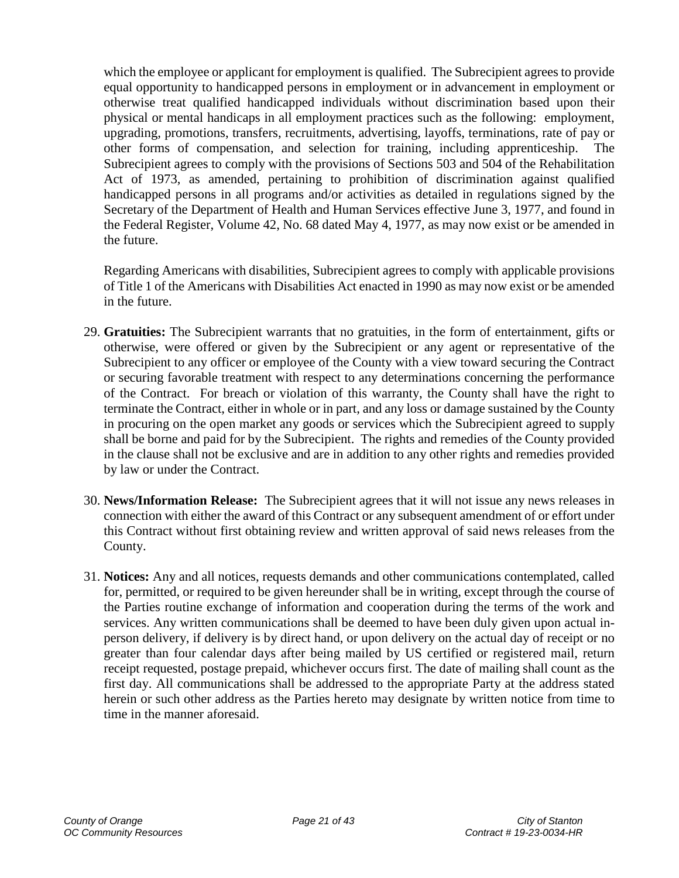which the employee or applicant for employment is qualified. The Subrecipient agrees to provide equal opportunity to handicapped persons in employment or in advancement in employment or otherwise treat qualified handicapped individuals without discrimination based upon their physical or mental handicaps in all employment practices such as the following: employment, upgrading, promotions, transfers, recruitments, advertising, layoffs, terminations, rate of pay or other forms of compensation, and selection for training, including apprenticeship. The Subrecipient agrees to comply with the provisions of Sections 503 and 504 of the Rehabilitation Act of 1973, as amended, pertaining to prohibition of discrimination against qualified handicapped persons in all programs and/or activities as detailed in regulations signed by the Secretary of the Department of Health and Human Services effective June 3, 1977, and found in the Federal Register, Volume 42, No. 68 dated May 4, 1977, as may now exist or be amended in the future.

Regarding Americans with disabilities, Subrecipient agrees to comply with applicable provisions of Title 1 of the Americans with Disabilities Act enacted in 1990 as may now exist or be amended in the future.

29. **Gratuities:** The Subrecipient warrants that no gratuities, in the form of entertainment, gifts or otherwise, were offered or given by the Subrecipient or any agent or representative of the Subrecipient to any officer or employee of the County with a view toward securing the Contract or securing favorable treatment with respect to any determinations concerning the performance of the Contract. For breach or violation of this warranty, the County shall have the right to terminate the Contract, either in whole or in part, and any loss or damage sustained by the County in procuring on the open market any goods or services which the Subrecipient agreed to supply shall be borne and paid for by the Subrecipient. The rights and remedies of the County provided in the clause shall not be exclusive and are in addition to any other rights and remedies provided by law or under the Contract.

30. **News/Information Release:** The Subrecipient agrees that it will not issue any news releases in connection with either the award of this Contract or any subsequent amendment of or effort under this Contract without first obtaining review and written approval of said news releases from the County.

31. **Notices:** Any and all notices, requests demands and other communications contemplated, called for, permitted, or required to be given hereunder shall be in writing, except through the course of the Parties routine exchange of information and cooperation during the terms of the work and services. Any written communications shall be deemed to have been duly given upon actual in-person delivery, if delivery is by direct hand, or upon delivery on the actual day of receipt or no greater than four calendar days after being mailed by US certified or registered mail, return receipt requested, postage prepaid, whichever occurs first. The date of mailing shall count as the first day. All communications shall be addressed to the appropriate Party at the address stated herein or such other address as the Parties hereto may designate by written notice from time to time in the manner aforesaid.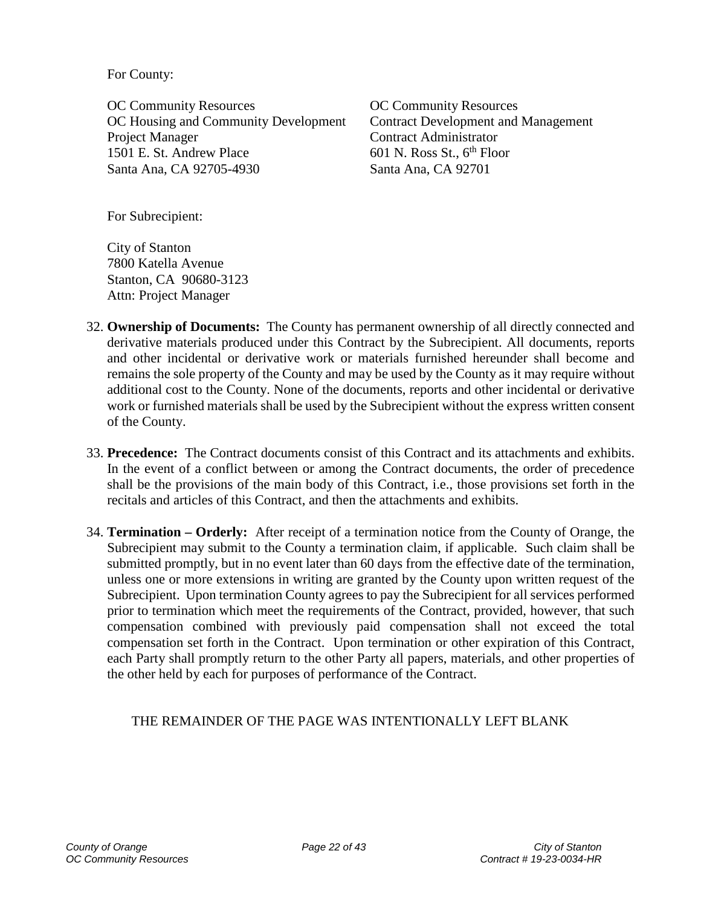For County:

OC Community Resources
OC Housing and Community Development
Project Manager
1501 E. St. Andrew Place
Santa Ana, CA 92705-4930

OC Community Resources
Contract Development and Management
Contract Administrator
601 N. Ross St., 6th Floor
Santa Ana, CA 92701

For Subrecipient:

City of Stanton
7800 Katella Avenue
Stanton, CA 90680-3123
Attn: Project Manager

32. **Ownership of Documents:** The County has permanent ownership of all directly connected and derivative materials produced under this Contract by the Subrecipient. All documents, reports and other incidental or derivative work or materials furnished hereunder shall become and remains the sole property of the County and may be used by the County as it may require without additional cost to the County. None of the documents, reports and other incidental or derivative work or furnished materials shall be used by the Subrecipient without the express written consent of the County.

33. **Precedence:** The Contract documents consist of this Contract and its attachments and exhibits. In the event of a conflict between or among the Contract documents, the order of precedence shall be the provisions of the main body of this Contract, i.e., those provisions set forth in the recitals and articles of this Contract, and then the attachments and exhibits.

34. **Termination – Orderly:** After receipt of a termination notice from the County of Orange, the Subrecipient may submit to the County a termination claim, if applicable. Such claim shall be submitted promptly, but in no event later than 60 days from the effective date of the termination, unless one or more extensions in writing are granted by the County upon written request of the Subrecipient. Upon termination County agrees to pay the Subrecipient for all services performed prior to termination which meet the requirements of the Contract, provided, however, that such compensation combined with previously paid compensation shall not exceed the total compensation set forth in the Contract. Upon termination or other expiration of this Contract, each Party shall promptly return to the other Party all papers, materials, and other properties of the other held by each for purposes of performance of the Contract.

THE REMAINDER OF THE PAGE WAS INTENTIONALLY LEFT BLANK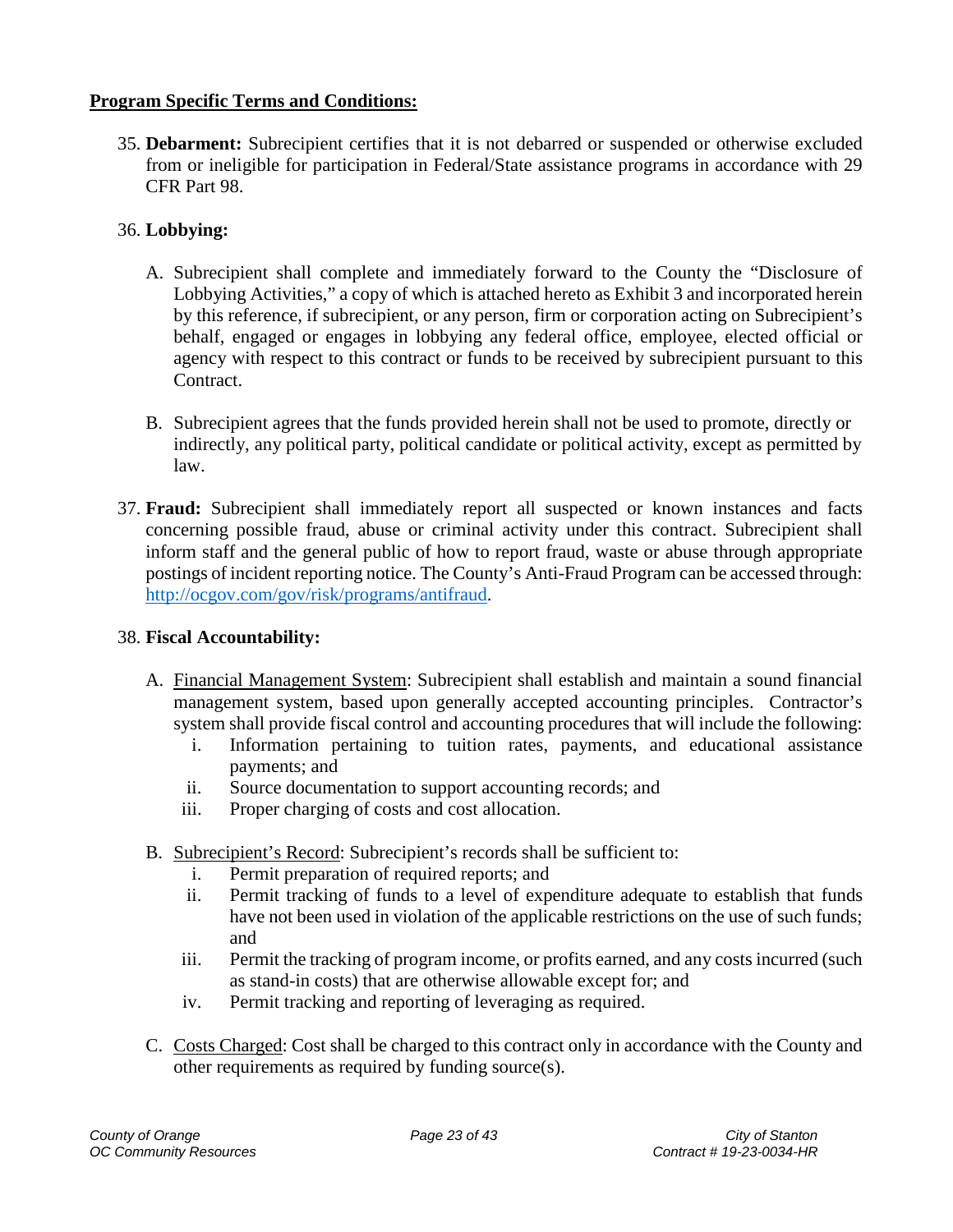**<u>Program Specific Terms and Conditions:</u>**

35. **Debarment:** Subrecipient certifies that it is not debarred or suspended or otherwise excluded from or ineligible for participation in Federal/State assistance programs in accordance with 29 CFR Part 98.

36. **Lobbying:**

    A. Subrecipient shall complete and immediately forward to the County the "Disclosure of Lobbying Activities," a copy of which is attached hereto as Exhibit 3 and incorporated herein by this reference, if subrecipient, or any person, firm or corporation acting on Subrecipient's behalf, engaged or engages in lobbying any federal office, employee, elected official or agency with respect to this contract or funds to be received by subrecipient pursuant to this Contract.

    B. Subrecipient agrees that the funds provided herein shall not be used to promote, directly or indirectly, any political party, political candidate or political activity, except as permitted by law.

37. **Fraud:** Subrecipient shall immediately report all suspected or known instances and facts concerning possible fraud, abuse or criminal activity under this contract. Subrecipient shall inform staff and the general public of how to report fraud, waste or abuse through appropriate postings of incident reporting notice. The County's Anti-Fraud Program can be accessed through: http://ocgov.com/gov/risk/programs/antifraud.

38. **Fiscal Accountability:**

    A. <u>Financial Management System</u>: Subrecipient shall establish and maintain a sound financial management system, based upon generally accepted accounting principles. Contractor's system shall provide fiscal control and accounting procedures that will include the following:
       i. Information pertaining to tuition rates, payments, and educational assistance payments; and
       ii. Source documentation to support accounting records; and
       iii. Proper charging of costs and cost allocation.

    B. <u>Subrecipient's Record</u>: Subrecipient's records shall be sufficient to:
       i. Permit preparation of required reports; and
       ii. Permit tracking of funds to a level of expenditure adequate to establish that funds have not been used in violation of the applicable restrictions on the use of such funds; and
       iii. Permit the tracking of program income, or profits earned, and any costs incurred (such as stand-in costs) that are otherwise allowable except for; and
       iv. Permit tracking and reporting of leveraging as required.

    C. <u>Costs Charged</u>: Cost shall be charged to this contract only in accordance with the County and other requirements as required by funding source(s).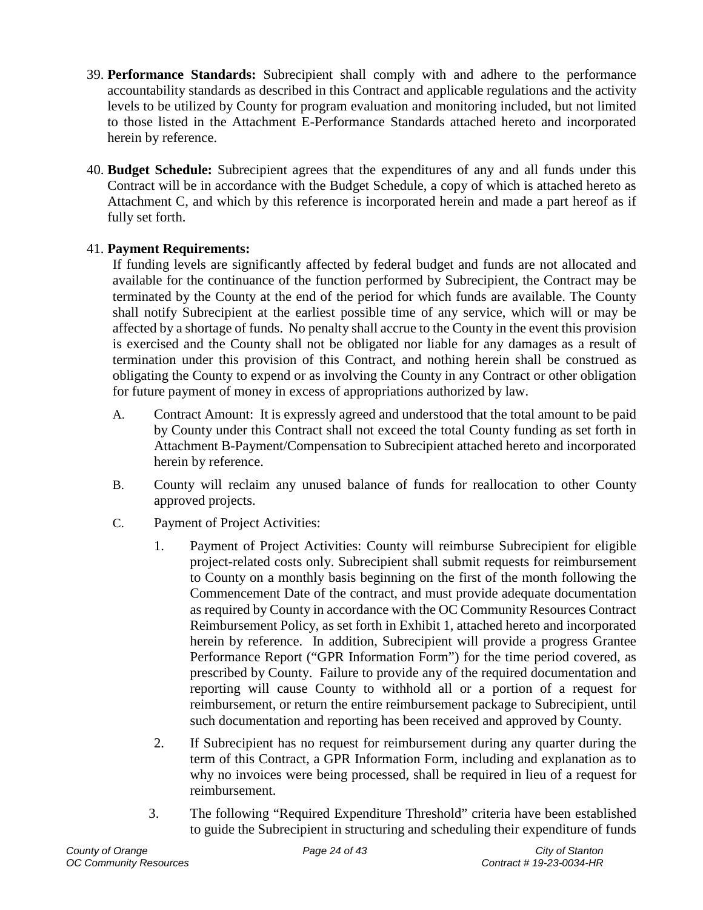39. **Performance Standards:** Subrecipient shall comply with and adhere to the performance accountability standards as described in this Contract and applicable regulations and the activity levels to be utilized by County for program evaluation and monitoring included, but not limited to those listed in the Attachment E-Performance Standards attached hereto and incorporated herein by reference.

40. **Budget Schedule:** Subrecipient agrees that the expenditures of any and all funds under this Contract will be in accordance with the Budget Schedule, a copy of which is attached hereto as Attachment C, and which by this reference is incorporated herein and made a part hereof as if fully set forth.

41. **Payment Requirements:**

    If funding levels are significantly affected by federal budget and funds are not allocated and available for the continuance of the function performed by Subrecipient, the Contract may be terminated by the County at the end of the period for which funds are available. The County shall notify Subrecipient at the earliest possible time of any service, which will or may be affected by a shortage of funds. No penalty shall accrue to the County in the event this provision is exercised and the County shall not be obligated nor liable for any damages as a result of termination under this provision of this Contract, and nothing herein shall be construed as obligating the County to expend or as involving the County in any Contract or other obligation for future payment of money in excess of appropriations authorized by law.

    A. Contract Amount: It is expressly agreed and understood that the total amount to be paid by County under this Contract shall not exceed the total County funding as set forth in Attachment B-Payment/Compensation to Subrecipient attached hereto and incorporated herein by reference.

    B. County will reclaim any unused balance of funds for reallocation to other County approved projects.

    C. Payment of Project Activities:

        1. Payment of Project Activities: County will reimburse Subrecipient for eligible project-related costs only. Subrecipient shall submit requests for reimbursement to County on a monthly basis beginning on the first of the month following the Commencement Date of the contract, and must provide adequate documentation as required by County in accordance with the OC Community Resources Contract Reimbursement Policy, as set forth in Exhibit 1, attached hereto and incorporated herein by reference. In addition, Subrecipient will provide a progress Grantee Performance Report ("GPR Information Form") for the time period covered, as prescribed by County. Failure to provide any of the required documentation and reporting will cause County to withhold all or a portion of a request for reimbursement, or return the entire reimbursement package to Subrecipient, until such documentation and reporting has been received and approved by County.

        2. If Subrecipient has no request for reimbursement during any quarter during the term of this Contract, a GPR Information Form, including and explanation as to why no invoices were being processed, shall be required in lieu of a request for reimbursement.

        3. The following "Required Expenditure Threshold" criteria have been established to guide the Subrecipient in structuring and scheduling their expenditure of funds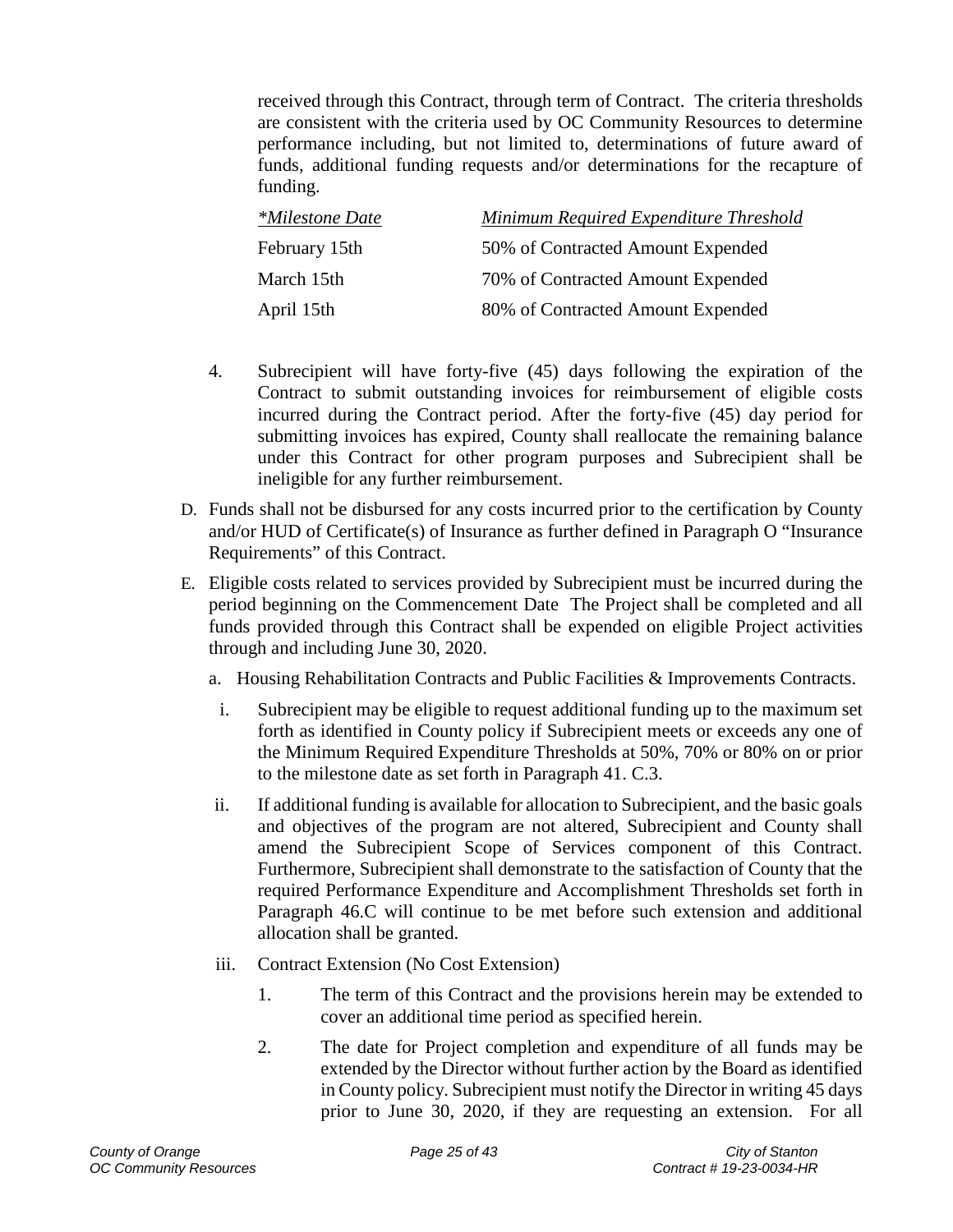received through this Contract, through term of Contract. The criteria thresholds are consistent with the criteria used by OC Community Resources to determine performance including, but not limited to, determinations of future award of funds, additional funding requests and/or determinations for the recapture of funding.

| *Milestone Date | Minimum Required Expenditure Threshold |
|---|---|
| February 15th | 50% of Contracted Amount Expended |
| March 15th | 70% of Contracted Amount Expended |
| April 15th | 80% of Contracted Amount Expended |

4. Subrecipient will have forty-five (45) days following the expiration of the Contract to submit outstanding invoices for reimbursement of eligible costs incurred during the Contract period. After the forty-five (45) day period for submitting invoices has expired, County shall reallocate the remaining balance under this Contract for other program purposes and Subrecipient shall be ineligible for any further reimbursement.

D. Funds shall not be disbursed for any costs incurred prior to the certification by County and/or HUD of Certificate(s) of Insurance as further defined in Paragraph O "Insurance Requirements" of this Contract.

E. Eligible costs related to services provided by Subrecipient must be incurred during the period beginning on the Commencement Date The Project shall be completed and all funds provided through this Contract shall be expended on eligible Project activities through and including June 30, 2020.

a. Housing Rehabilitation Contracts and Public Facilities & Improvements Contracts.

i. Subrecipient may be eligible to request additional funding up to the maximum set forth as identified in County policy if Subrecipient meets or exceeds any one of the Minimum Required Expenditure Thresholds at 50%, 70% or 80% on or prior to the milestone date as set forth in Paragraph 41. C.3.

ii. If additional funding is available for allocation to Subrecipient, and the basic goals and objectives of the program are not altered, Subrecipient and County shall amend the Subrecipient Scope of Services component of this Contract. Furthermore, Subrecipient shall demonstrate to the satisfaction of County that the required Performance Expenditure and Accomplishment Thresholds set forth in Paragraph 46.C will continue to be met before such extension and additional allocation shall be granted.

iii. Contract Extension (No Cost Extension)

1. The term of this Contract and the provisions herein may be extended to cover an additional time period as specified herein.

2. The date for Project completion and expenditure of all funds may be extended by the Director without further action by the Board as identified in County policy. Subrecipient must notify the Director in writing 45 days prior to June 30, 2020, if they are requesting an extension. For all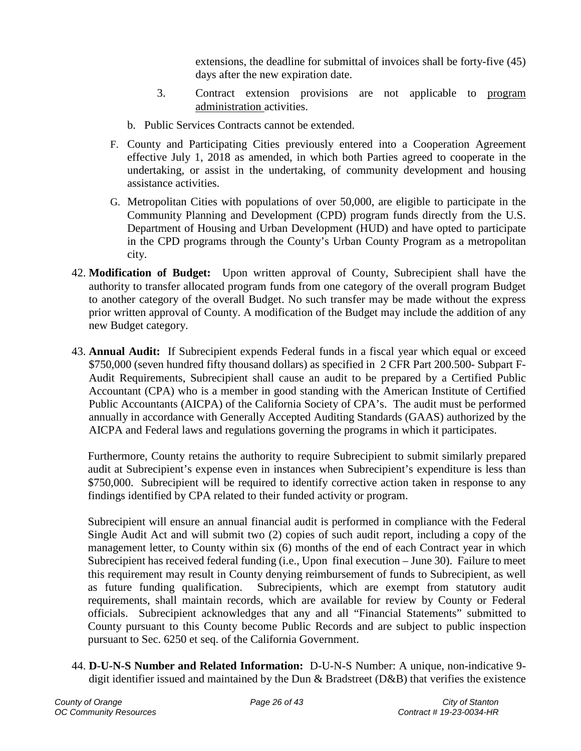extensions, the deadline for submittal of invoices shall be forty-five (45) days after the new expiration date.

3. Contract extension provisions are not applicable to program administration activities.

b. Public Services Contracts cannot be extended.

F. County and Participating Cities previously entered into a Cooperation Agreement effective July 1, 2018 as amended, in which both Parties agreed to cooperate in the undertaking, or assist in the undertaking, of community development and housing assistance activities.

G. Metropolitan Cities with populations of over 50,000, are eligible to participate in the Community Planning and Development (CPD) program funds directly from the U.S. Department of Housing and Urban Development (HUD) and have opted to participate in the CPD programs through the County's Urban County Program as a metropolitan city.

42. **Modification of Budget:** Upon written approval of County, Subrecipient shall have the authority to transfer allocated program funds from one category of the overall program Budget to another category of the overall Budget. No such transfer may be made without the express prior written approval of County. A modification of the Budget may include the addition of any new Budget category.

43. **Annual Audit:** If Subrecipient expends Federal funds in a fiscal year which equal or exceed $750,000 (seven hundred fifty thousand dollars) as specified in 2 CFR Part 200.500- Subpart F- Audit Requirements, Subrecipient shall cause an audit to be prepared by a Certified Public Accountant (CPA) who is a member in good standing with the American Institute of Certified Public Accountants (AICPA) of the California Society of CPA's. The audit must be performed annually in accordance with Generally Accepted Auditing Standards (GAAS) authorized by the AICPA and Federal laws and regulations governing the programs in which it participates.

    Furthermore, County retains the authority to require Subrecipient to submit similarly prepared audit at Subrecipient's expense even in instances when Subrecipient's expenditure is less than $750,000. Subrecipient will be required to identify corrective action taken in response to any findings identified by CPA related to their funded activity or program.

    Subrecipient will ensure an annual financial audit is performed in compliance with the Federal Single Audit Act and will submit two (2) copies of such audit report, including a copy of the management letter, to County within six (6) months of the end of each Contract year in which Subrecipient has received federal funding (i.e., Upon final execution – June 30). Failure to meet this requirement may result in County denying reimbursement of funds to Subrecipient, as well as future funding qualification. Subrecipients, which are exempt from statutory audit requirements, shall maintain records, which are available for review by County or Federal officials. Subrecipient acknowledges that any and all "Financial Statements" submitted to County pursuant to this County become Public Records and are subject to public inspection pursuant to Sec. 6250 et seq. of the California Government.

44. **D-U-N-S Number and Related Information:** D-U-N-S Number: A unique, non-indicative 9-digit identifier issued and maintained by the Dun & Bradstreet (D&B) that verifies the existence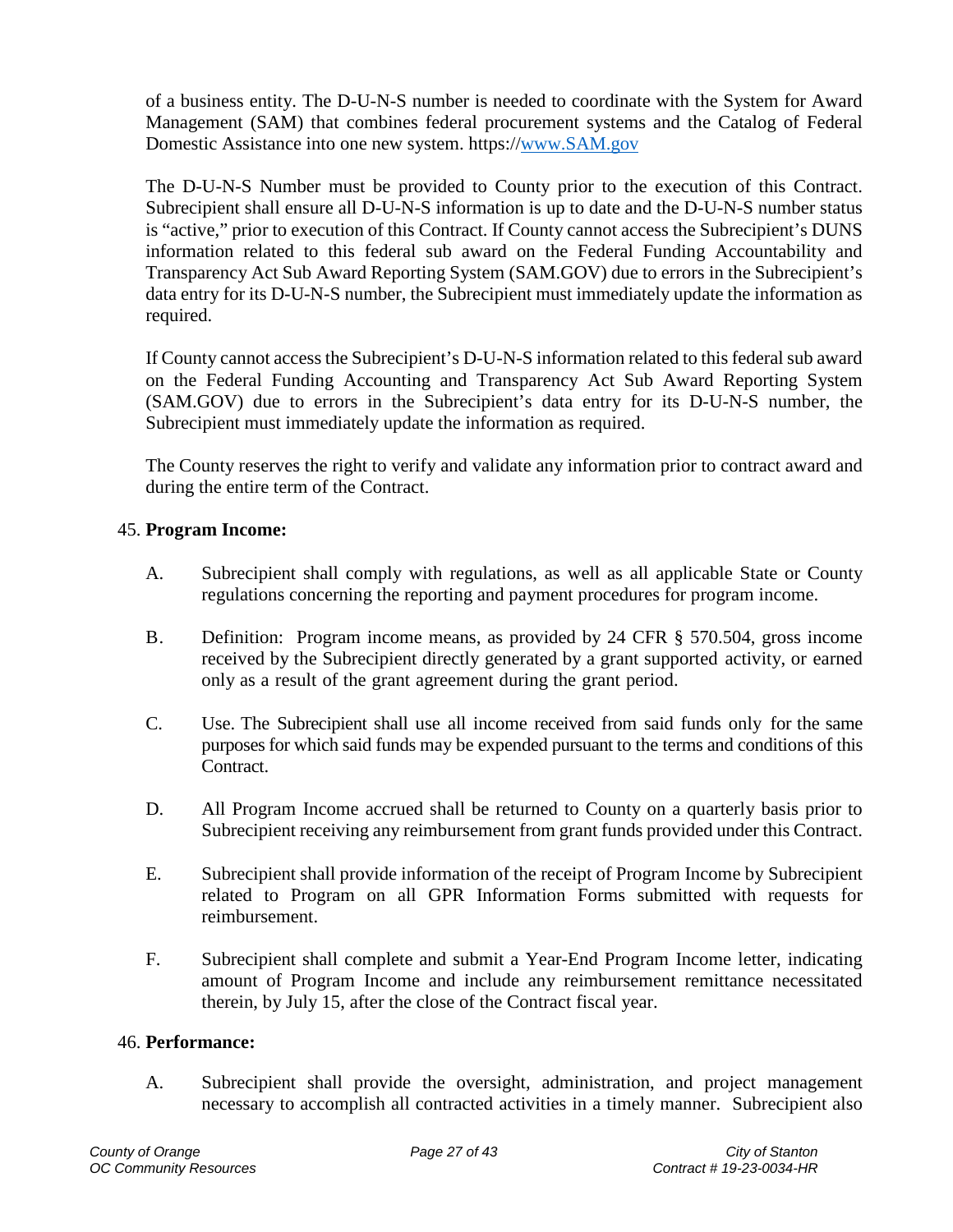of a business entity. The D-U-N-S number is needed to coordinate with the System for Award Management (SAM) that combines federal procurement systems and the Catalog of Federal Domestic Assistance into one new system. https://www.SAM.gov

The D-U-N-S Number must be provided to County prior to the execution of this Contract. Subrecipient shall ensure all D-U-N-S information is up to date and the D-U-N-S number status is "active," prior to execution of this Contract. If County cannot access the Subrecipient's DUNS information related to this federal sub award on the Federal Funding Accountability and Transparency Act Sub Award Reporting System (SAM.GOV) due to errors in the Subrecipient's data entry for its D-U-N-S number, the Subrecipient must immediately update the information as required.

If County cannot access the Subrecipient's D-U-N-S information related to this federal sub award on the Federal Funding Accounting and Transparency Act Sub Award Reporting System (SAM.GOV) due to errors in the Subrecipient's data entry for its D-U-N-S number, the Subrecipient must immediately update the information as required.

The County reserves the right to verify and validate any information prior to contract award and during the entire term of the Contract.

45. **Program Income:**

A. Subrecipient shall comply with regulations, as well as all applicable State or County regulations concerning the reporting and payment procedures for program income.

B. Definition: Program income means, as provided by 24 CFR § 570.504, gross income received by the Subrecipient directly generated by a grant supported activity, or earned only as a result of the grant agreement during the grant period.

C. Use. The Subrecipient shall use all income received from said funds only for the same purposes for which said funds may be expended pursuant to the terms and conditions of this Contract.

D. All Program Income accrued shall be returned to County on a quarterly basis prior to Subrecipient receiving any reimbursement from grant funds provided under this Contract.

E. Subrecipient shall provide information of the receipt of Program Income by Subrecipient related to Program on all GPR Information Forms submitted with requests for reimbursement.

F. Subrecipient shall complete and submit a Year-End Program Income letter, indicating amount of Program Income and include any reimbursement remittance necessitated therein, by July 15, after the close of the Contract fiscal year.

46. **Performance:**

A. Subrecipient shall provide the oversight, administration, and project management necessary to accomplish all contracted activities in a timely manner. Subrecipient also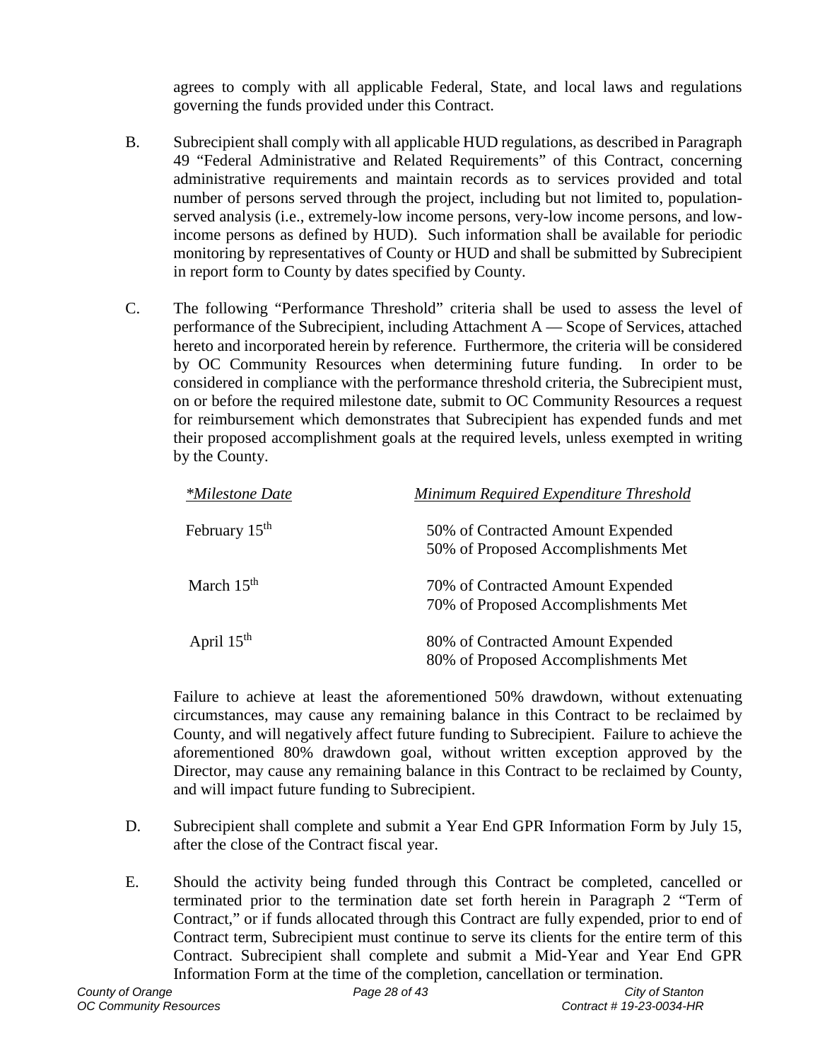agrees to comply with all applicable Federal, State, and local laws and regulations governing the funds provided under this Contract.

B. Subrecipient shall comply with all applicable HUD regulations, as described in Paragraph 49 "Federal Administrative and Related Requirements" of this Contract, concerning administrative requirements and maintain records as to services provided and total number of persons served through the project, including but not limited to, population-served analysis (i.e., extremely-low income persons, very-low income persons, and low-income persons as defined by HUD). Such information shall be available for periodic monitoring by representatives of County or HUD and shall be submitted by Subrecipient in report form to County by dates specified by County.

C. The following "Performance Threshold" criteria shall be used to assess the level of performance of the Subrecipient, including Attachment A — Scope of Services, attached hereto and incorporated herein by reference. Furthermore, the criteria will be considered by OC Community Resources when determining future funding. In order to be considered in compliance with the performance threshold criteria, the Subrecipient must, on or before the required milestone date, submit to OC Community Resources a request for reimbursement which demonstrates that Subrecipient has expended funds and met their proposed accomplishment goals at the required levels, unless exempted in writing by the County.

| *Milestone Date* | *Minimum Required Expenditure Threshold* |
|---|---|
| February 15th | 50% of Contracted Amount Expended<br>50% of Proposed Accomplishments Met |
| March 15th | 70% of Contracted Amount Expended<br>70% of Proposed Accomplishments Met |
| April 15th | 80% of Contracted Amount Expended<br>80% of Proposed Accomplishments Met |

Failure to achieve at least the aforementioned 50% drawdown, without extenuating circumstances, may cause any remaining balance in this Contract to be reclaimed by County, and will negatively affect future funding to Subrecipient. Failure to achieve the aforementioned 80% drawdown goal, without written exception approved by the Director, may cause any remaining balance in this Contract to be reclaimed by County, and will impact future funding to Subrecipient.

D. Subrecipient shall complete and submit a Year End GPR Information Form by July 15, after the close of the Contract fiscal year.

E. Should the activity being funded through this Contract be completed, cancelled or terminated prior to the termination date set forth herein in Paragraph 2 "Term of Contract," or if funds allocated through this Contract are fully expended, prior to end of Contract term, Subrecipient must continue to serve its clients for the entire term of this Contract. Subrecipient shall complete and submit a Mid-Year and Year End GPR Information Form at the time of the completion, cancellation or termination.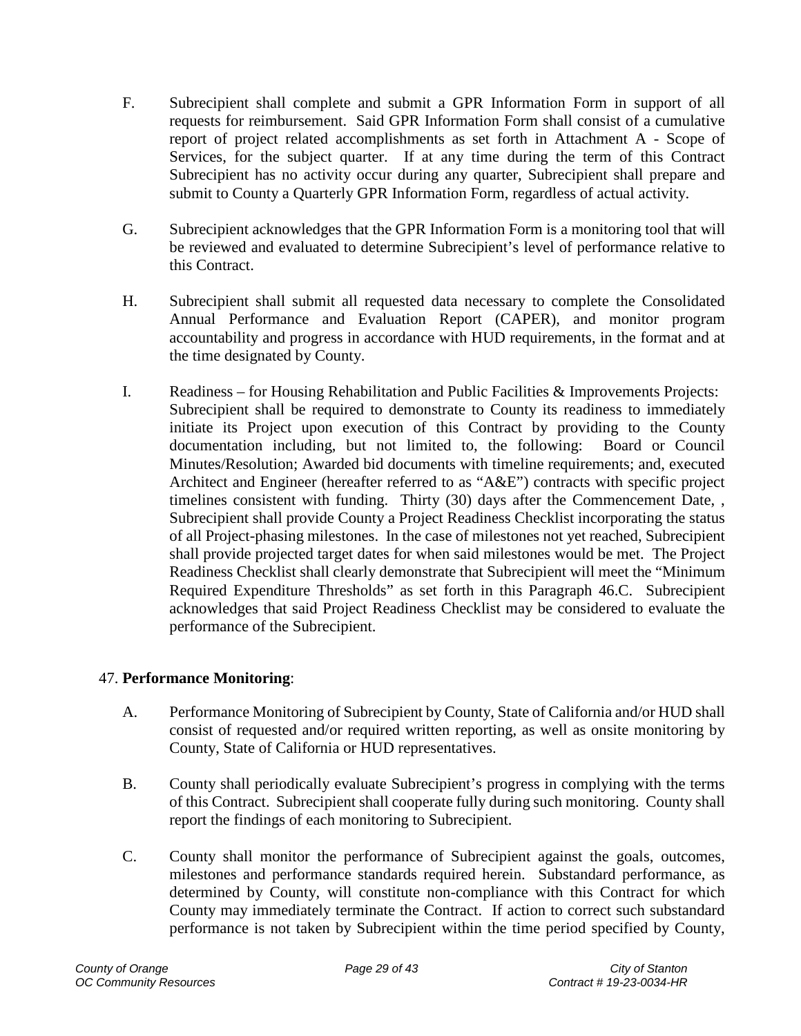F. Subrecipient shall complete and submit a GPR Information Form in support of all requests for reimbursement. Said GPR Information Form shall consist of a cumulative report of project related accomplishments as set forth in Attachment A - Scope of Services, for the subject quarter. If at any time during the term of this Contract Subrecipient has no activity occur during any quarter, Subrecipient shall prepare and submit to County a Quarterly GPR Information Form, regardless of actual activity.

G. Subrecipient acknowledges that the GPR Information Form is a monitoring tool that will be reviewed and evaluated to determine Subrecipient's level of performance relative to this Contract.

H. Subrecipient shall submit all requested data necessary to complete the Consolidated Annual Performance and Evaluation Report (CAPER), and monitor program accountability and progress in accordance with HUD requirements, in the format and at the time designated by County.

I. Readiness – for Housing Rehabilitation and Public Facilities & Improvements Projects: Subrecipient shall be required to demonstrate to County its readiness to immediately initiate its Project upon execution of this Contract by providing to the County documentation including, but not limited to, the following: Board or Council Minutes/Resolution; Awarded bid documents with timeline requirements; and, executed Architect and Engineer (hereafter referred to as "A&E") contracts with specific project timelines consistent with funding. Thirty (30) days after the Commencement Date, , Subrecipient shall provide County a Project Readiness Checklist incorporating the status of all Project-phasing milestones. In the case of milestones not yet reached, Subrecipient shall provide projected target dates for when said milestones would be met. The Project Readiness Checklist shall clearly demonstrate that Subrecipient will meet the "Minimum Required Expenditure Thresholds" as set forth in this Paragraph 46.C. Subrecipient acknowledges that said Project Readiness Checklist may be considered to evaluate the performance of the Subrecipient.

47. **Performance Monitoring**:

A. Performance Monitoring of Subrecipient by County, State of California and/or HUD shall consist of requested and/or required written reporting, as well as onsite monitoring by County, State of California or HUD representatives.

B. County shall periodically evaluate Subrecipient's progress in complying with the terms of this Contract. Subrecipient shall cooperate fully during such monitoring. County shall report the findings of each monitoring to Subrecipient.

C. County shall monitor the performance of Subrecipient against the goals, outcomes, milestones and performance standards required herein. Substandard performance, as determined by County, will constitute non-compliance with this Contract for which County may immediately terminate the Contract. If action to correct such substandard performance is not taken by Subrecipient within the time period specified by County,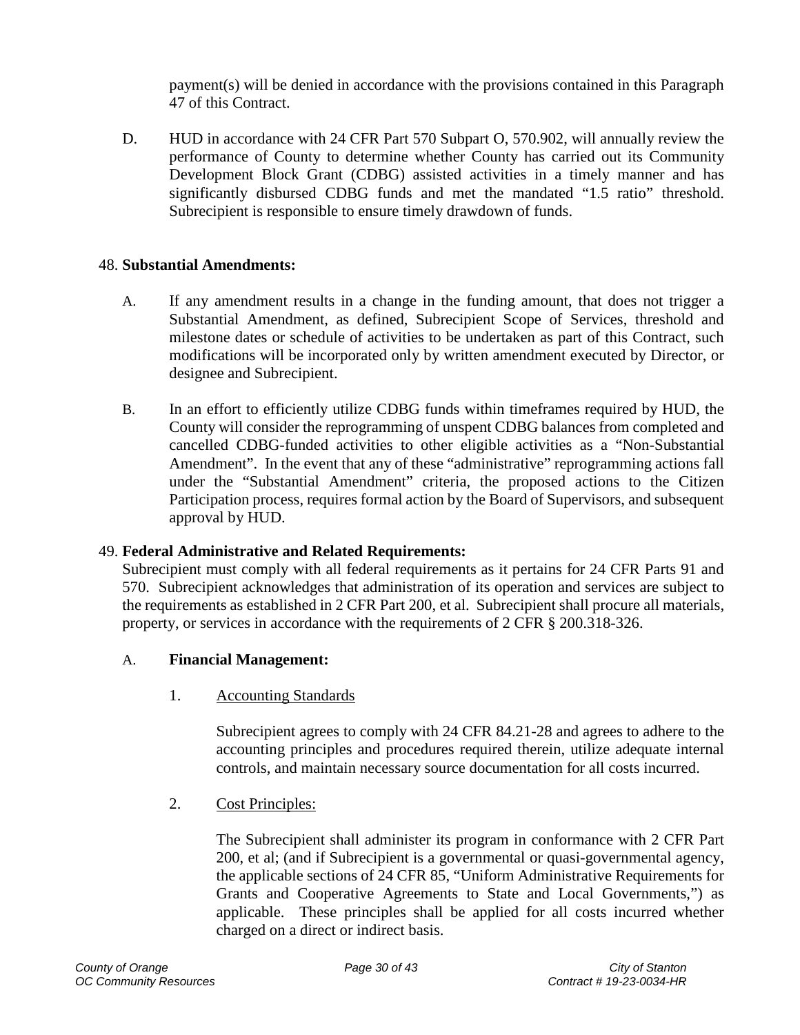payment(s) will be denied in accordance with the provisions contained in this Paragraph 47 of this Contract.

D. HUD in accordance with 24 CFR Part 570 Subpart O, 570.902, will annually review the performance of County to determine whether County has carried out its Community Development Block Grant (CDBG) assisted activities in a timely manner and has significantly disbursed CDBG funds and met the mandated "1.5 ratio" threshold. Subrecipient is responsible to ensure timely drawdown of funds.

48. **Substantial Amendments:**

A. If any amendment results in a change in the funding amount, that does not trigger a Substantial Amendment, as defined, Subrecipient Scope of Services, threshold and milestone dates or schedule of activities to be undertaken as part of this Contract, such modifications will be incorporated only by written amendment executed by Director, or designee and Subrecipient.

B. In an effort to efficiently utilize CDBG funds within timeframes required by HUD, the County will consider the reprogramming of unspent CDBG balances from completed and cancelled CDBG-funded activities to other eligible activities as a "Non-Substantial Amendment". In the event that any of these "administrative" reprogramming actions fall under the "Substantial Amendment" criteria, the proposed actions to the Citizen Participation process, requires formal action by the Board of Supervisors, and subsequent approval by HUD.

49. **Federal Administrative and Related Requirements:**
Subrecipient must comply with all federal requirements as it pertains for 24 CFR Parts 91 and 570. Subrecipient acknowledges that administration of its operation and services are subject to the requirements as established in 2 CFR Part 200, et al. Subrecipient shall procure all materials, property, or services in accordance with the requirements of 2 CFR § 200.318-326.

A. **Financial Management:**

1. Accounting Standards

Subrecipient agrees to comply with 24 CFR 84.21-28 and agrees to adhere to the accounting principles and procedures required therein, utilize adequate internal controls, and maintain necessary source documentation for all costs incurred.

2. Cost Principles:

The Subrecipient shall administer its program in conformance with 2 CFR Part 200, et al; (and if Subrecipient is a governmental or quasi-governmental agency, the applicable sections of 24 CFR 85, "Uniform Administrative Requirements for Grants and Cooperative Agreements to State and Local Governments,") as applicable. These principles shall be applied for all costs incurred whether charged on a direct or indirect basis.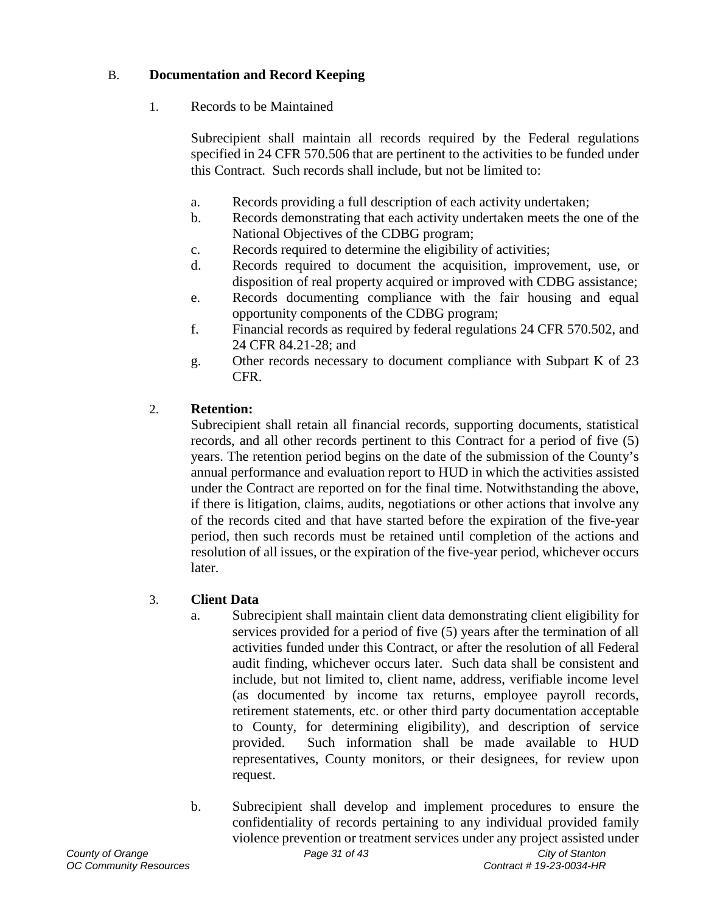### B. **Documentation and Record Keeping**

1. Records to be Maintained

   Subrecipient shall maintain all records required by the Federal regulations specified in 24 CFR 570.506 that are pertinent to the activities to be funded under this Contract. Such records shall include, but not be limited to:

   a. Records providing a full description of each activity undertaken;
   b. Records demonstrating that each activity undertaken meets the one of the National Objectives of the CDBG program;
   c. Records required to determine the eligibility of activities;
   d. Records required to document the acquisition, improvement, use, or disposition of real property acquired or improved with CDBG assistance;
   e. Records documenting compliance with the fair housing and equal opportunity components of the CDBG program;
   f. Financial records as required by federal regulations 24 CFR 570.502, and 24 CFR 84.21-28; and
   g. Other records necessary to document compliance with Subpart K of 23 CFR.

2. **Retention:**
   Subrecipient shall retain all financial records, supporting documents, statistical records, and all other records pertinent to this Contract for a period of five (5) years. The retention period begins on the date of the submission of the County's annual performance and evaluation report to HUD in which the activities assisted under the Contract are reported on for the final time. Notwithstanding the above, if there is litigation, claims, audits, negotiations or other actions that involve any of the records cited and that have started before the expiration of the five-year period, then such records must be retained until completion of the actions and resolution of all issues, or the expiration of the five-year period, whichever occurs later.

3. **Client Data**

   a. Subrecipient shall maintain client data demonstrating client eligibility for services provided for a period of five (5) years after the termination of all activities funded under this Contract, or after the resolution of all Federal audit finding, whichever occurs later. Such data shall be consistent and include, but not limited to, client name, address, verifiable income level (as documented by income tax returns, employee payroll records, retirement statements, etc. or other third party documentation acceptable to County, for determining eligibility), and description of service provided. Such information shall be made available to HUD representatives, County monitors, or their designees, for review upon request.

   b. Subrecipient shall develop and implement procedures to ensure the confidentiality of records pertaining to any individual provided family violence prevention or treatment services under any project assisted under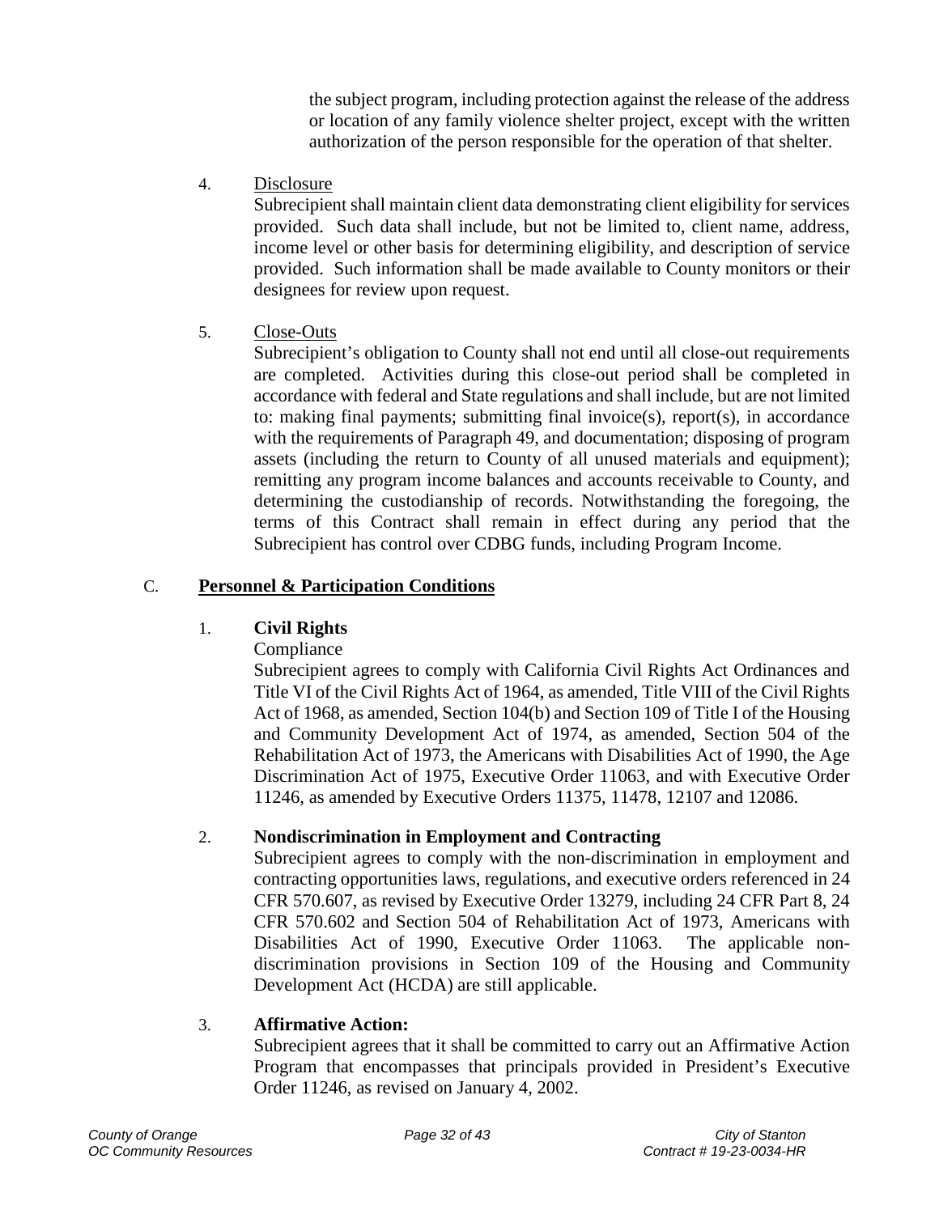the subject program, including protection against the release of the address or location of any family violence shelter project, except with the written authorization of the person responsible for the operation of that shelter.

4. Disclosure

Subrecipient shall maintain client data demonstrating client eligibility for services provided. Such data shall include, but not be limited to, client name, address, income level or other basis for determining eligibility, and description of service provided. Such information shall be made available to County monitors or their designees for review upon request.

5. Close-Outs

Subrecipient's obligation to County shall not end until all close-out requirements are completed. Activities during this close-out period shall be completed in accordance with federal and State regulations and shall include, but are not limited to: making final payments; submitting final invoice(s), report(s), in accordance with the requirements of Paragraph 49, and documentation; disposing of program assets (including the return to County of all unused materials and equipment); remitting any program income balances and accounts receivable to County, and determining the custodianship of records. Notwithstanding the foregoing, the terms of this Contract shall remain in effect during any period that the Subrecipient has control over CDBG funds, including Program Income.

## C. Personnel & Participation Conditions

### 1. Civil Rights

Compliance

Subrecipient agrees to comply with California Civil Rights Act Ordinances and Title VI of the Civil Rights Act of 1964, as amended, Title VIII of the Civil Rights Act of 1968, as amended, Section 104(b) and Section 109 of Title I of the Housing and Community Development Act of 1974, as amended, Section 504 of the Rehabilitation Act of 1973, the Americans with Disabilities Act of 1990, the Age Discrimination Act of 1975, Executive Order 11063, and with Executive Order 11246, as amended by Executive Orders 11375, 11478, 12107 and 12086.

### 2. Nondiscrimination in Employment and Contracting

Subrecipient agrees to comply with the non-discrimination in employment and contracting opportunities laws, regulations, and executive orders referenced in 24 CFR 570.607, as revised by Executive Order 13279, including 24 CFR Part 8, 24 CFR 570.602 and Section 504 of Rehabilitation Act of 1973, Americans with Disabilities Act of 1990, Executive Order 11063. The applicable non-discrimination provisions in Section 109 of the Housing and Community Development Act (HCDA) are still applicable.

### 3. Affirmative Action:

Subrecipient agrees that it shall be committed to carry out an Affirmative Action Program that encompasses that principals provided in President's Executive Order 11246, as revised on January 4, 2002.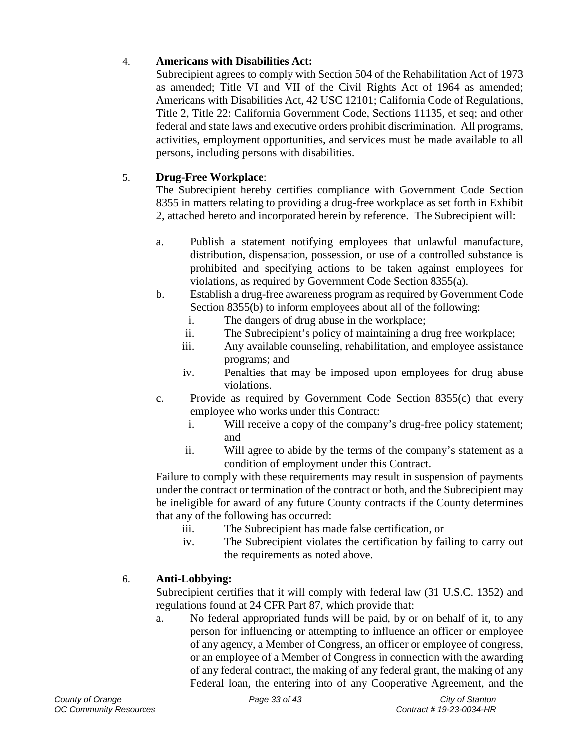4. **Americans with Disabilities Act:**

   Subrecipient agrees to comply with Section 504 of the Rehabilitation Act of 1973 as amended; Title VI and VII of the Civil Rights Act of 1964 as amended; Americans with Disabilities Act, 42 USC 12101; California Code of Regulations, Title 2, Title 22: California Government Code, Sections 11135, et seq; and other federal and state laws and executive orders prohibit discrimination. All programs, activities, employment opportunities, and services must be made available to all persons, including persons with disabilities.

5. **Drug-Free Workplace**:

   The Subrecipient hereby certifies compliance with Government Code Section 8355 in matters relating to providing a drug-free workplace as set forth in Exhibit 2, attached hereto and incorporated herein by reference. The Subrecipient will:

   a. Publish a statement notifying employees that unlawful manufacture, distribution, dispensation, possession, or use of a controlled substance is prohibited and specifying actions to be taken against employees for violations, as required by Government Code Section 8355(a).
   b. Establish a drug-free awareness program as required by Government Code Section 8355(b) to inform employees about all of the following:
      i. The dangers of drug abuse in the workplace;
      ii. The Subrecipient's policy of maintaining a drug free workplace;
      iii. Any available counseling, rehabilitation, and employee assistance programs; and
      iv. Penalties that may be imposed upon employees for drug abuse violations.
   c. Provide as required by Government Code Section 8355(c) that every employee who works under this Contract:
      i. Will receive a copy of the company's drug-free policy statement; and
      ii. Will agree to abide by the terms of the company's statement as a condition of employment under this Contract.

   Failure to comply with these requirements may result in suspension of payments under the contract or termination of the contract or both, and the Subrecipient may be ineligible for award of any future County contracts if the County determines that any of the following has occurred:

      iii. The Subrecipient has made false certification, or
      iv. The Subrecipient violates the certification by failing to carry out the requirements as noted above.

6. **Anti-Lobbying:**

   Subrecipient certifies that it will comply with federal law (31 U.S.C. 1352) and regulations found at 24 CFR Part 87, which provide that:

   a. No federal appropriated funds will be paid, by or on behalf of it, to any person for influencing or attempting to influence an officer or employee of any agency, a Member of Congress, an officer or employee of congress, or an employee of a Member of Congress in connection with the awarding of any federal contract, the making of any federal grant, the making of any Federal loan, the entering into of any Cooperative Agreement, and the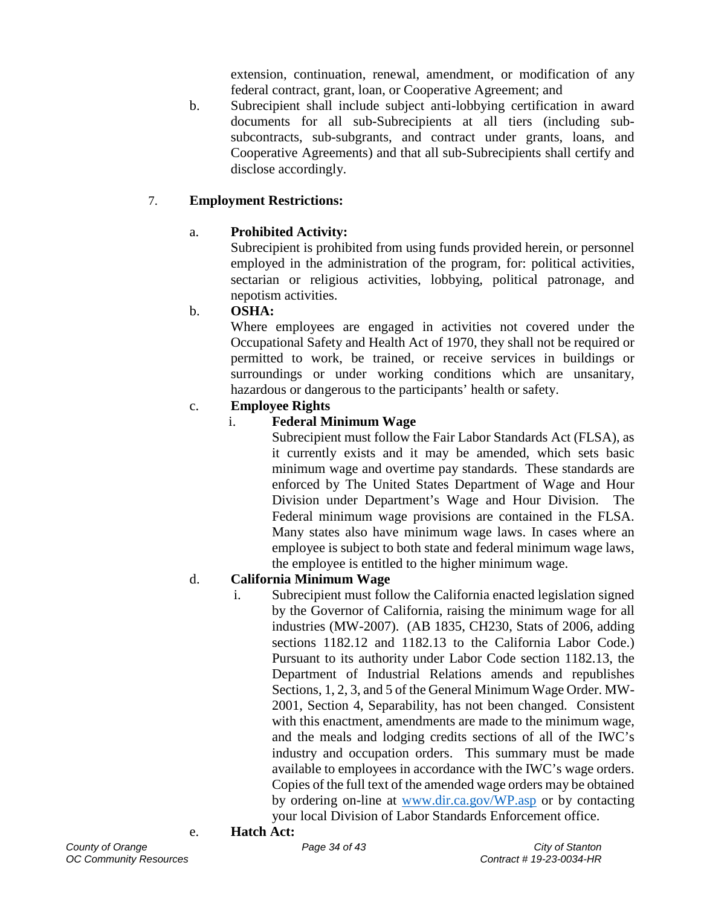extension, continuation, renewal, amendment, or modification of any federal contract, grant, loan, or Cooperative Agreement; and

b. Subrecipient shall include subject anti-lobbying certification in award documents for all sub-Subrecipients at all tiers (including sub-subcontracts, sub-subgrants, and contract under grants, loans, and Cooperative Agreements) and that all sub-Subrecipients shall certify and disclose accordingly.

7. **Employment Restrictions:**

a. **Prohibited Activity:**
Subrecipient is prohibited from using funds provided herein, or personnel employed in the administration of the program, for: political activities, sectarian or religious activities, lobbying, political patronage, and nepotism activities.

b. **OSHA:**
Where employees are engaged in activities not covered under the Occupational Safety and Health Act of 1970, they shall not be required or permitted to work, be trained, or receive services in buildings or surroundings or under working conditions which are unsanitary, hazardous or dangerous to the participants' health or safety.

c. **Employee Rights**

i. **Federal Minimum Wage**
Subrecipient must follow the Fair Labor Standards Act (FLSA), as it currently exists and it may be amended, which sets basic minimum wage and overtime pay standards. These standards are enforced by The United States Department of Wage and Hour Division under Department's Wage and Hour Division. The Federal minimum wage provisions are contained in the FLSA. Many states also have minimum wage laws. In cases where an employee is subject to both state and federal minimum wage laws, the employee is entitled to the higher minimum wage.

d. **California Minimum Wage**

i. Subrecipient must follow the California enacted legislation signed by the Governor of California, raising the minimum wage for all industries (MW-2007). (AB 1835, CH230, Stats of 2006, adding sections 1182.12 and 1182.13 to the California Labor Code.) Pursuant to its authority under Labor Code section 1182.13, the Department of Industrial Relations amends and republishes Sections, 1, 2, 3, and 5 of the General Minimum Wage Order. MW-2001, Section 4, Separability, has not been changed. Consistent with this enactment, amendments are made to the minimum wage, and the meals and lodging credits sections of all of the IWC's industry and occupation orders. This summary must be made available to employees in accordance with the IWC's wage orders. Copies of the full text of the amended wage orders may be obtained by ordering on-line at www.dir.ca.gov/WP.asp or by contacting your local Division of Labor Standards Enforcement office.

e. **Hatch Act:**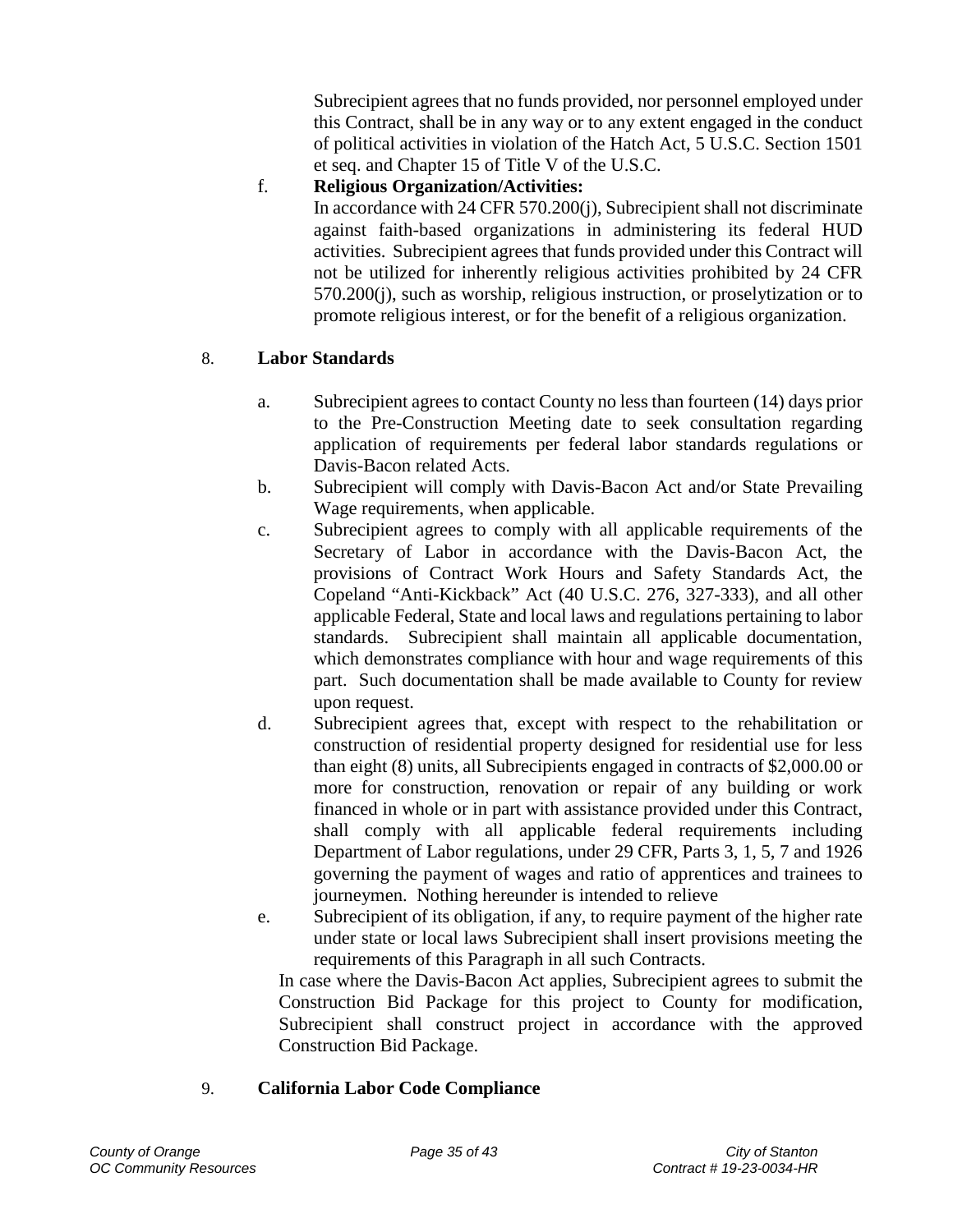Subrecipient agrees that no funds provided, nor personnel employed under this Contract, shall be in any way or to any extent engaged in the conduct of political activities in violation of the Hatch Act, 5 U.S.C. Section 1501 et seq. and Chapter 15 of Title V of the U.S.C.

f. **Religious Organization/Activities:**
In accordance with 24 CFR 570.200(j), Subrecipient shall not discriminate against faith-based organizations in administering its federal HUD activities. Subrecipient agrees that funds provided under this Contract will not be utilized for inherently religious activities prohibited by 24 CFR 570.200(j), such as worship, religious instruction, or proselytization or to promote religious interest, or for the benefit of a religious organization.

8. **Labor Standards**

a. Subrecipient agrees to contact County no less than fourteen (14) days prior to the Pre-Construction Meeting date to seek consultation regarding application of requirements per federal labor standards regulations or Davis-Bacon related Acts.

b. Subrecipient will comply with Davis-Bacon Act and/or State Prevailing Wage requirements, when applicable.

c. Subrecipient agrees to comply with all applicable requirements of the Secretary of Labor in accordance with the Davis-Bacon Act, the provisions of Contract Work Hours and Safety Standards Act, the Copeland "Anti-Kickback" Act (40 U.S.C. 276, 327-333), and all other applicable Federal, State and local laws and regulations pertaining to labor standards. Subrecipient shall maintain all applicable documentation, which demonstrates compliance with hour and wage requirements of this part. Such documentation shall be made available to County for review upon request.

d. Subrecipient agrees that, except with respect to the rehabilitation or construction of residential property designed for residential use for less than eight (8) units, all Subrecipients engaged in contracts of $2,000.00 or more for construction, renovation or repair of any building or work financed in whole or in part with assistance provided under this Contract, shall comply with all applicable federal requirements including Department of Labor regulations, under 29 CFR, Parts 3, 1, 5, 7 and 1926 governing the payment of wages and ratio of apprentices and trainees to journeymen. Nothing hereunder is intended to relieve

e. Subrecipient of its obligation, if any, to require payment of the higher rate under state or local laws Subrecipient shall insert provisions meeting the requirements of this Paragraph in all such Contracts.

In case where the Davis-Bacon Act applies, Subrecipient agrees to submit the Construction Bid Package for this project to County for modification, Subrecipient shall construct project in accordance with the approved Construction Bid Package.

9. **California Labor Code Compliance**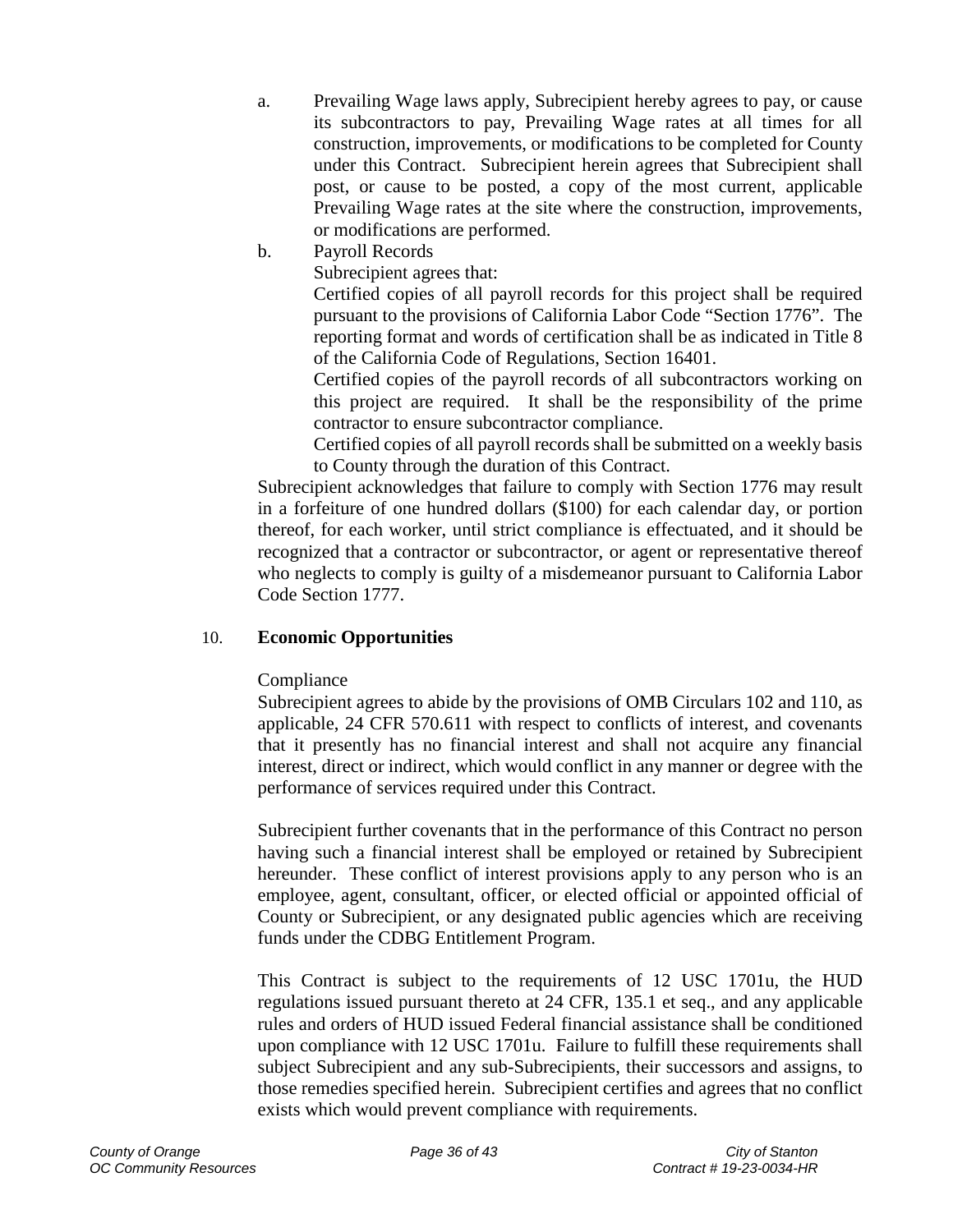a. Prevailing Wage laws apply, Subrecipient hereby agrees to pay, or cause its subcontractors to pay, Prevailing Wage rates at all times for all construction, improvements, or modifications to be completed for County under this Contract. Subrecipient herein agrees that Subrecipient shall post, or cause to be posted, a copy of the most current, applicable Prevailing Wage rates at the site where the construction, improvements, or modifications are performed.

b. Payroll Records

   Subrecipient agrees that:

   Certified copies of all payroll records for this project shall be required pursuant to the provisions of California Labor Code "Section 1776". The reporting format and words of certification shall be as indicated in Title 8 of the California Code of Regulations, Section 16401.

   Certified copies of the payroll records of all subcontractors working on this project are required. It shall be the responsibility of the prime contractor to ensure subcontractor compliance.

   Certified copies of all payroll records shall be submitted on a weekly basis to County through the duration of this Contract.

Subrecipient acknowledges that failure to comply with Section 1776 may result in a forfeiture of one hundred dollars ($100) for each calendar day, or portion thereof, for each worker, until strict compliance is effectuated, and it should be recognized that a contractor or subcontractor, or agent or representative thereof who neglects to comply is guilty of a misdemeanor pursuant to California Labor Code Section 1777.

10. **Economic Opportunities**

Compliance

Subrecipient agrees to abide by the provisions of OMB Circulars 102 and 110, as applicable, 24 CFR 570.611 with respect to conflicts of interest, and covenants that it presently has no financial interest and shall not acquire any financial interest, direct or indirect, which would conflict in any manner or degree with the performance of services required under this Contract.

Subrecipient further covenants that in the performance of this Contract no person having such a financial interest shall be employed or retained by Subrecipient hereunder. These conflict of interest provisions apply to any person who is an employee, agent, consultant, officer, or elected official or appointed official of County or Subrecipient, or any designated public agencies which are receiving funds under the CDBG Entitlement Program.

This Contract is subject to the requirements of 12 USC 1701u, the HUD regulations issued pursuant thereto at 24 CFR, 135.1 et seq., and any applicable rules and orders of HUD issued Federal financial assistance shall be conditioned upon compliance with 12 USC 1701u. Failure to fulfill these requirements shall subject Subrecipient and any sub-Subrecipients, their successors and assigns, to those remedies specified herein. Subrecipient certifies and agrees that no conflict exists which would prevent compliance with requirements.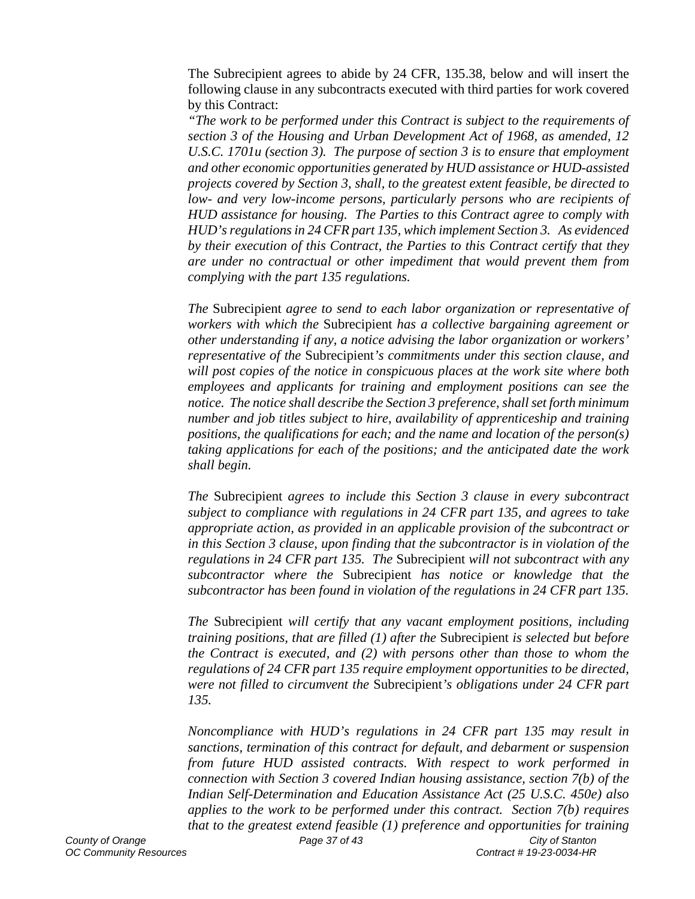The Subrecipient agrees to abide by 24 CFR, 135.38, below and will insert the following clause in any subcontracts executed with third parties for work covered by this Contract:

*"The work to be performed under this Contract is subject to the requirements of section 3 of the Housing and Urban Development Act of 1968, as amended, 12 U.S.C. 1701u (section 3). The purpose of section 3 is to ensure that employment and other economic opportunities generated by HUD assistance or HUD-assisted projects covered by Section 3, shall, to the greatest extent feasible, be directed to low- and very low-income persons, particularly persons who are recipients of HUD assistance for housing. The Parties to this Contract agree to comply with HUD's regulations in 24 CFR part 135, which implement Section 3. As evidenced by their execution of this Contract, the Parties to this Contract certify that they are under no contractual or other impediment that would prevent them from complying with the part 135 regulations.*

*The* Subrecipient *agree to send to each labor organization or representative of workers with which the* Subrecipient *has a collective bargaining agreement or other understanding if any, a notice advising the labor organization or workers' representative of the* Subrecipient*'s commitments under this section clause, and will post copies of the notice in conspicuous places at the work site where both employees and applicants for training and employment positions can see the notice. The notice shall describe the Section 3 preference, shall set forth minimum number and job titles subject to hire, availability of apprenticeship and training positions, the qualifications for each; and the name and location of the person(s) taking applications for each of the positions; and the anticipated date the work shall begin.*

*The* Subrecipient *agrees to include this Section 3 clause in every subcontract subject to compliance with regulations in 24 CFR part 135, and agrees to take appropriate action, as provided in an applicable provision of the subcontract or in this Section 3 clause, upon finding that the subcontractor is in violation of the regulations in 24 CFR part 135. The* Subrecipient *will not subcontract with any subcontractor where the* Subrecipient *has notice or knowledge that the subcontractor has been found in violation of the regulations in 24 CFR part 135.*

*The* Subrecipient *will certify that any vacant employment positions, including training positions, that are filled (1) after the* Subrecipient *is selected but before the Contract is executed, and (2) with persons other than those to whom the regulations of 24 CFR part 135 require employment opportunities to be directed, were not filled to circumvent the* Subrecipient*'s obligations under 24 CFR part 135.*

*Noncompliance with HUD's regulations in 24 CFR part 135 may result in sanctions, termination of this contract for default, and debarment or suspension from future HUD assisted contracts. With respect to work performed in connection with Section 3 covered Indian housing assistance, section 7(b) of the Indian Self-Determination and Education Assistance Act (25 U.S.C. 450e) also applies to the work to be performed under this contract. Section 7(b) requires that to the greatest extend feasible (1) preference and opportunities for training*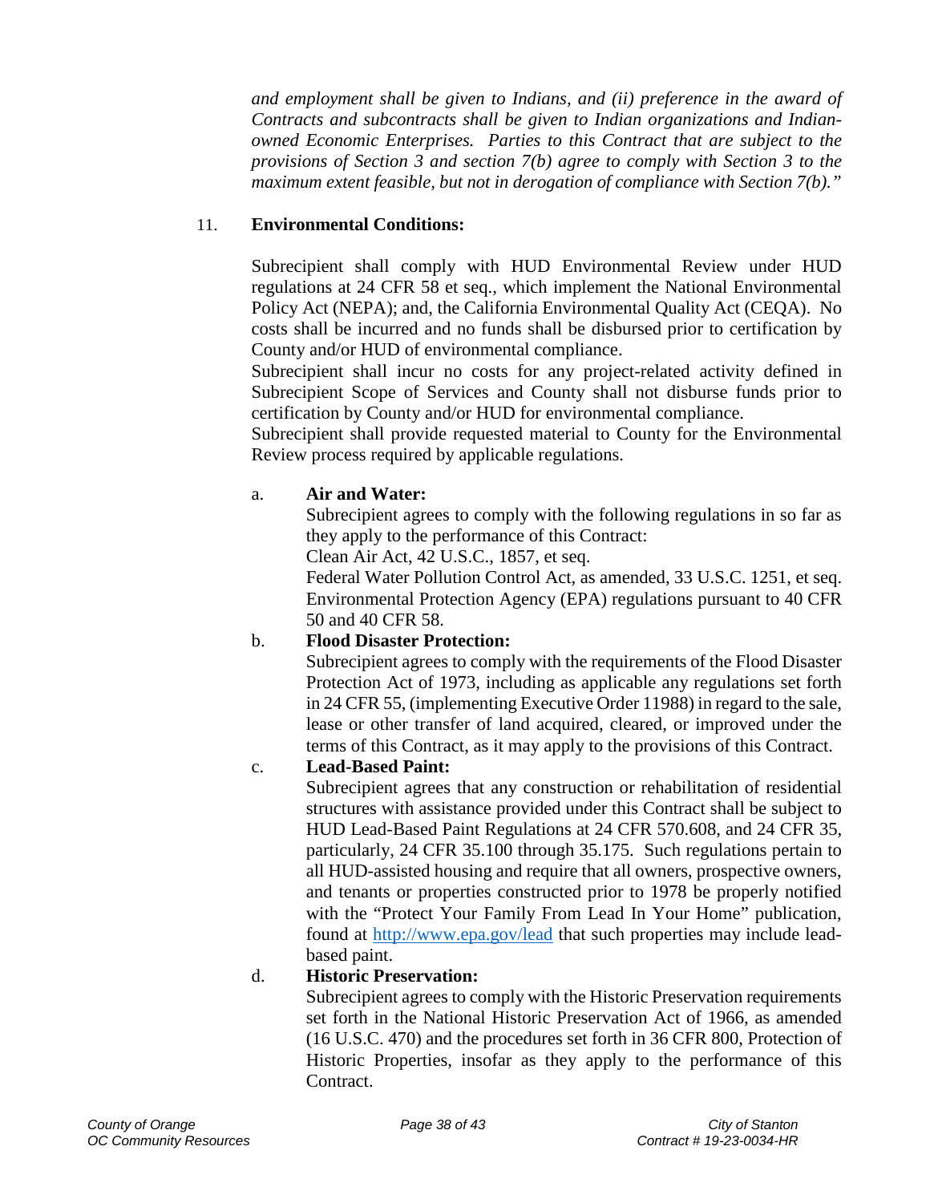*and employment shall be given to Indians, and (ii) preference in the award of Contracts and subcontracts shall be given to Indian organizations and Indian-owned Economic Enterprises. Parties to this Contract that are subject to the provisions of Section 3 and section 7(b) agree to comply with Section 3 to the maximum extent feasible, but not in derogation of compliance with Section 7(b)."*

11. **Environmental Conditions:**

Subrecipient shall comply with HUD Environmental Review under HUD regulations at 24 CFR 58 et seq., which implement the National Environmental Policy Act (NEPA); and, the California Environmental Quality Act (CEQA). No costs shall be incurred and no funds shall be disbursed prior to certification by County and/or HUD of environmental compliance.

Subrecipient shall incur no costs for any project-related activity defined in Subrecipient Scope of Services and County shall not disburse funds prior to certification by County and/or HUD for environmental compliance.

Subrecipient shall provide requested material to County for the Environmental Review process required by applicable regulations.

a. **Air and Water:**
Subrecipient agrees to comply with the following regulations in so far as they apply to the performance of this Contract:
Clean Air Act, 42 U.S.C., 1857, et seq.
Federal Water Pollution Control Act, as amended, 33 U.S.C. 1251, et seq.
Environmental Protection Agency (EPA) regulations pursuant to 40 CFR 50 and 40 CFR 58.

b. **Flood Disaster Protection:**
Subrecipient agrees to comply with the requirements of the Flood Disaster Protection Act of 1973, including as applicable any regulations set forth in 24 CFR 55, (implementing Executive Order 11988) in regard to the sale, lease or other transfer of land acquired, cleared, or improved under the terms of this Contract, as it may apply to the provisions of this Contract.

c. **Lead-Based Paint:**
Subrecipient agrees that any construction or rehabilitation of residential structures with assistance provided under this Contract shall be subject to HUD Lead-Based Paint Regulations at 24 CFR 570.608, and 24 CFR 35, particularly, 24 CFR 35.100 through 35.175. Such regulations pertain to all HUD-assisted housing and require that all owners, prospective owners, and tenants or properties constructed prior to 1978 be properly notified with the "Protect Your Family From Lead In Your Home" publication, found at [http://www.epa.gov/lead](http://www.epa.gov/lead) that such properties may include lead-based paint.

d. **Historic Preservation:**
Subrecipient agrees to comply with the Historic Preservation requirements set forth in the National Historic Preservation Act of 1966, as amended (16 U.S.C. 470) and the procedures set forth in 36 CFR 800, Protection of Historic Properties, insofar as they apply to the performance of this Contract.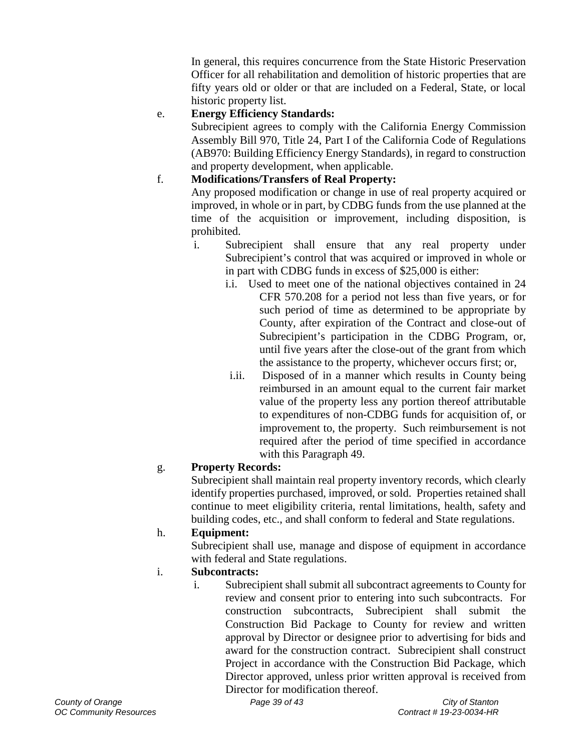In general, this requires concurrence from the State Historic Preservation Officer for all rehabilitation and demolition of historic properties that are fifty years old or older or that are included on a Federal, State, or local historic property list.

e. **Energy Efficiency Standards:**
Subrecipient agrees to comply with the California Energy Commission Assembly Bill 970, Title 24, Part I of the California Code of Regulations (AB970: Building Efficiency Energy Standards), in regard to construction and property development, when applicable.

f. **Modifications/Transfers of Real Property:**
Any proposed modification or change in use of real property acquired or improved, in whole or in part, by CDBG funds from the use planned at the time of the acquisition or improvement, including disposition, is prohibited.

i. Subrecipient shall ensure that any real property under Subrecipient's control that was acquired or improved in whole or in part with CDBG funds in excess of $25,000 is either:

i.i. Used to meet one of the national objectives contained in 24 CFR 570.208 for a period not less than five years, or for such period of time as determined to be appropriate by County, after expiration of the Contract and close-out of Subrecipient's participation in the CDBG Program, or, until five years after the close-out of the grant from which the assistance to the property, whichever occurs first; or,

i.ii. Disposed of in a manner which results in County being reimbursed in an amount equal to the current fair market value of the property less any portion thereof attributable to expenditures of non-CDBG funds for acquisition of, or improvement to, the property. Such reimbursement is not required after the period of time specified in accordance with this Paragraph 49.

g. **Property Records:**
Subrecipient shall maintain real property inventory records, which clearly identify properties purchased, improved, or sold. Properties retained shall continue to meet eligibility criteria, rental limitations, health, safety and building codes, etc., and shall conform to federal and State regulations.

h. **Equipment:**
Subrecipient shall use, manage and dispose of equipment in accordance with federal and State regulations.

i. **Subcontracts:**

i. Subrecipient shall submit all subcontract agreements to County for review and consent prior to entering into such subcontracts. For construction subcontracts, Subrecipient shall submit the Construction Bid Package to County for review and written approval by Director or designee prior to advertising for bids and award for the construction contract. Subrecipient shall construct Project in accordance with the Construction Bid Package, which Director approved, unless prior written approval is received from Director for modification thereof.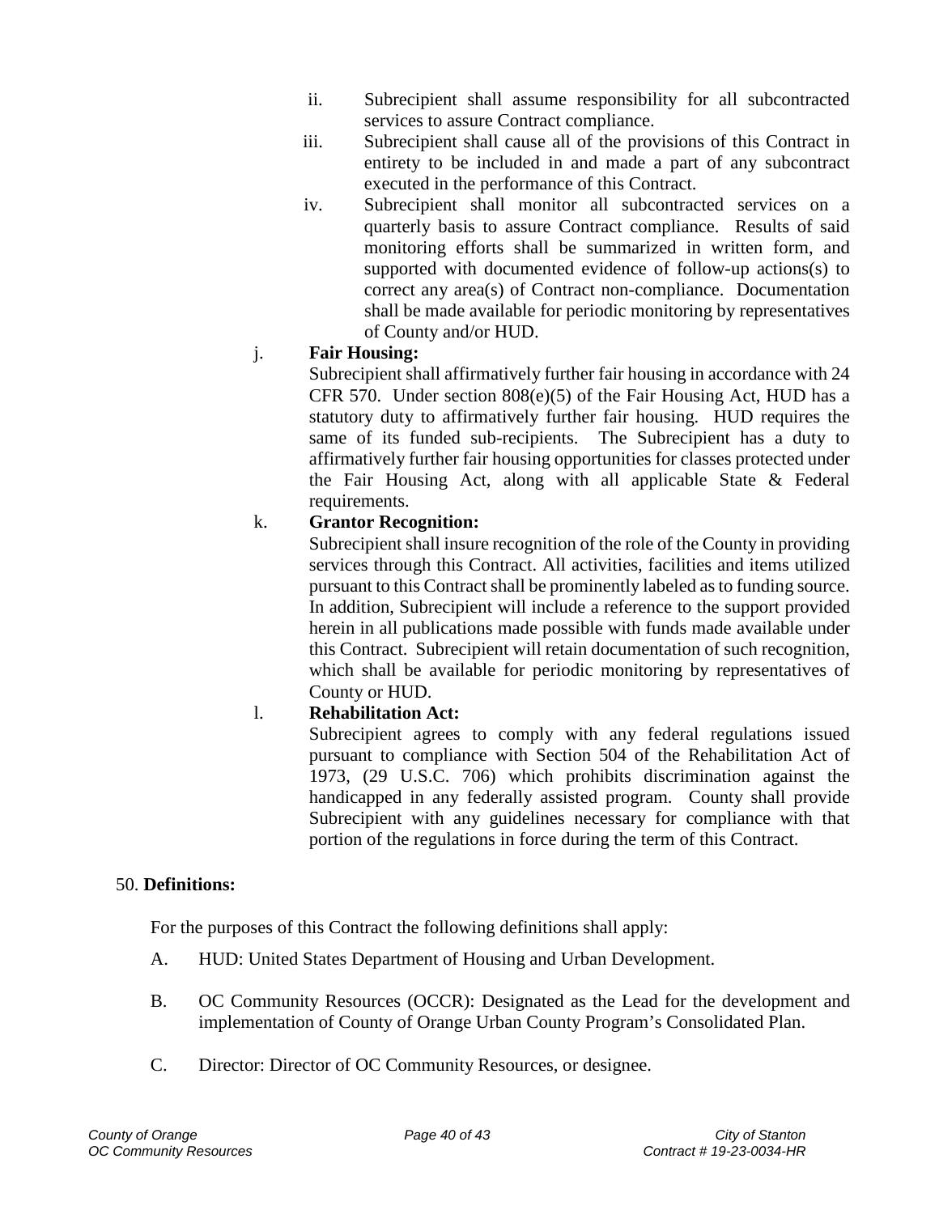ii. Subrecipient shall assume responsibility for all subcontracted services to assure Contract compliance.

iii. Subrecipient shall cause all of the provisions of this Contract in entirety to be included in and made a part of any subcontract executed in the performance of this Contract.

iv. Subrecipient shall monitor all subcontracted services on a quarterly basis to assure Contract compliance. Results of said monitoring efforts shall be summarized in written form, and supported with documented evidence of follow-up actions(s) to correct any area(s) of Contract non-compliance. Documentation shall be made available for periodic monitoring by representatives of County and/or HUD.

j. **Fair Housing:**

Subrecipient shall affirmatively further fair housing in accordance with 24 CFR 570. Under section 808(e)(5) of the Fair Housing Act, HUD has a statutory duty to affirmatively further fair housing. HUD requires the same of its funded sub-recipients. The Subrecipient has a duty to affirmatively further fair housing opportunities for classes protected under the Fair Housing Act, along with all applicable State & Federal requirements.

k. **Grantor Recognition:**

Subrecipient shall insure recognition of the role of the County in providing services through this Contract. All activities, facilities and items utilized pursuant to this Contract shall be prominently labeled as to funding source. In addition, Subrecipient will include a reference to the support provided herein in all publications made possible with funds made available under this Contract. Subrecipient will retain documentation of such recognition, which shall be available for periodic monitoring by representatives of County or HUD.

l. **Rehabilitation Act:**

Subrecipient agrees to comply with any federal regulations issued pursuant to compliance with Section 504 of the Rehabilitation Act of 1973, (29 U.S.C. 706) which prohibits discrimination against the handicapped in any federally assisted program. County shall provide Subrecipient with any guidelines necessary for compliance with that portion of the regulations in force during the term of this Contract.

50. **Definitions:**

For the purposes of this Contract the following definitions shall apply:

A. HUD: United States Department of Housing and Urban Development.

B. OC Community Resources (OCCR): Designated as the Lead for the development and implementation of County of Orange Urban County Program's Consolidated Plan.

C. Director: Director of OC Community Resources, or designee.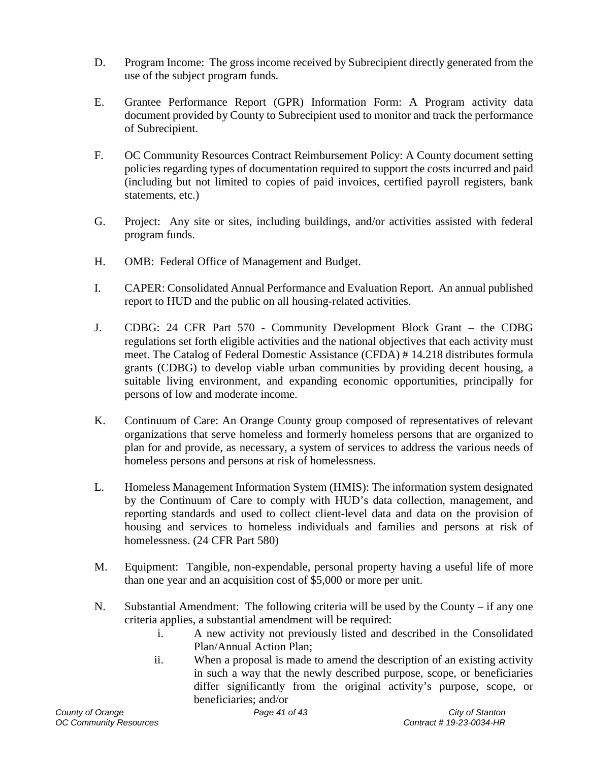D. Program Income: The gross income received by Subrecipient directly generated from the use of the subject program funds.

E. Grantee Performance Report (GPR) Information Form: A Program activity data document provided by County to Subrecipient used to monitor and track the performance of Subrecipient.

F. OC Community Resources Contract Reimbursement Policy: A County document setting policies regarding types of documentation required to support the costs incurred and paid (including but not limited to copies of paid invoices, certified payroll registers, bank statements, etc.)

G. Project: Any site or sites, including buildings, and/or activities assisted with federal program funds.

H. OMB: Federal Office of Management and Budget.

I. CAPER: Consolidated Annual Performance and Evaluation Report. An annual published report to HUD and the public on all housing-related activities.

J. CDBG: 24 CFR Part 570 - Community Development Block Grant – the CDBG regulations set forth eligible activities and the national objectives that each activity must meet. The Catalog of Federal Domestic Assistance (CFDA) # 14.218 distributes formula grants (CDBG) to develop viable urban communities by providing decent housing, a suitable living environment, and expanding economic opportunities, principally for persons of low and moderate income.

K. Continuum of Care: An Orange County group composed of representatives of relevant organizations that serve homeless and formerly homeless persons that are organized to plan for and provide, as necessary, a system of services to address the various needs of homeless persons and persons at risk of homelessness.

L. Homeless Management Information System (HMIS): The information system designated by the Continuum of Care to comply with HUD's data collection, management, and reporting standards and used to collect client-level data and data on the provision of housing and services to homeless individuals and families and persons at risk of homelessness. (24 CFR Part 580)

M. Equipment: Tangible, non-expendable, personal property having a useful life of more than one year and an acquisition cost of $5,000 or more per unit.

N. Substantial Amendment: The following criteria will be used by the County – if any one criteria applies, a substantial amendment will be required:

   i. A new activity not previously listed and described in the Consolidated Plan/Annual Action Plan;

   ii. When a proposal is made to amend the description of an existing activity in such a way that the newly described purpose, scope, or beneficiaries differ significantly from the original activity's purpose, scope, or beneficiaries; and/or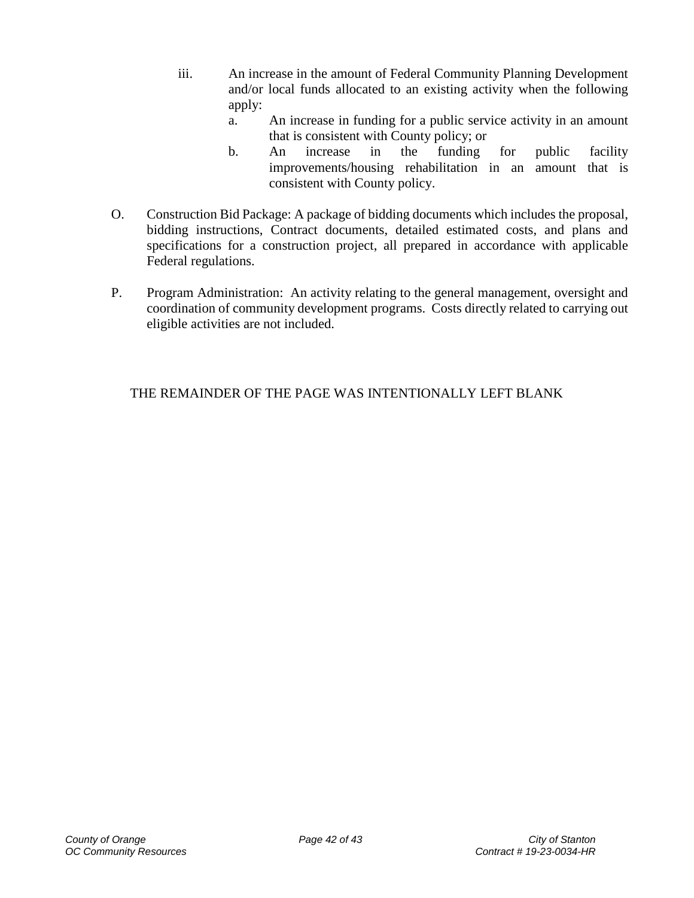iii. An increase in the amount of Federal Community Planning Development and/or local funds allocated to an existing activity when the following apply:

   a. An increase in funding for a public service activity in an amount that is consistent with County policy; or

   b. An increase in the funding for public facility improvements/housing rehabilitation in an amount that is consistent with County policy.

O. Construction Bid Package: A package of bidding documents which includes the proposal, bidding instructions, Contract documents, detailed estimated costs, and plans and specifications for a construction project, all prepared in accordance with applicable Federal regulations.

P. Program Administration: An activity relating to the general management, oversight and coordination of community development programs. Costs directly related to carrying out eligible activities are not included.

THE REMAINDER OF THE PAGE WAS INTENTIONALLY LEFT BLANK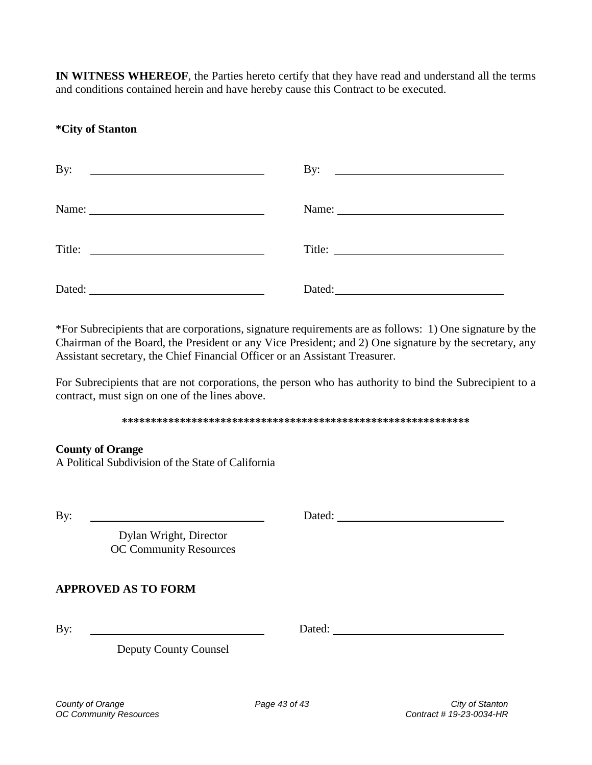**IN WITNESS WHEREOF**, the Parties hereto certify that they have read and understand all the terms and conditions contained herein and have hereby cause this Contract to be executed.

**\*City of Stanton**

| | |
|---|---|
| By: ______________________________ | By: ______________________________ |
| Name: ______________________________ | Name: ______________________________ |
| Title: ______________________________ | Title: ______________________________ |
| Dated: ______________________________ | Dated: ______________________________ |

*For Subrecipients that are corporations, signature requirements are as follows: 1) One signature by the Chairman of the Board, the President or any Vice President; and 2) One signature by the secretary, any Assistant secretary, the Chief Financial Officer or an Assistant Treasurer.

For Subrecipients that are not corporations, the person who has authority to bind the Subrecipient to a contract, must sign on one of the lines above.

**************************************************************

**County of Orange**
A Political Subdivision of the State of California

By: ______________________________ Dated: ______________________________

Dylan Wright, Director
OC Community Resources

**APPROVED AS TO FORM**

By: ______________________________ Dated: ______________________________

Deputy County Counsel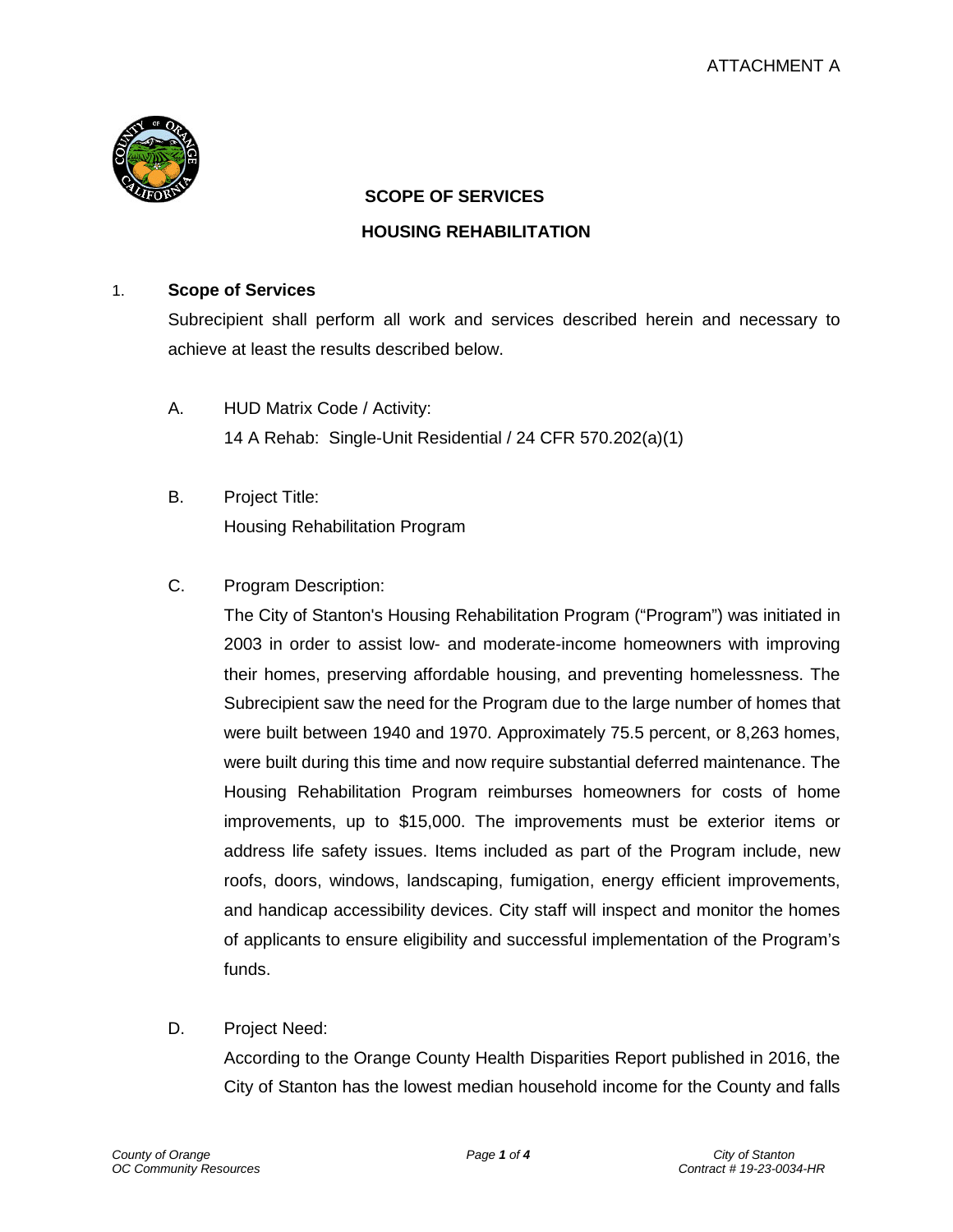ATTACHMENT A

**SCOPE OF SERVICES**

**HOUSING REHABILITATION**

1. **Scope of Services**

   Subrecipient shall perform all work and services described herein and necessary to achieve at least the results described below.

   A. HUD Matrix Code / Activity:
      14 A Rehab: Single-Unit Residential / 24 CFR 570.202(a)(1)

   B. Project Title:
      Housing Rehabilitation Program

   C. Program Description:
      The City of Stanton's Housing Rehabilitation Program ("Program") was initiated in 2003 in order to assist low- and moderate-income homeowners with improving their homes, preserving affordable housing, and preventing homelessness. The Subrecipient saw the need for the Program due to the large number of homes that were built between 1940 and 1970. Approximately 75.5 percent, or 8,263 homes, were built during this time and now require substantial deferred maintenance. The Housing Rehabilitation Program reimburses homeowners for costs of home improvements, up to $15,000. The improvements must be exterior items or address life safety issues. Items included as part of the Program include, new roofs, doors, windows, landscaping, fumigation, energy efficient improvements, and handicap accessibility devices. City staff will inspect and monitor the homes of applicants to ensure eligibility and successful implementation of the Program's funds.

   D. Project Need:
      According to the Orange County Health Disparities Report published in 2016, the City of Stanton has the lowest median household income for the County and falls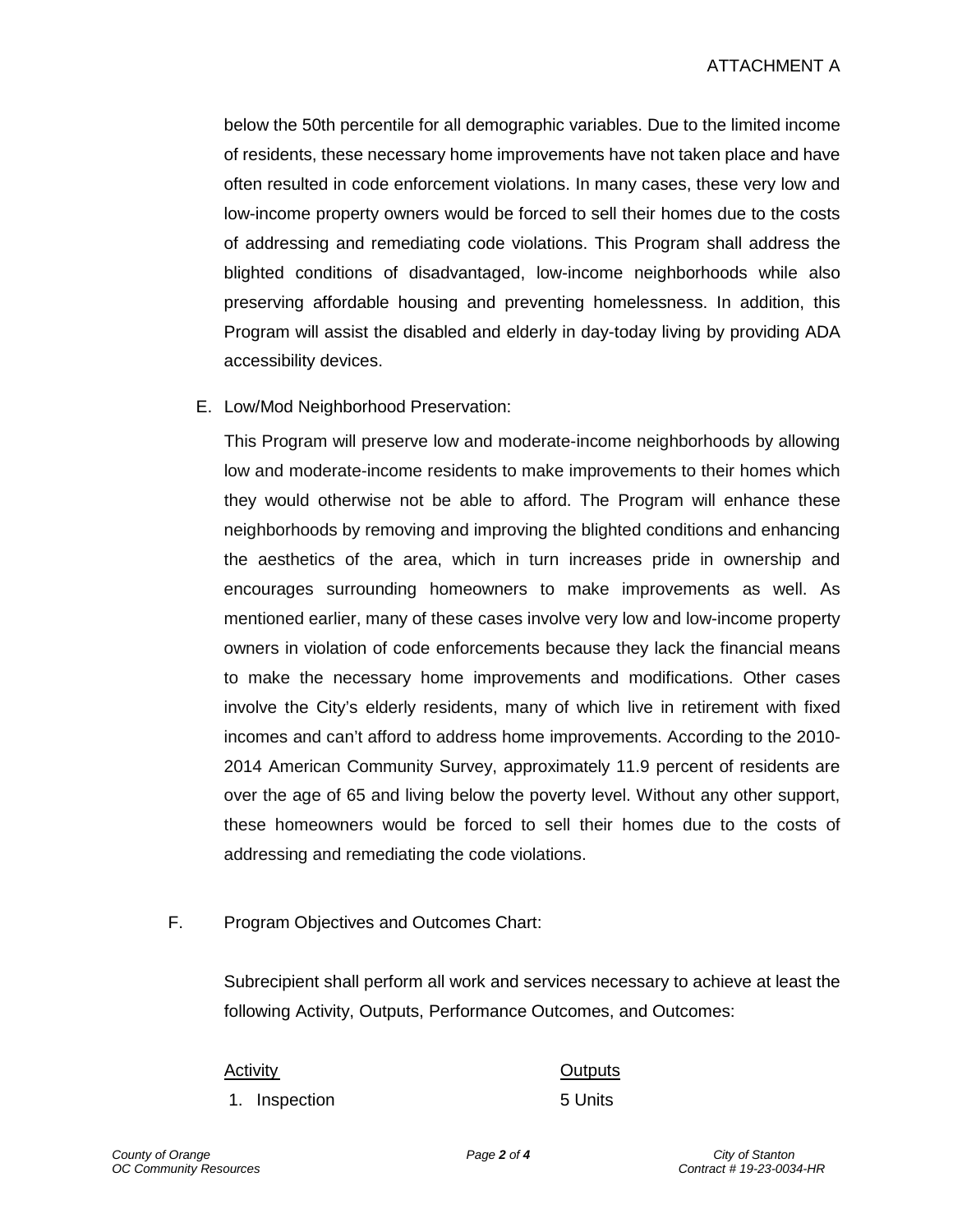ATTACHMENT A

below the 50th percentile for all demographic variables. Due to the limited income of residents, these necessary home improvements have not taken place and have often resulted in code enforcement violations. In many cases, these very low and low-income property owners would be forced to sell their homes due to the costs of addressing and remediating code violations. This Program shall address the blighted conditions of disadvantaged, low-income neighborhoods while also preserving affordable housing and preventing homelessness. In addition, this Program will assist the disabled and elderly in day-today living by providing ADA accessibility devices.

E. Low/Mod Neighborhood Preservation:

This Program will preserve low and moderate-income neighborhoods by allowing low and moderate-income residents to make improvements to their homes which they would otherwise not be able to afford. The Program will enhance these neighborhoods by removing and improving the blighted conditions and enhancing the aesthetics of the area, which in turn increases pride in ownership and encourages surrounding homeowners to make improvements as well. As mentioned earlier, many of these cases involve very low and low-income property owners in violation of code enforcements because they lack the financial means to make the necessary home improvements and modifications. Other cases involve the City's elderly residents, many of which live in retirement with fixed incomes and can't afford to address home improvements. According to the 2010-2014 American Community Survey, approximately 11.9 percent of residents are over the age of 65 and living below the poverty level. Without any other support, these homeowners would be forced to sell their homes due to the costs of addressing and remediating the code violations.

F. Program Objectives and Outcomes Chart:

Subrecipient shall perform all work and services necessary to achieve at least the following Activity, Outputs, Performance Outcomes, and Outcomes:

| Activity | Outputs |
|---|---|
| 1. Inspection | 5 Units |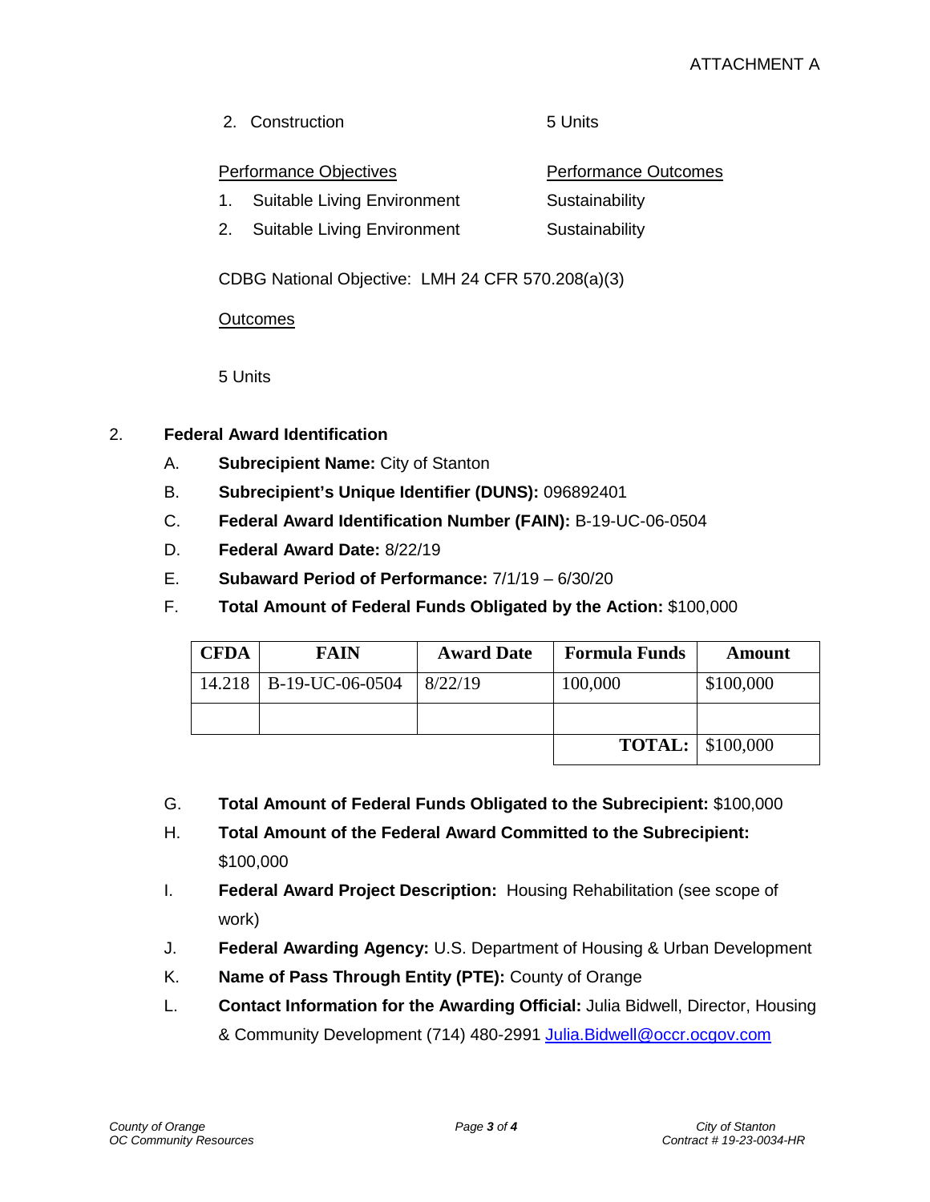ATTACHMENT A

2. Construction 5 Units

| Performance Objectives | Performance Outcomes |
|---|---|
| 1. Suitable Living Environment | Sustainability |
| 2. Suitable Living Environment | Sustainability |

CDBG National Objective: LMH 24 CFR 570.208(a)(3)

Outcomes

5 Units

2. **Federal Award Identification**

   A. **Subrecipient Name:** City of Stanton

   B. **Subrecipient's Unique Identifier (DUNS):** 096892401

   C. **Federal Award Identification Number (FAIN):** B-19-UC-06-0504

   D. **Federal Award Date:** 8/22/19

   E. **Subaward Period of Performance:** 7/1/19 – 6/30/20

   F. **Total Amount of Federal Funds Obligated by the Action:** $100,000

| CFDA | FAIN | Award Date | Formula Funds | Amount |
|---|---|---|---|---|
| 14.218 | B-19-UC-06-0504 | 8/22/19 | 100,000 | $100,000 |
| | | | | |
| | | | **TOTAL:** | $100,000 |

   G. **Total Amount of Federal Funds Obligated to the Subrecipient:** $100,000

   H. **Total Amount of the Federal Award Committed to the Subrecipient:** $100,000

   I. **Federal Award Project Description:** Housing Rehabilitation (see scope of work)

   J. **Federal Awarding Agency:** U.S. Department of Housing & Urban Development

   K. **Name of Pass Through Entity (PTE):** County of Orange

   L. **Contact Information for the Awarding Official:** Julia Bidwell, Director, Housing & Community Development (714) 480-2991 Julia.Bidwell@occr.ocgov.com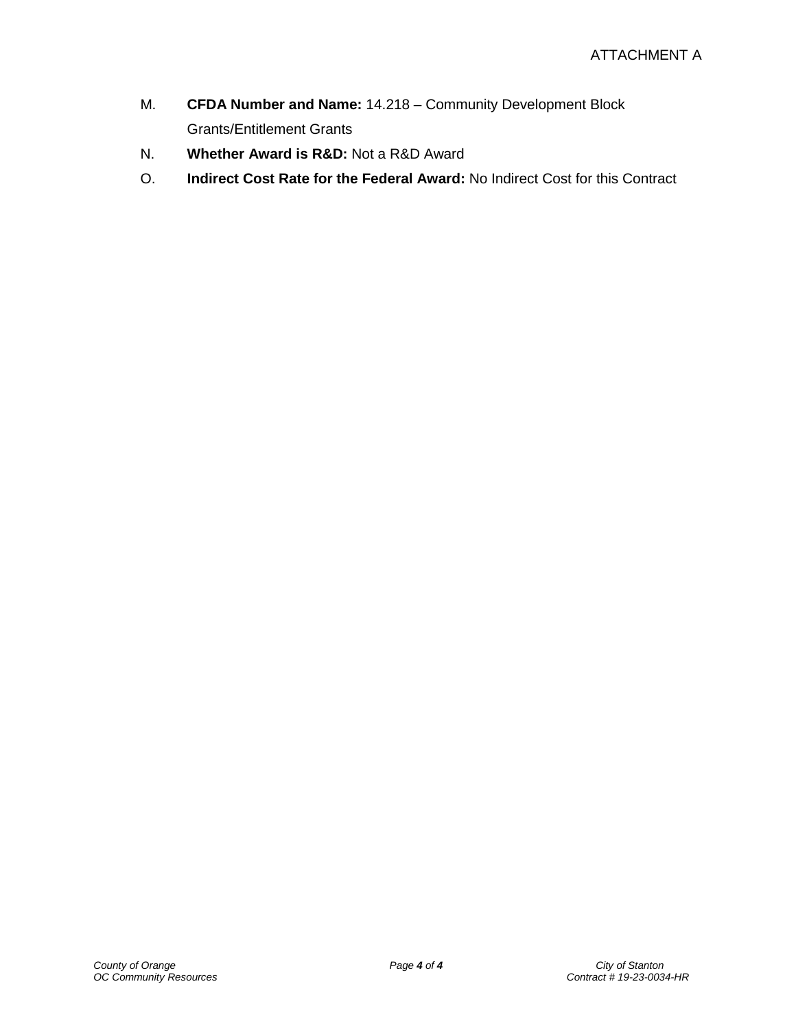ATTACHMENT A

M. **CFDA Number and Name:** 14.218 – Community Development Block Grants/Entitlement Grants

N. **Whether Award is R&D:** Not a R&D Award

O. **Indirect Cost Rate for the Federal Award:** No Indirect Cost for this Contract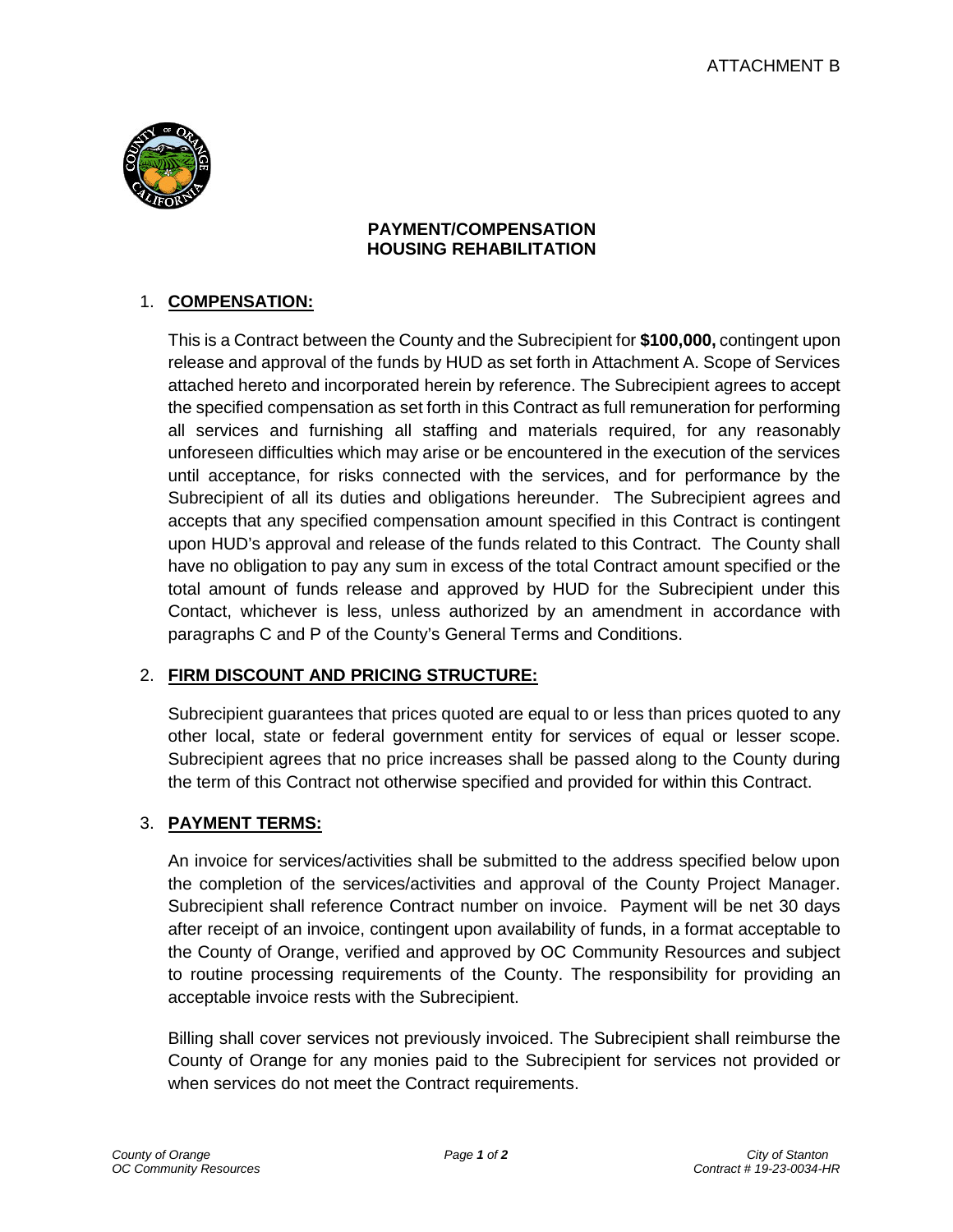ATTACHMENT B

**PAYMENT/COMPENSATION**
**HOUSING REHABILITATION**

1. **COMPENSATION:**

This is a Contract between the County and the Subrecipient for **$100,000,** contingent upon release and approval of the funds by HUD as set forth in Attachment A. Scope of Services attached hereto and incorporated herein by reference. The Subrecipient agrees to accept the specified compensation as set forth in this Contract as full remuneration for performing all services and furnishing all staffing and materials required, for any reasonably unforeseen difficulties which may arise or be encountered in the execution of the services until acceptance, for risks connected with the services, and for performance by the Subrecipient of all its duties and obligations hereunder. The Subrecipient agrees and accepts that any specified compensation amount specified in this Contract is contingent upon HUD's approval and release of the funds related to this Contract. The County shall have no obligation to pay any sum in excess of the total Contract amount specified or the total amount of funds release and approved by HUD for the Subrecipient under this Contact, whichever is less, unless authorized by an amendment in accordance with paragraphs C and P of the County's General Terms and Conditions.

2. **FIRM DISCOUNT AND PRICING STRUCTURE:**

Subrecipient guarantees that prices quoted are equal to or less than prices quoted to any other local, state or federal government entity for services of equal or lesser scope. Subrecipient agrees that no price increases shall be passed along to the County during the term of this Contract not otherwise specified and provided for within this Contract.

3. **PAYMENT TERMS:**

An invoice for services/activities shall be submitted to the address specified below upon the completion of the services/activities and approval of the County Project Manager. Subrecipient shall reference Contract number on invoice. Payment will be net 30 days after receipt of an invoice, contingent upon availability of funds, in a format acceptable to the County of Orange, verified and approved by OC Community Resources and subject to routine processing requirements of the County. The responsibility for providing an acceptable invoice rests with the Subrecipient.

Billing shall cover services not previously invoiced. The Subrecipient shall reimburse the County of Orange for any monies paid to the Subrecipient for services not provided or when services do not meet the Contract requirements.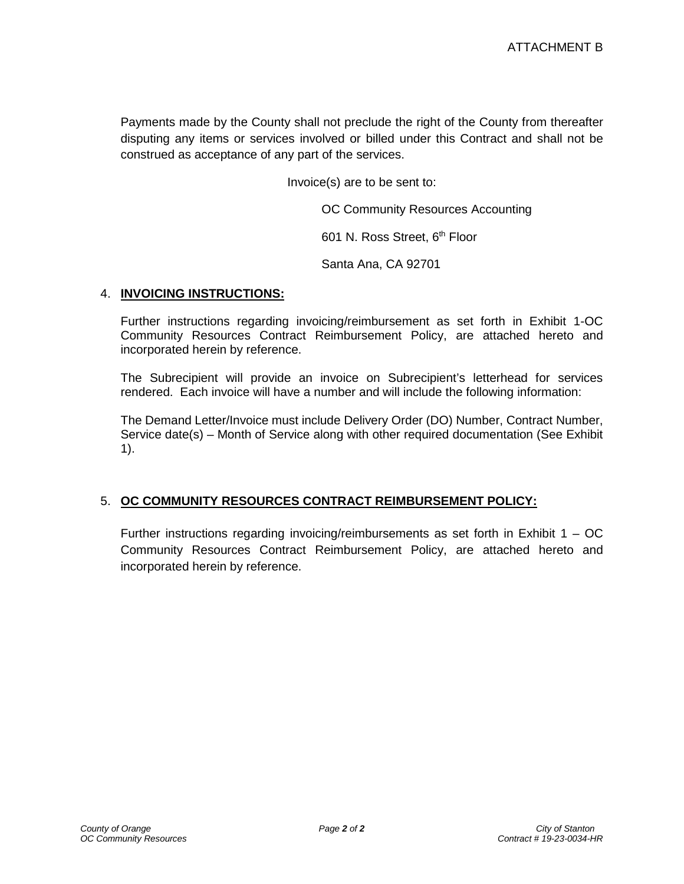ATTACHMENT B

Payments made by the County shall not preclude the right of the County from thereafter disputing any items or services involved or billed under this Contract and shall not be construed as acceptance of any part of the services.

Invoice(s) are to be sent to:

OC Community Resources Accounting

601 N. Ross Street, 6th Floor

Santa Ana, CA 92701

4. **INVOICING INSTRUCTIONS:**

Further instructions regarding invoicing/reimbursement as set forth in Exhibit 1-OC Community Resources Contract Reimbursement Policy, are attached hereto and incorporated herein by reference.

The Subrecipient will provide an invoice on Subrecipient's letterhead for services rendered. Each invoice will have a number and will include the following information:

The Demand Letter/Invoice must include Delivery Order (DO) Number, Contract Number, Service date(s) – Month of Service along with other required documentation (See Exhibit 1).

5. **OC COMMUNITY RESOURCES CONTRACT REIMBURSEMENT POLICY:**

Further instructions regarding invoicing/reimbursements as set forth in Exhibit 1 – OC Community Resources Contract Reimbursement Policy, are attached hereto and incorporated herein by reference.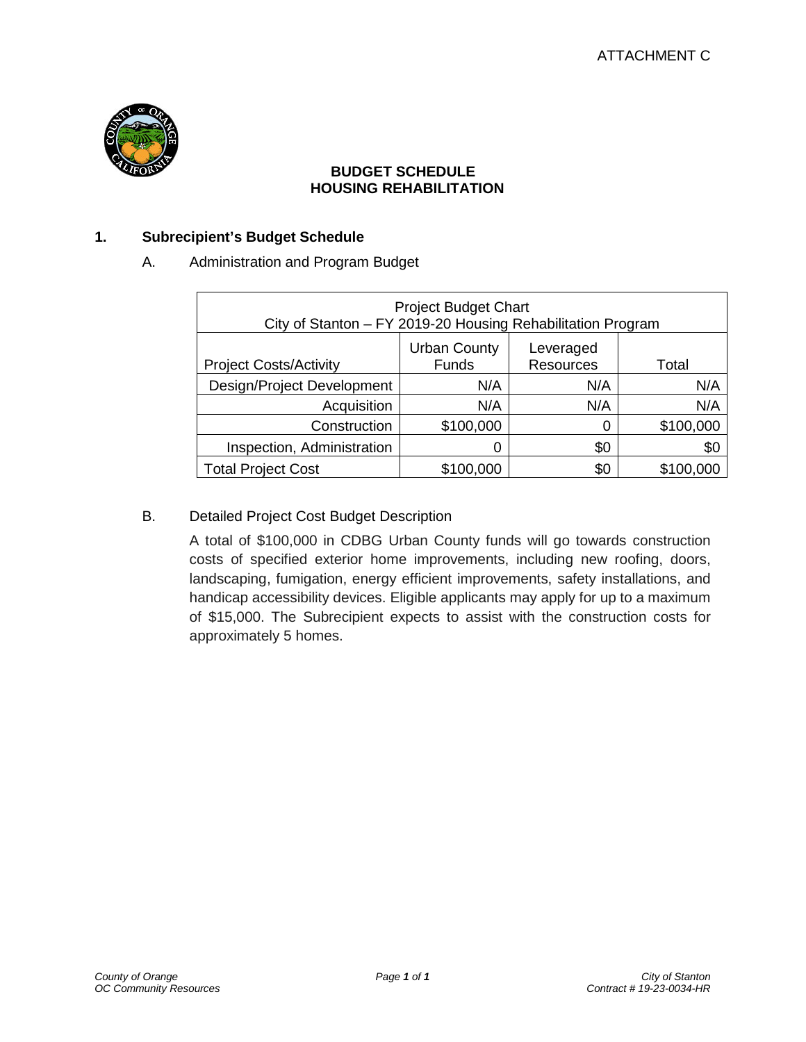ATTACHMENT C

**BUDGET SCHEDULE**
**HOUSING REHABILITATION**

## 1. Subrecipient's Budget Schedule

A. Administration and Program Budget

| Project Budget Chart City of Stanton – FY 2019-20 Housing Rehabilitation Program | | | |
|---|---|---|---|
| Project Costs/Activity | Urban County Funds | Leveraged Resources | Total |
| Design/Project Development | N/A | N/A | N/A |
| Acquisition | N/A | N/A | N/A |
| Construction | $100,000 | 0 | $100,000 |
| Inspection, Administration | 0 | $0 | $0 |
| Total Project Cost | $100,000 | $0 | $100,000 |

B. Detailed Project Cost Budget Description

A total of $100,000 in CDBG Urban County funds will go towards construction costs of specified exterior home improvements, including new roofing, doors, landscaping, fumigation, energy efficient improvements, safety installations, and handicap accessibility devices. Eligible applicants may apply for up to a maximum of $15,000. The Subrecipient expects to assist with the construction costs for approximately 5 homes.

*County of Orange*
*OC Community Resources*

*City of Stanton*
*Contract # 19-23-0034-HR*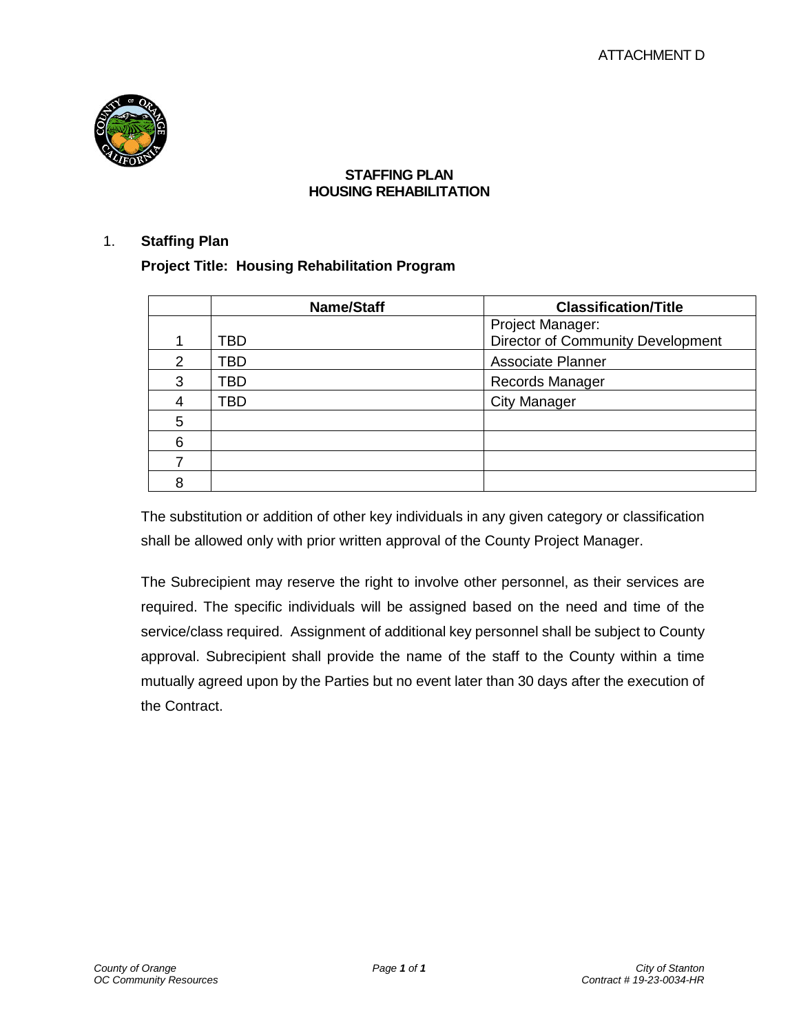ATTACHMENT D

**STAFFING PLAN**
**HOUSING REHABILITATION**

1. **Staffing Plan**

   **Project Title: Housing Rehabilitation Program**

| | Name/Staff | Classification/Title |
|---|---|---|
| 1 | TBD | Project Manager: Director of Community Development |
| 2 | TBD | Associate Planner |
| 3 | TBD | Records Manager |
| 4 | TBD | City Manager |
| 5 | | |
| 6 | | |
| 7 | | |
| 8 | | |

The substitution or addition of other key individuals in any given category or classification shall be allowed only with prior written approval of the County Project Manager.

The Subrecipient may reserve the right to involve other personnel, as their services are required. The specific individuals will be assigned based on the need and time of the service/class required. Assignment of additional key personnel shall be subject to County approval. Subrecipient shall provide the name of the staff to the County within a time mutually agreed upon by the Parties but no event later than 30 days after the execution of the Contract.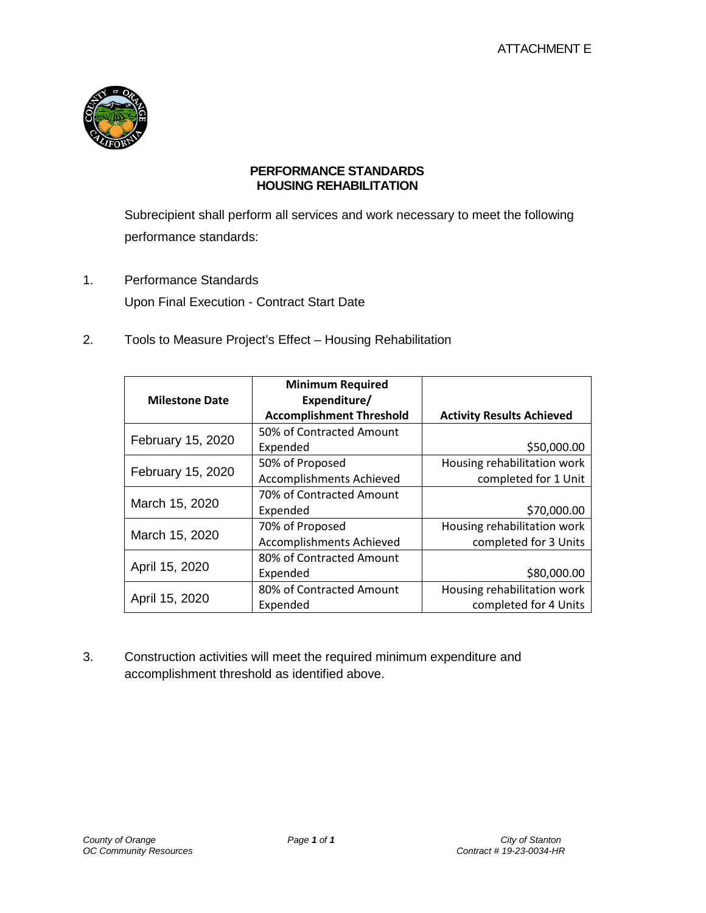ATTACHMENT E

**PERFORMANCE STANDARDS**
**HOUSING REHABILITATION**

Subrecipient shall perform all services and work necessary to meet the following performance standards:

1. Performance Standards
   Upon Final Execution - Contract Start Date

2. Tools to Measure Project's Effect – Housing Rehabilitation

| Milestone Date | Minimum Required Expenditure/ Accomplishment Threshold | Activity Results Achieved |
|---|---|---|
| February 15, 2020 | 50% of Contracted Amount Expended | $50,000.00 |
| February 15, 2020 | 50% of Proposed Accomplishments Achieved | Housing rehabilitation work completed for 1 Unit |
| March 15, 2020 | 70% of Contracted Amount Expended | $70,000.00 |
| March 15, 2020 | 70% of Proposed Accomplishments Achieved | Housing rehabilitation work completed for 3 Units |
| April 15, 2020 | 80% of Contracted Amount Expended | $80,000.00 |
| April 15, 2020 | 80% of Contracted Amount Expended | Housing rehabilitation work completed for 4 Units |

3. Construction activities will meet the required minimum expenditure and accomplishment threshold as identified above.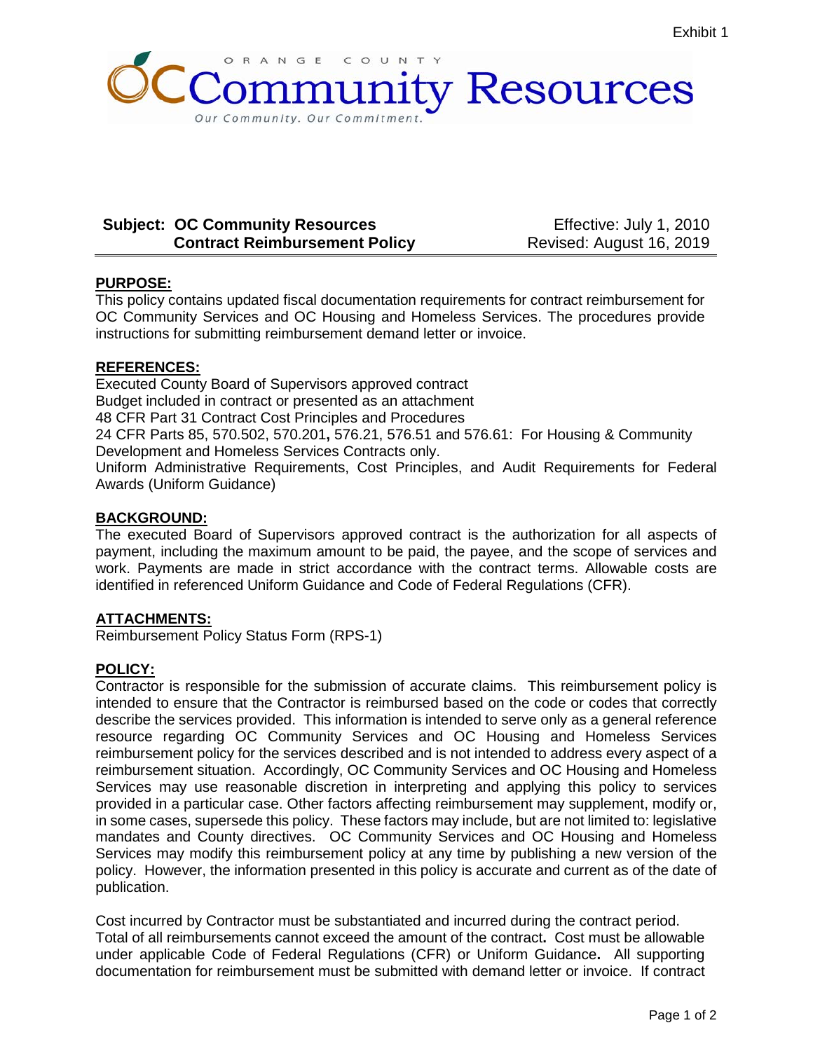Exhibit 1

ORANGE COUNTY
**OC Community Resources**
*Our Community. Our Commitment.*

**Subject: OC Community Resources Contract Reimbursement Policy**

Effective: July 1, 2010
Revised: August 16, 2019

## PURPOSE:

This policy contains updated fiscal documentation requirements for contract reimbursement for OC Community Services and OC Housing and Homeless Services. The procedures provide instructions for submitting reimbursement demand letter or invoice.

## REFERENCES:

Executed County Board of Supervisors approved contract
Budget included in contract or presented as an attachment
48 CFR Part 31 Contract Cost Principles and Procedures
24 CFR Parts 85, 570.502, 570.201**,** 576.21, 576.51 and 576.61: For Housing & Community Development and Homeless Services Contracts only.
Uniform Administrative Requirements, Cost Principles, and Audit Requirements for Federal Awards (Uniform Guidance)

## BACKGROUND:

The executed Board of Supervisors approved contract is the authorization for all aspects of payment, including the maximum amount to be paid, the payee, and the scope of services and work. Payments are made in strict accordance with the contract terms. Allowable costs are identified in referenced Uniform Guidance and Code of Federal Regulations (CFR).

## ATTACHMENTS:

Reimbursement Policy Status Form (RPS-1)

## POLICY:

Contractor is responsible for the submission of accurate claims. This reimbursement policy is intended to ensure that the Contractor is reimbursed based on the code or codes that correctly describe the services provided. This information is intended to serve only as a general reference resource regarding OC Community Services and OC Housing and Homeless Services reimbursement policy for the services described and is not intended to address every aspect of a reimbursement situation. Accordingly, OC Community Services and OC Housing and Homeless Services may use reasonable discretion in interpreting and applying this policy to services provided in a particular case. Other factors affecting reimbursement may supplement, modify or, in some cases, supersede this policy. These factors may include, but are not limited to: legislative mandates and County directives. OC Community Services and OC Housing and Homeless Services may modify this reimbursement policy at any time by publishing a new version of the policy. However, the information presented in this policy is accurate and current as of the date of publication.

Cost incurred by Contractor must be substantiated and incurred during the contract period. Total of all reimbursements cannot exceed the amount of the contract**.** Cost must be allowable under applicable Code of Federal Regulations (CFR) or Uniform Guidance**.** All supporting documentation for reimbursement must be submitted with demand letter or invoice. If contract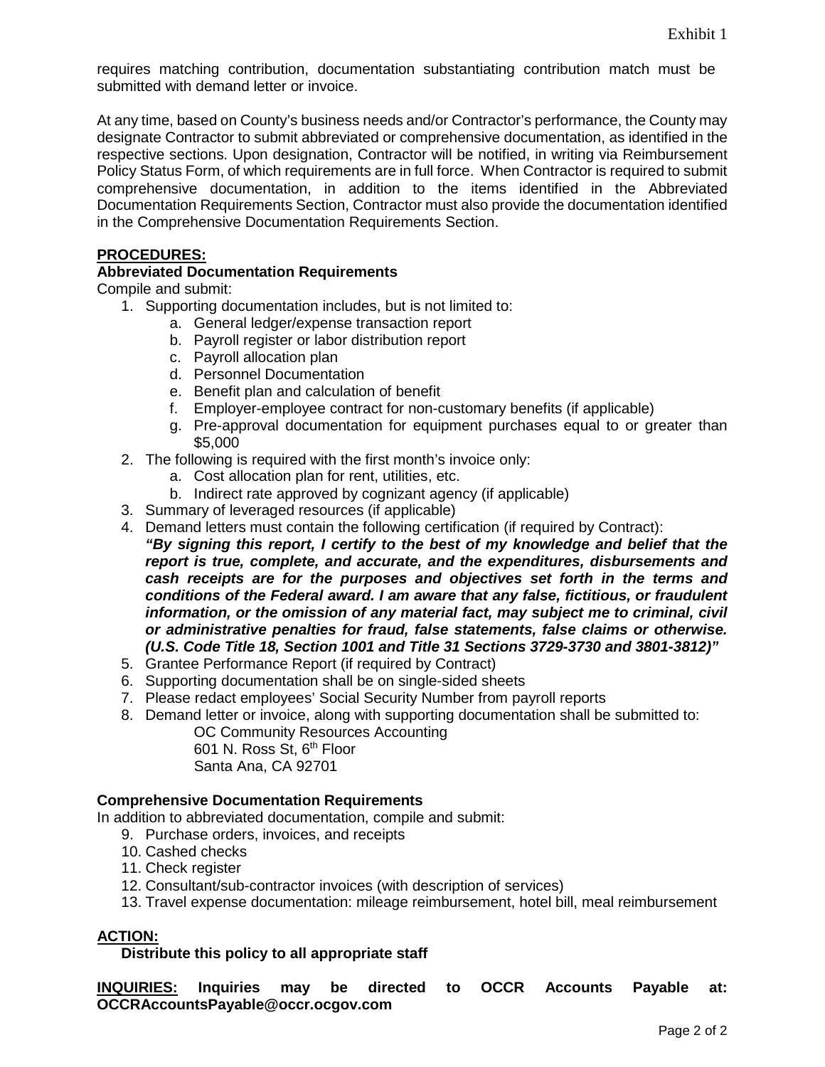requires matching contribution, documentation substantiating contribution match must be submitted with demand letter or invoice.

At any time, based on County's business needs and/or Contractor's performance, the County may designate Contractor to submit abbreviated or comprehensive documentation, as identified in the respective sections. Upon designation, Contractor will be notified, in writing via Reimbursement Policy Status Form, of which requirements are in full force. When Contractor is required to submit comprehensive documentation, in addition to the items identified in the Abbreviated Documentation Requirements Section, Contractor must also provide the documentation identified in the Comprehensive Documentation Requirements Section.

**PROCEDURES:**

**Abbreviated Documentation Requirements**

Compile and submit:

1. Supporting documentation includes, but is not limited to:
   a. General ledger/expense transaction report
   b. Payroll register or labor distribution report
   c. Payroll allocation plan
   d. Personnel Documentation
   e. Benefit plan and calculation of benefit
   f. Employer-employee contract for non-customary benefits (if applicable)
   g. Pre-approval documentation for equipment purchases equal to or greater than $5,000
2. The following is required with the first month's invoice only:
   a. Cost allocation plan for rent, utilities, etc.
   b. Indirect rate approved by cognizant agency (if applicable)
3. Summary of leveraged resources (if applicable)
4. Demand letters must contain the following certification (if required by Contract):
   ***"By signing this report, I certify to the best of my knowledge and belief that the report is true, complete, and accurate, and the expenditures, disbursements and cash receipts are for the purposes and objectives set forth in the terms and conditions of the Federal award. I am aware that any false, fictitious, or fraudulent information, or the omission of any material fact, may subject me to criminal, civil or administrative penalties for fraud, false statements, false claims or otherwise. (U.S. Code Title 18, Section 1001 and Title 31 Sections 3729-3730 and 3801-3812)"***
5. Grantee Performance Report (if required by Contract)
6. Supporting documentation shall be on single-sided sheets
7. Please redact employees' Social Security Number from payroll reports
8. Demand letter or invoice, along with supporting documentation shall be submitted to:
   OC Community Resources Accounting
   601 N. Ross St, 6th Floor
   Santa Ana, CA 92701

**Comprehensive Documentation Requirements**

In addition to abbreviated documentation, compile and submit:

9. Purchase orders, invoices, and receipts
10. Cashed checks
11. Check register
12. Consultant/sub-contractor invoices (with description of services)
13. Travel expense documentation: mileage reimbursement, hotel bill, meal reimbursement

**ACTION:**

**Distribute this policy to all appropriate staff**

**INQUIRIES: Inquiries may be directed to OCCR Accounts Payable at: OCCRAccountsPayable@occr.ocgov.com**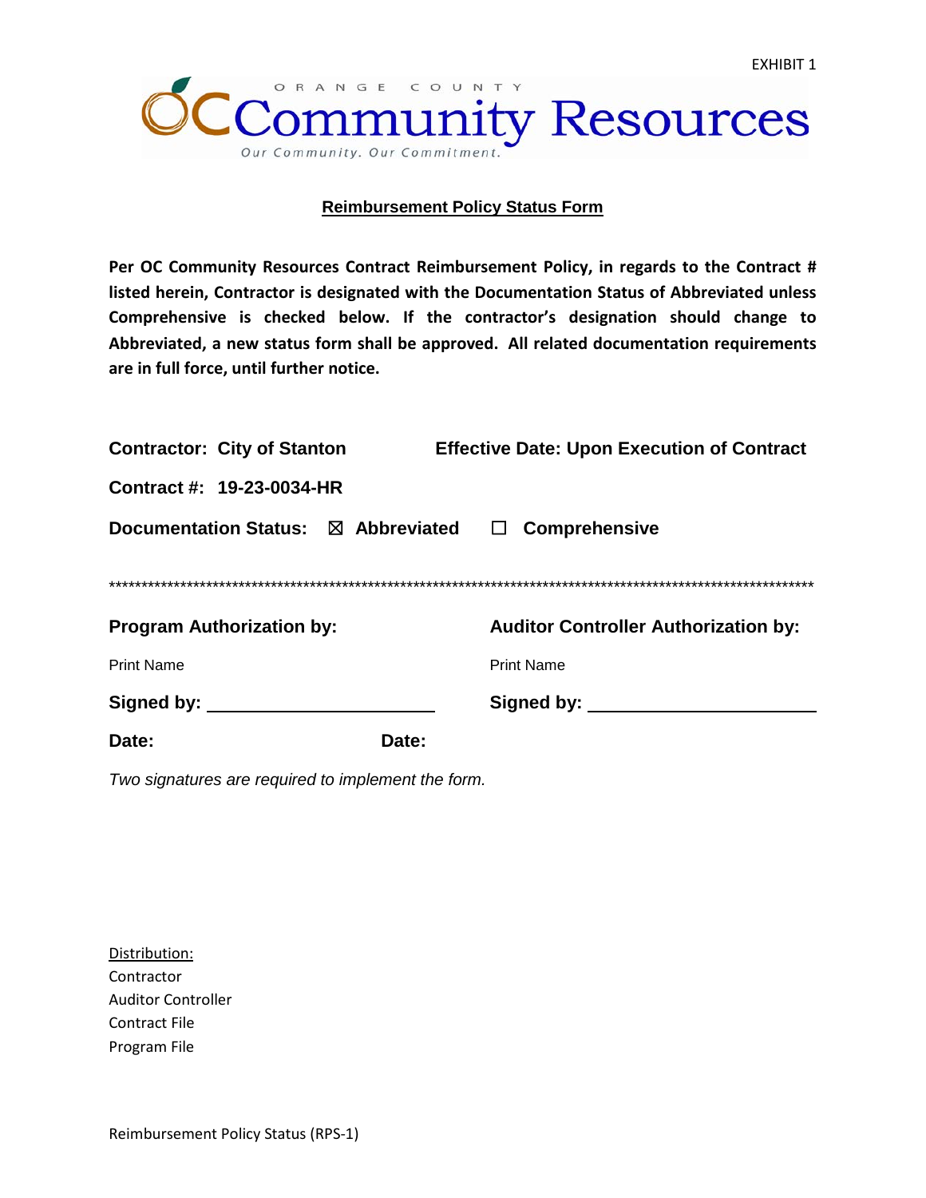EXHIBIT 1

ORANGE COUNTY

OC Community Resources

*Our Community. Our Commitment.*

## Reimbursement Policy Status Form

**Per OC Community Resources Contract Reimbursement Policy, in regards to the Contract # listed herein, Contractor is designated with the Documentation Status of Abbreviated unless Comprehensive is checked below. If the contractor's designation should change to Abbreviated, a new status form shall be approved. All related documentation requirements are in full force, until further notice.**

**Contractor: City of Stanton** | **Effective Date: Upon Execution of Contract**

**Contract #: 19-23-0034-HR**

**Documentation Status:** ☒ **Abbreviated** ☐ **Comprehensive**

*******************************************************************************************************************

| **Program Authorization by:** | **Auditor Controller Authorization by:** |
|---|---|
| Print Name | Print Name |
| **Signed by:** ______________________ | **Signed by:** ______________________ |
| **Date:** | **Date:** |

*Two signatures are required to implement the form.*

Distribution:
Contractor
Auditor Controller
Contract File
Program File

Reimbursement Policy Status (RPS-1)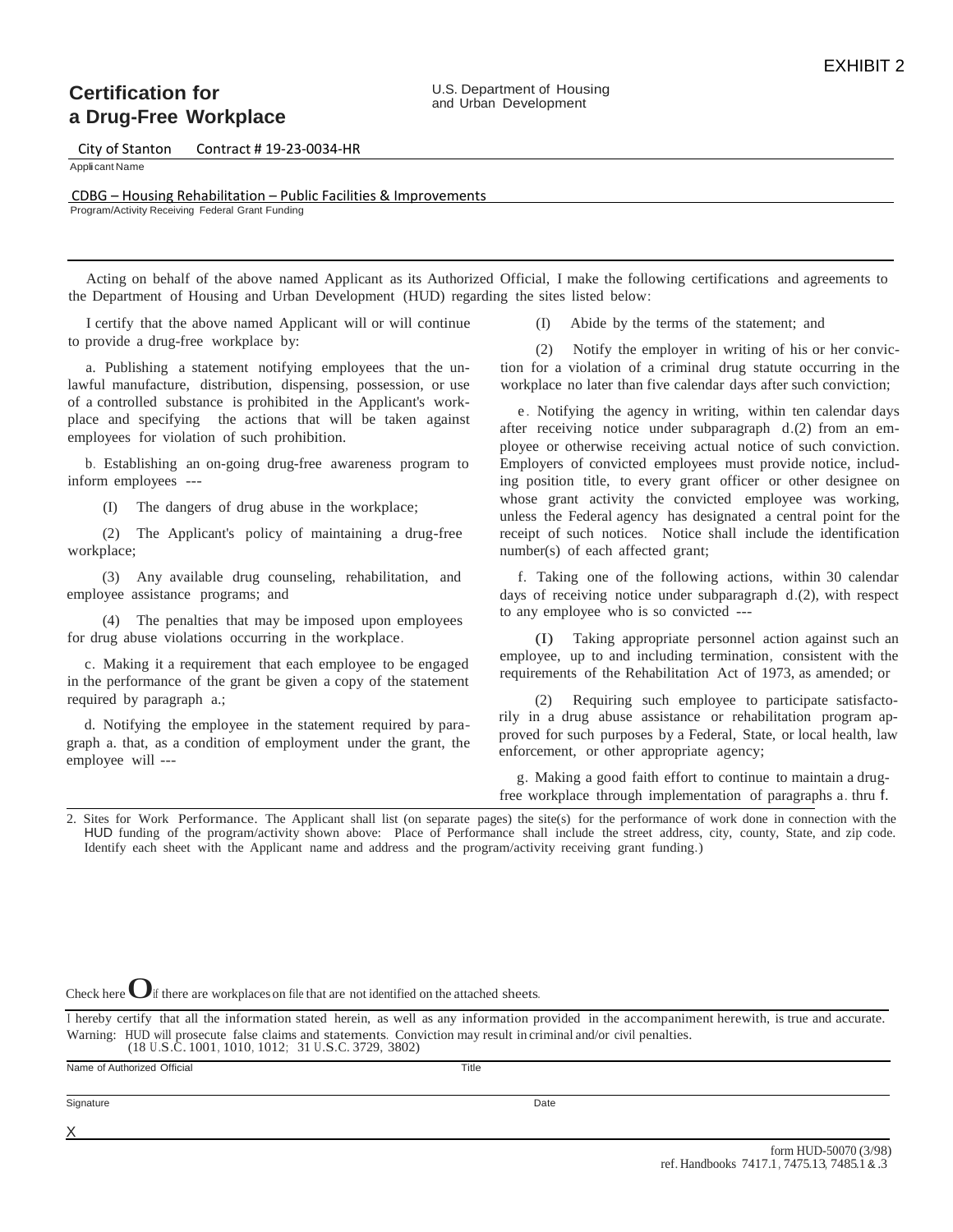EXHIBIT 2

# Certification for a Drug-Free Workplace

U.S. Department of Housing and Urban Development

City of Stanton    Contract # 19-23-0034-HR

Applicant Name

CDBG – Housing Rehabilitation – Public Facilities & Improvements

Program/Activity Receiving Federal Grant Funding

Acting on behalf of the above named Applicant as its Authorized Official, I make the following certifications and agreements to the Department of Housing and Urban Development (HUD) regarding the sites listed below:

I certify that the above named Applicant will or will continue to provide a drug-free workplace by:

a. Publishing a statement notifying employees that the unlawful manufacture, distribution, dispensing, possession, or use of a controlled substance is prohibited in the Applicant's workplace and specifying the actions that will be taken against employees for violation of such prohibition.

b. Establishing an on-going drug-free awareness program to inform employees ---

(I) The dangers of drug abuse in the workplace;

(2) The Applicant's policy of maintaining a drug-free workplace;

(3) Any available drug counseling, rehabilitation, and employee assistance programs; and

(4) The penalties that may be imposed upon employees for drug abuse violations occurring in the workplace.

c. Making it a requirement that each employee to be engaged in the performance of the grant be given a copy of the statement required by paragraph a.;

d. Notifying the employee in the statement required by paragraph a. that, as a condition of employment under the grant, the employee will ---

(I) Abide by the terms of the statement; and

(2) Notify the employer in writing of his or her conviction for a violation of a criminal drug statute occurring in the workplace no later than five calendar days after such conviction;

e. Notifying the agency in writing, within ten calendar days after receiving notice under subparagraph d.(2) from an employee or otherwise receiving actual notice of such conviction. Employers of convicted employees must provide notice, including position title, to every grant officer or other designee on whose grant activity the convicted employee was working, unless the Federal agency has designated a central point for the receipt of such notices. Notice shall include the identification number(s) of each affected grant;

f. Taking one of the following actions, within 30 calendar days of receiving notice under subparagraph d.(2), with respect to any employee who is so convicted ---

(I) Taking appropriate personnel action against such an employee, up to and including termination, consistent with the requirements of the Rehabilitation Act of 1973, as amended; or

(2) Requiring such employee to participate satisfactorily in a drug abuse assistance or rehabilitation program approved for such purposes by a Federal, State, or local health, law enforcement, or other appropriate agency;

g. Making a good faith effort to continue to maintain a drug-free workplace through implementation of paragraphs a. thru f.

2. Sites for Work Performance. The Applicant shall list (on separate pages) the site(s) for the performance of work done in connection with the HUD funding of the program/activity shown above: Place of Performance shall include the street address, city, county, State, and zip code. Identify each sheet with the Applicant name and address and the program/activity receiving grant funding.)

Check here O if there are workplaces on file that are not identified on the attached sheets.

I hereby certify that all the information stated herein, as well as any information provided in the accompaniment herewith, is true and accurate.
Warning: HUD will prosecute false claims and statements. Conviction may result in criminal and/or civil penalties.
(18 U.S.C. 1001, 1010, 1012; 31 U.S.C. 3729, 3802)

Name of Authorized Official    Title

Signature    Date

X

form HUD-50070 (3/98)
ref. Handbooks 7417.1, 7475.13, 7485.1 & .3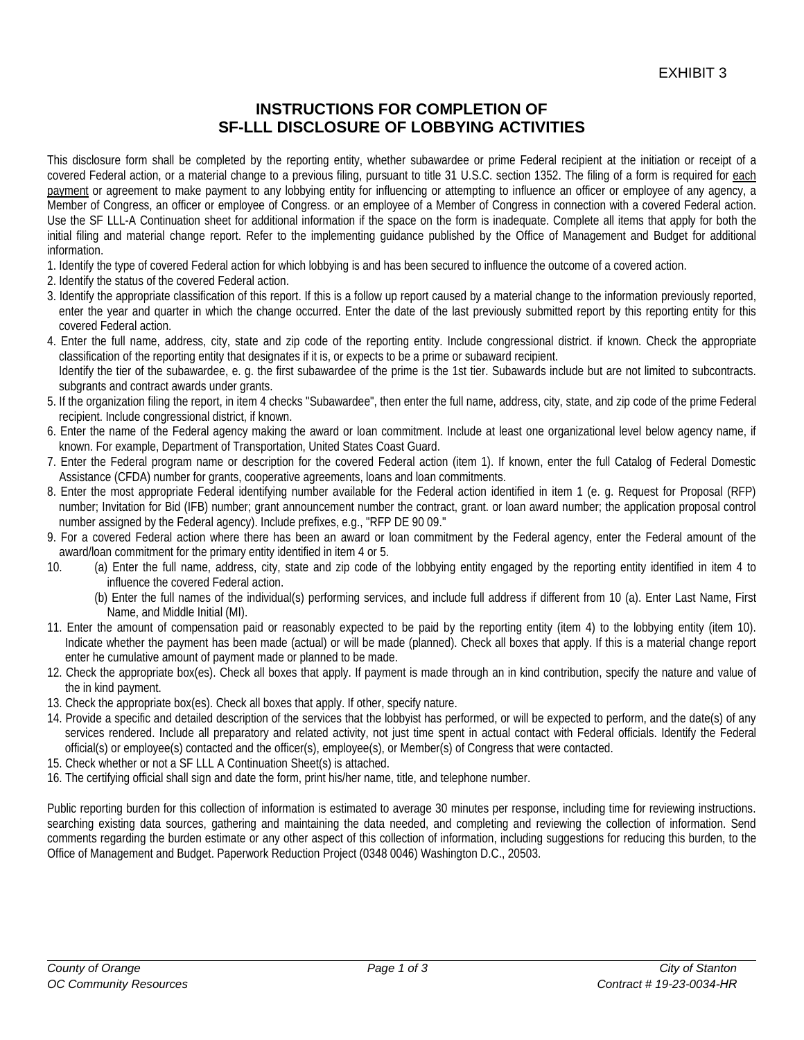EXHIBIT 3

## INSTRUCTIONS FOR COMPLETION OF SF-LLL DISCLOSURE OF LOBBYING ACTIVITIES

This disclosure form shall be completed by the reporting entity, whether subawardee or prime Federal recipient at the initiation or receipt of a covered Federal action, or a material change to a previous filing, pursuant to title 31 U.S.C. section 1352. The filing of a form is required for each payment or agreement to make payment to any lobbying entity for influencing or attempting to influence an officer or employee of any agency, a Member of Congress, an officer or employee of Congress. or an employee of a Member of Congress in connection with a covered Federal action. Use the SF LLL-A Continuation sheet for additional information if the space on the form is inadequate. Complete all items that apply for both the initial filing and material change report. Refer to the implementing guidance published by the Office of Management and Budget for additional information.

1. Identify the type of covered Federal action for which lobbying is and has been secured to influence the outcome of a covered action.
2. Identify the status of the covered Federal action.
3. Identify the appropriate classification of this report. If this is a follow up report caused by a material change to the information previously reported, enter the year and quarter in which the change occurred. Enter the date of the last previously submitted report by this reporting entity for this covered Federal action.
4. Enter the full name, address, city, state and zip code of the reporting entity. Include congressional district. if known. Check the appropriate classification of the reporting entity that designates if it is, or expects to be a prime or subaward recipient.
   Identify the tier of the subawardee, e. g. the first subawardee of the prime is the 1st tier. Subawards include but are not limited to subcontracts. subgrants and contract awards under grants.
5. If the organization filing the report, in item 4 checks "Subawardee", then enter the full name, address, city, state, and zip code of the prime Federal recipient. Include congressional district, if known.
6. Enter the name of the Federal agency making the award or loan commitment. Include at least one organizational level below agency name, if known. For example, Department of Transportation, United States Coast Guard.
7. Enter the Federal program name or description for the covered Federal action (item 1). If known, enter the full Catalog of Federal Domestic Assistance (CFDA) number for grants, cooperative agreements, loans and loan commitments.
8. Enter the most appropriate Federal identifying number available for the Federal action identified in item 1 (e. g. Request for Proposal (RFP) number; Invitation for Bid (IFB) number; grant announcement number the contract, grant. or loan award number; the application proposal control number assigned by the Federal agency). Include prefixes, e.g., "RFP DE 90 09."
9. For a covered Federal action where there has been an award or loan commitment by the Federal agency, enter the Federal amount of the award/loan commitment for the primary entity identified in item 4 or 5.
10. (a) Enter the full name, address, city, state and zip code of the lobbying entity engaged by the reporting entity identified in item 4 to influence the covered Federal action.
    (b) Enter the full names of the individual(s) performing services, and include full address if different from 10 (a). Enter Last Name, First Name, and Middle Initial (MI).
11. Enter the amount of compensation paid or reasonably expected to be paid by the reporting entity (item 4) to the lobbying entity (item 10). Indicate whether the payment has been made (actual) or will be made (planned). Check all boxes that apply. If this is a material change report enter he cumulative amount of payment made or planned to be made.
12. Check the appropriate box(es). Check all boxes that apply. If payment is made through an in kind contribution, specify the nature and value of the in kind payment.
13. Check the appropriate box(es). Check all boxes that apply. If other, specify nature.
14. Provide a specific and detailed description of the services that the lobbyist has performed, or will be expected to perform, and the date(s) of any services rendered. Include all preparatory and related activity, not just time spent in actual contact with Federal officials. Identify the Federal official(s) or employee(s) contacted and the officer(s), employee(s), or Member(s) of Congress that were contacted.
15. Check whether or not a SF LLL A Continuation Sheet(s) is attached.
16. The certifying official shall sign and date the form, print his/her name, title, and telephone number.

Public reporting burden for this collection of information is estimated to average 30 minutes per response, including time for reviewing instructions. searching existing data sources, gathering and maintaining the data needed, and completing and reviewing the collection of information. Send comments regarding the burden estimate or any other aspect of this collection of information, including suggestions for reducing this burden, to the Office of Management and Budget. Paperwork Reduction Project (0348 0046) Washington D.C., 20503.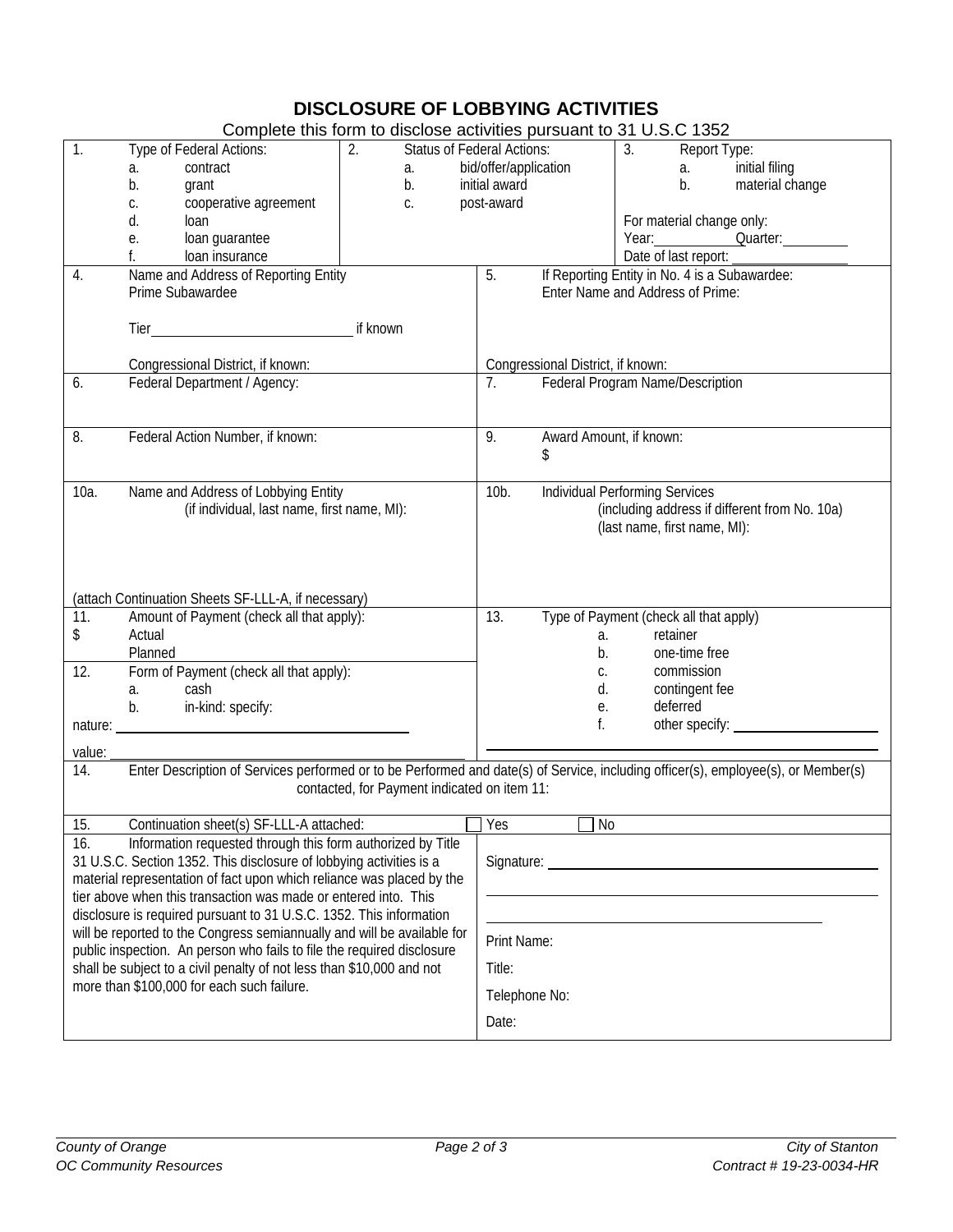# DISCLOSURE OF LOBBYING ACTIVITIES

Complete this form to disclose activities pursuant to 31 U.S.C 1352

| | | |
|---|---|---|
| 1. Type of Federal Actions:<br>a. contract<br>b. grant<br>c. cooperative agreement<br>d. loan<br>e. loan guarantee<br>f. loan insurance | 2. Status of Federal Actions:<br>a. bid/offer/application<br>b. initial award<br>c. post-award | 3. Report Type:<br>a. initial filing<br>b. material change<br><br>For material change only:<br>Year:\_\_\_\_\_\_\_\_ Quarter:\_\_\_\_\_\_\_\_<br>Date of last report: \_\_\_\_\_\_\_\_ |

| | |
|---|---|
| 4. Name and Address of Reporting Entity<br>Prime Subawardee<br><br>Tier\_\_\_\_\_\_\_\_\_\_\_\_\_\_\_\_ if known<br><br>Congressional District, if known: | 5. If Reporting Entity in No. 4 is a Subawardee: Enter Name and Address of Prime:<br><br>Congressional District, if known: |
| 6. Federal Department / Agency: | 7. Federal Program Name/Description |
| 8. Federal Action Number, if known: | 9. Award Amount, if known:<br>$ |
| 10a. Name and Address of Lobbying Entity<br>(if individual, last name, first name, MI):<br><br>(attach Continuation Sheets SF-LLL-A, if necessary) | 10b. Individual Performing Services<br>(including address if different from No. 10a)<br>(last name, first name, MI): |
| 11. Amount of Payment (check all that apply):<br>$ Actual<br>Planned<br><br>12. Form of Payment (check all that apply):<br>a. cash<br>b. in-kind: specify:<br>nature: \_\_\_\_\_\_\_\_\_\_\_\_\_\_\_\_<br>value: \_\_\_\_\_\_\_\_\_\_\_\_\_\_\_\_ | 13. Type of Payment (check all that apply)<br>a. retainer<br>b. one-time free<br>c. commission<br>d. contingent fee<br>e. deferred<br>f. other specify: \_\_\_\_\_\_\_\_\_\_\_\_\_\_\_\_ |

14. Enter Description of Services performed or to be Performed and date(s) of Service, including officer(s), employee(s), or Member(s) contacted, for Payment indicated on item 11:

15. Continuation sheet(s) SF-LLL-A attached: ☐ Yes ☐ No

| | |
|---|---|
| 16. Information requested through this form authorized by Title 31 U.S.C. Section 1352. This disclosure of lobbying activities is a material representation of fact upon which reliance was placed by the tier above when this transaction was made or entered into. This disclosure is required pursuant to 31 U.S.C. 1352. This information will be reported to the Congress semiannually and will be available for public inspection. An person who fails to file the required disclosure shall be subject to a civil penalty of not less than $10,000 and not more than $100,000 for each such failure. | Signature: \_\_\_\_\_\_\_\_\_\_\_\_\_\_\_\_<br><br>Print Name:<br>Title:<br>Telephone No:<br>Date: |

*County of Orange*
*OC Community Resources*

*City of Stanton*
*Contract # 19-23-0034-HR*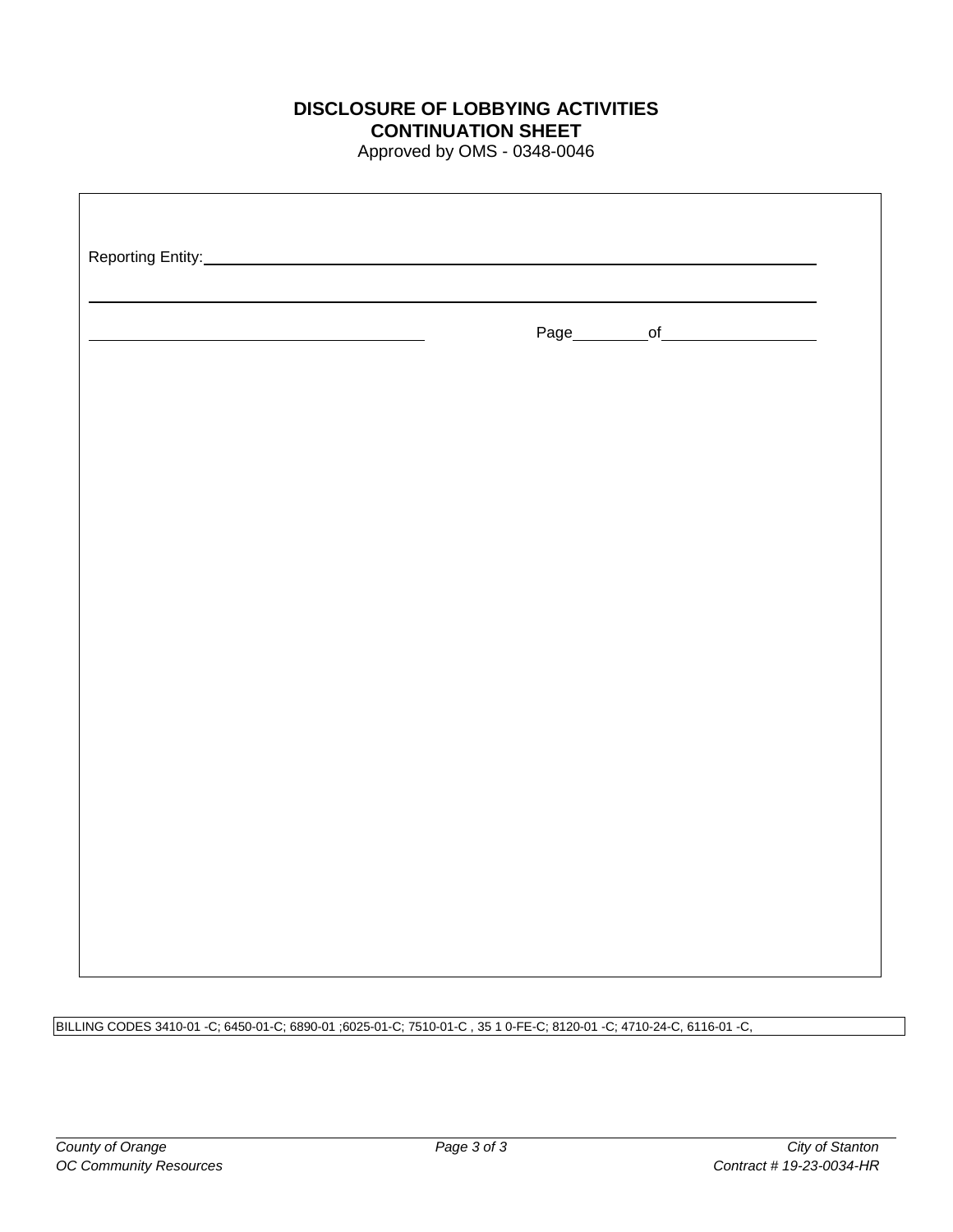**DISCLOSURE OF LOBBYING ACTIVITIES**
**CONTINUATION SHEET**
Approved by OMS - 0348-0046

Reporting Entity: ______________________________________________

______________________________________________

______________________ Page ________ of ____________

BILLING CODES 3410-01 -C; 6450-01-C; 6890-01 ;6025-01-C; 7510-01-C , 35 1 0-FE-C; 8120-01 -C; 4710-24-C, 6116-01 -C,

*County of Orange*
*OC Community Resources*

*City of Stanton*
*Contract # 19-23-0034-HR*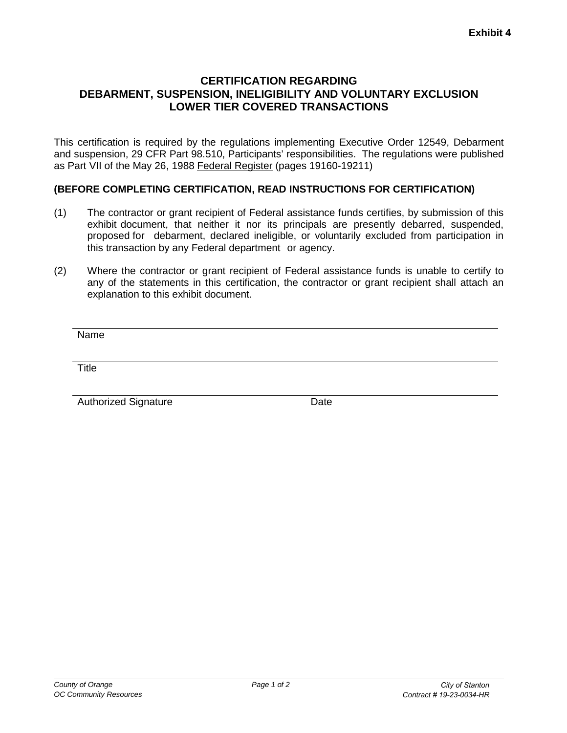**Exhibit 4**

# CERTIFICATION REGARDING DEBARMENT, SUSPENSION, INELIGIBILITY AND VOLUNTARY EXCLUSION LOWER TIER COVERED TRANSACTIONS

This certification is required by the regulations implementing Executive Order 12549, Debarment and suspension, 29 CFR Part 98.510, Participants' responsibilities. The regulations were published as Part VII of the May 26, 1988 Federal Register (pages 19160-19211)

**(BEFORE COMPLETING CERTIFICATION, READ INSTRUCTIONS FOR CERTIFICATION)**

(1) The contractor or grant recipient of Federal assistance funds certifies, by submission of this exhibit document, that neither it nor its principals are presently debarred, suspended, proposed for debarment, declared ineligible, or voluntarily excluded from participation in this transaction by any Federal department or agency.

(2) Where the contractor or grant recipient of Federal assistance funds is unable to certify to any of the statements in this certification, the contractor or grant recipient shall attach an explanation to this exhibit document.

______________________________
Name

______________________________
Title

______________________________
Authorized Signature                Date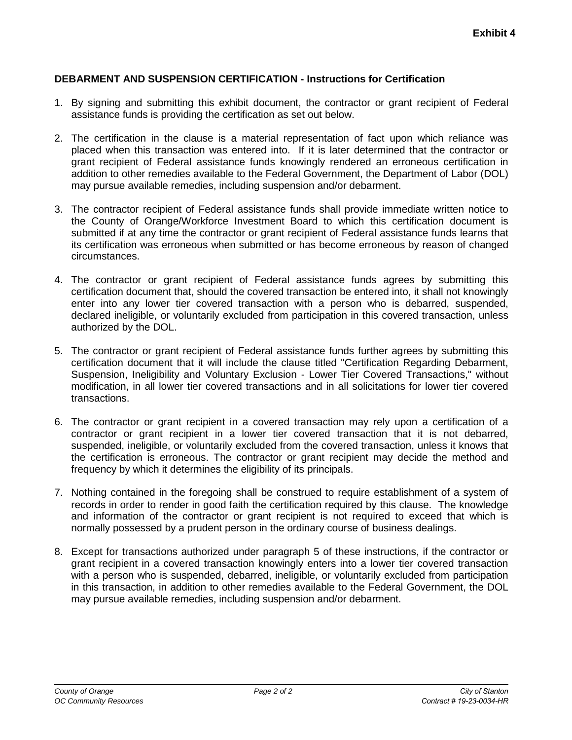**Exhibit 4**

**DEBARMENT AND SUSPENSION CERTIFICATION - Instructions for Certification**

1. By signing and submitting this exhibit document, the contractor or grant recipient of Federal assistance funds is providing the certification as set out below.

2. The certification in the clause is a material representation of fact upon which reliance was placed when this transaction was entered into. If it is later determined that the contractor or grant recipient of Federal assistance funds knowingly rendered an erroneous certification in addition to other remedies available to the Federal Government, the Department of Labor (DOL) may pursue available remedies, including suspension and/or debarment.

3. The contractor recipient of Federal assistance funds shall provide immediate written notice to the County of Orange/Workforce Investment Board to which this certification document is submitted if at any time the contractor or grant recipient of Federal assistance funds learns that its certification was erroneous when submitted or has become erroneous by reason of changed circumstances.

4. The contractor or grant recipient of Federal assistance funds agrees by submitting this certification document that, should the covered transaction be entered into, it shall not knowingly enter into any lower tier covered transaction with a person who is debarred, suspended, declared ineligible, or voluntarily excluded from participation in this covered transaction, unless authorized by the DOL.

5. The contractor or grant recipient of Federal assistance funds further agrees by submitting this certification document that it will include the clause titled "Certification Regarding Debarment, Suspension, Ineligibility and Voluntary Exclusion - Lower Tier Covered Transactions," without modification, in all lower tier covered transactions and in all solicitations for lower tier covered transactions.

6. The contractor or grant recipient in a covered transaction may rely upon a certification of a contractor or grant recipient in a lower tier covered transaction that it is not debarred, suspended, ineligible, or voluntarily excluded from the covered transaction, unless it knows that the certification is erroneous. The contractor or grant recipient may decide the method and frequency by which it determines the eligibility of its principals.

7. Nothing contained in the foregoing shall be construed to require establishment of a system of records in order to render in good faith the certification required by this clause. The knowledge and information of the contractor or grant recipient is not required to exceed that which is normally possessed by a prudent person in the ordinary course of business dealings.

8. Except for transactions authorized under paragraph 5 of these instructions, if the contractor or grant recipient in a covered transaction knowingly enters into a lower tier covered transaction with a person who is suspended, debarred, ineligible, or voluntarily excluded from participation in this transaction, in addition to other remedies available to the Federal Government, the DOL may pursue available remedies, including suspension and/or debarment.